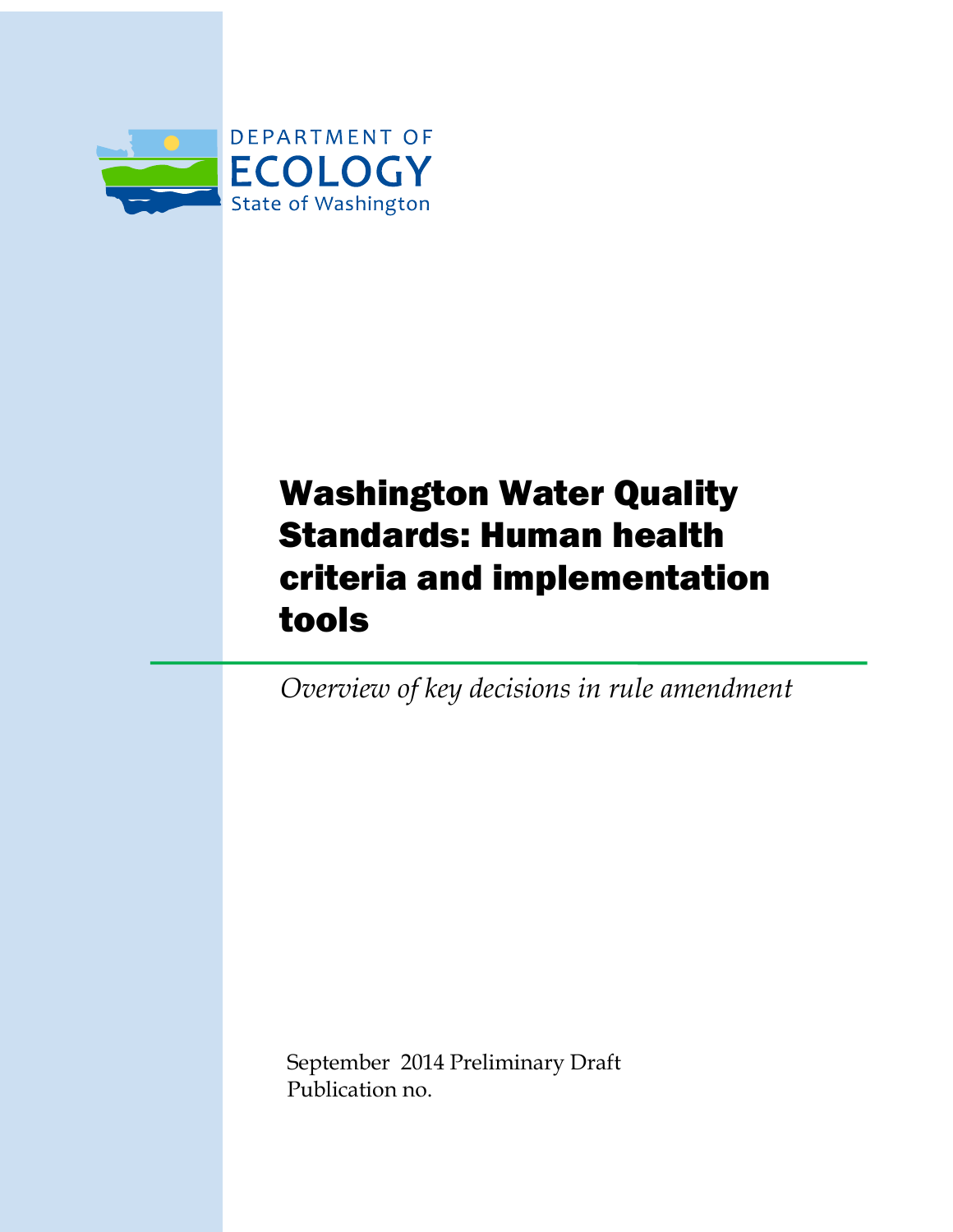DEPARTMENT OF
ECOLOGY
State of Washington

# Washington Water Quality Standards: Human health criteria and implementation tools

*Overview of key decisions in rule amendment*

September 2014 Preliminary Draft
Publication no.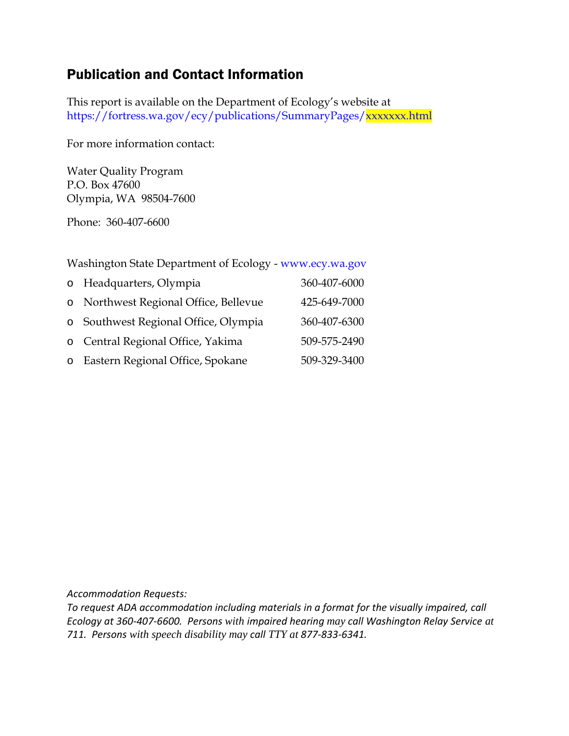## Publication and Contact Information

This report is available on the Department of Ecology's website at
https://fortress.wa.gov/ecy/publications/SummaryPages/xxxxxxx.html

For more information contact:

Water Quality Program
P.O. Box 47600
Olympia, WA 98504-7600

Phone: 360-407-6600

Washington State Department of Ecology - www.ecy.wa.gov

- Headquarters, Olympia 360-407-6000
- Northwest Regional Office, Bellevue 425-649-7000
- Southwest Regional Office, Olympia 360-407-6300
- Central Regional Office, Yakima 509-575-2490
- Eastern Regional Office, Spokane 509-329-3400

*Accommodation Requests:*
*To request ADA accommodation including materials in a format for the visually impaired, call Ecology at 360-407-6600. Persons with impaired hearing may call Washington Relay Service at 711. Persons with speech disability may call TTY at 877-833-6341.*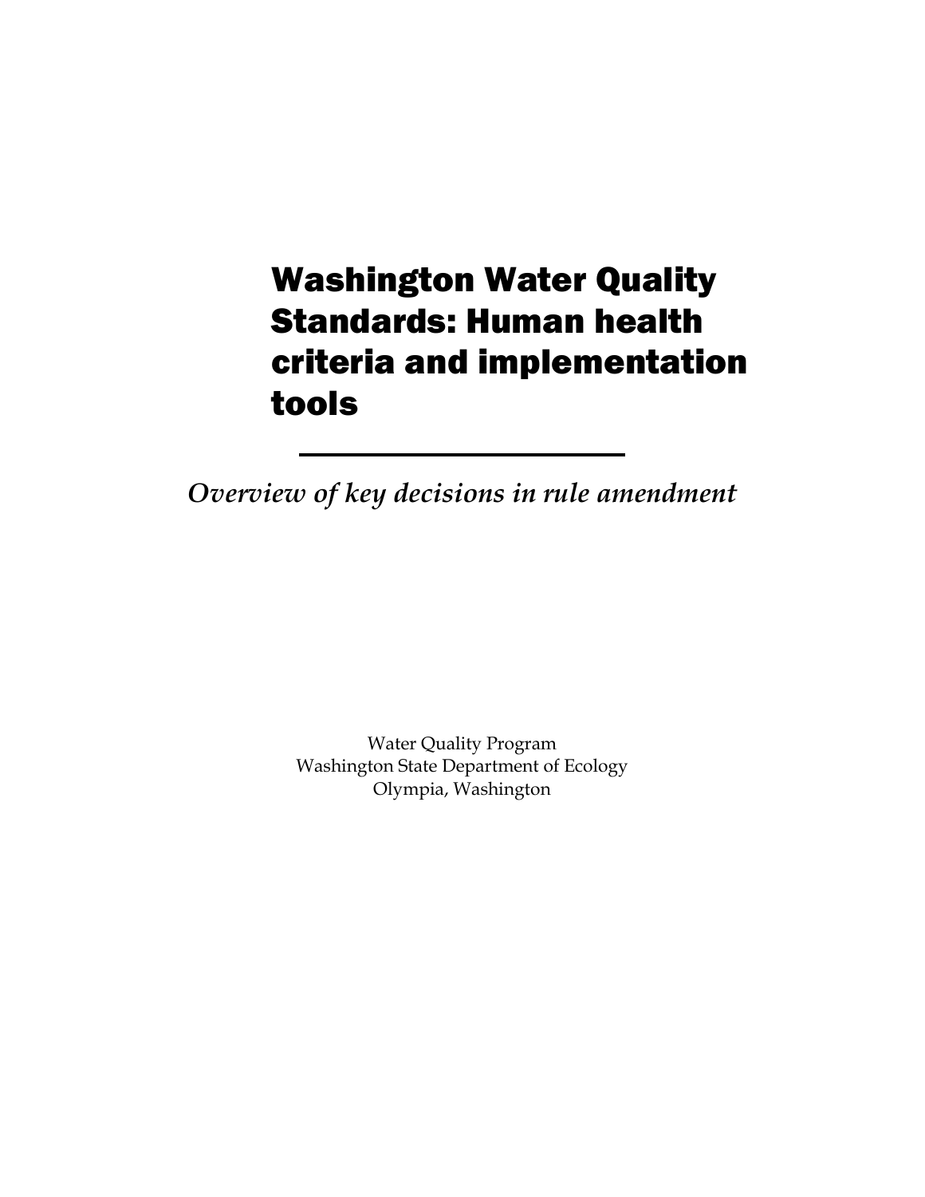# Washington Water Quality Standards: Human health criteria and implementation tools

---

*Overview of key decisions in rule amendment*

Water Quality Program
Washington State Department of Ecology
Olympia, Washington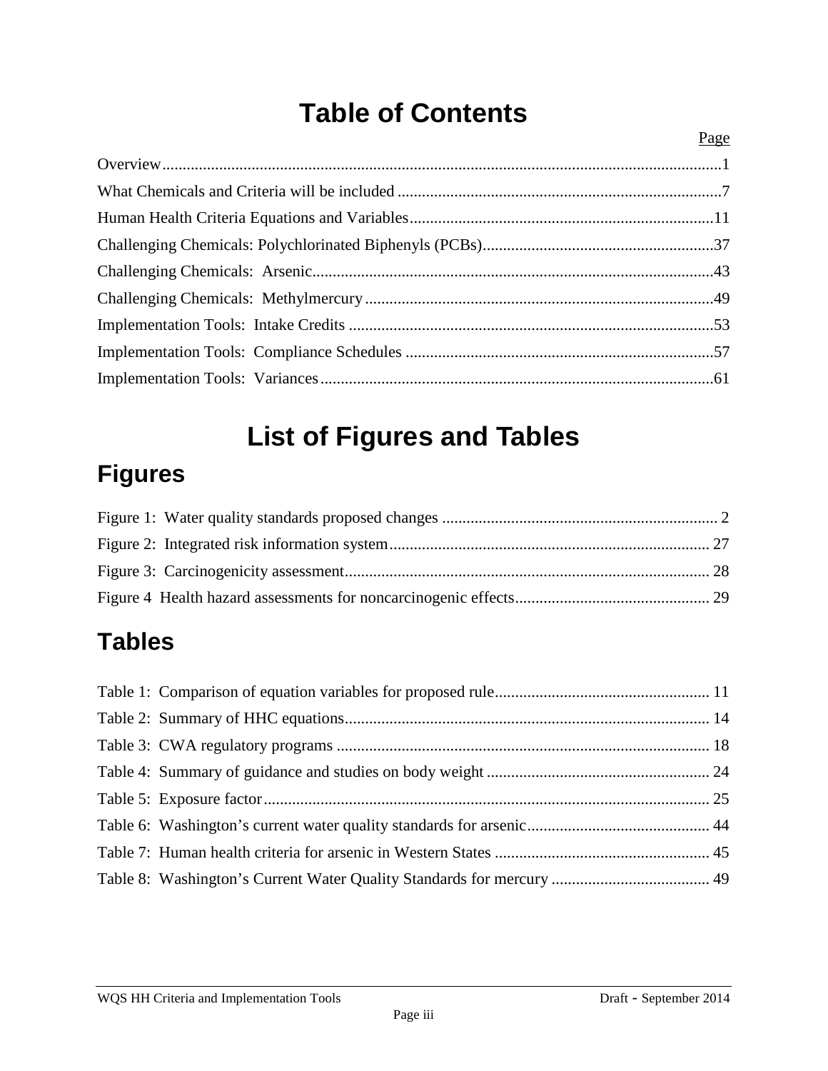# Table of Contents

Page

Overview.........................................................................................................................................1

What Chemicals and Criteria will be included ...............................................................................7

Human Health Criteria Equations and Variables..........................................................................11

Challenging Chemicals: Polychlorinated Biphenyls (PCBs).........................................................37

Challenging Chemicals: Arsenic..................................................................................................43

Challenging Chemicals: Methylmercury.....................................................................................49

Implementation Tools: Intake Credits .........................................................................................53

Implementation Tools: Compliance Schedules ...........................................................................57

Implementation Tools: Variances................................................................................................61

# List of Figures and Tables

## Figures

Figure 1: Water quality standards proposed changes ................................................................... 2

Figure 2: Integrated risk information system.............................................................................. 27

Figure 3: Carcinogenicity assessment......................................................................................... 28

Figure 4 Health hazard assessments for noncarcinogenic effects............................................... 29

## Tables

Table 1: Comparison of equation variables for proposed rule.................................................... 11

Table 2: Summary of HHC equations.......................................................................................... 14

Table 3: CWA regulatory programs ............................................................................................ 18

Table 4: Summary of guidance and studies on body weight ....................................................... 24

Table 5: Exposure factor............................................................................................................. 25

Table 6: Washington's current water quality standards for arsenic............................................. 44

Table 7: Human health criteria for arsenic in Western States ..................................................... 45

Table 8: Washington's Current Water Quality Standards for mercury ....................................... 49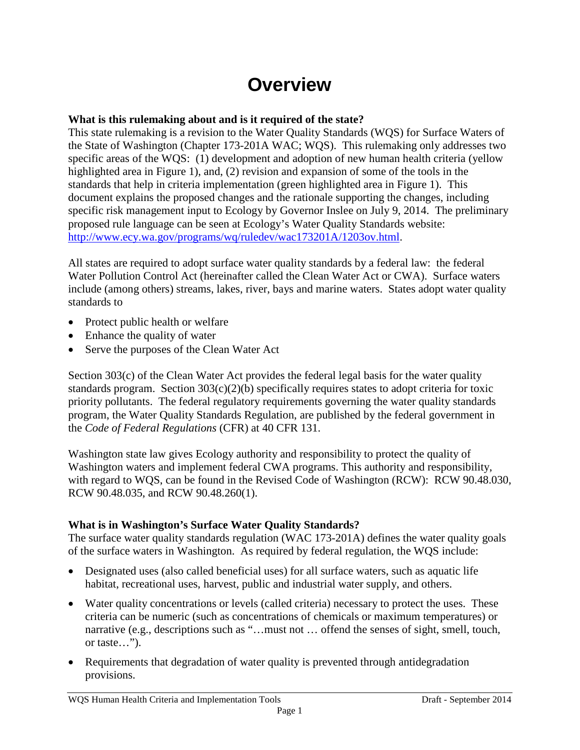# Overview

**What is this rulemaking about and is it required of the state?**

This state rulemaking is a revision to the Water Quality Standards (WQS) for Surface Waters of the State of Washington (Chapter 173-201A WAC; WQS). This rulemaking only addresses two specific areas of the WQS: (1) development and adoption of new human health criteria (yellow highlighted area in Figure 1), and, (2) revision and expansion of some of the tools in the standards that help in criteria implementation (green highlighted area in Figure 1). This document explains the proposed changes and the rationale supporting the changes, including specific risk management input to Ecology by Governor Inslee on July 9, 2014. The preliminary proposed rule language can be seen at Ecology's Water Quality Standards website: http://www.ecy.wa.gov/programs/wq/ruledev/wac173201A/1203ov.html.

All states are required to adopt surface water quality standards by a federal law: the federal Water Pollution Control Act (hereinafter called the Clean Water Act or CWA). Surface waters include (among others) streams, lakes, river, bays and marine waters. States adopt water quality standards to

- Protect public health or welfare
- Enhance the quality of water
- Serve the purposes of the Clean Water Act

Section 303(c) of the Clean Water Act provides the federal legal basis for the water quality standards program. Section 303(c)(2)(b) specifically requires states to adopt criteria for toxic priority pollutants. The federal regulatory requirements governing the water quality standards program, the Water Quality Standards Regulation, are published by the federal government in the *Code of Federal Regulations* (CFR) at 40 CFR 131.

Washington state law gives Ecology authority and responsibility to protect the quality of Washington waters and implement federal CWA programs. This authority and responsibility, with regard to WQS, can be found in the Revised Code of Washington (RCW): RCW 90.48.030, RCW 90.48.035, and RCW 90.48.260(1).

**What is in Washington's Surface Water Quality Standards?**

The surface water quality standards regulation (WAC 173-201A) defines the water quality goals of the surface waters in Washington. As required by federal regulation, the WQS include:

- Designated uses (also called beneficial uses) for all surface waters, such as aquatic life habitat, recreational uses, harvest, public and industrial water supply, and others.
- Water quality concentrations or levels (called criteria) necessary to protect the uses. These criteria can be numeric (such as concentrations of chemicals or maximum temperatures) or narrative (e.g., descriptions such as "…must not … offend the senses of sight, smell, touch, or taste…").
- Requirements that degradation of water quality is prevented through antidegradation provisions.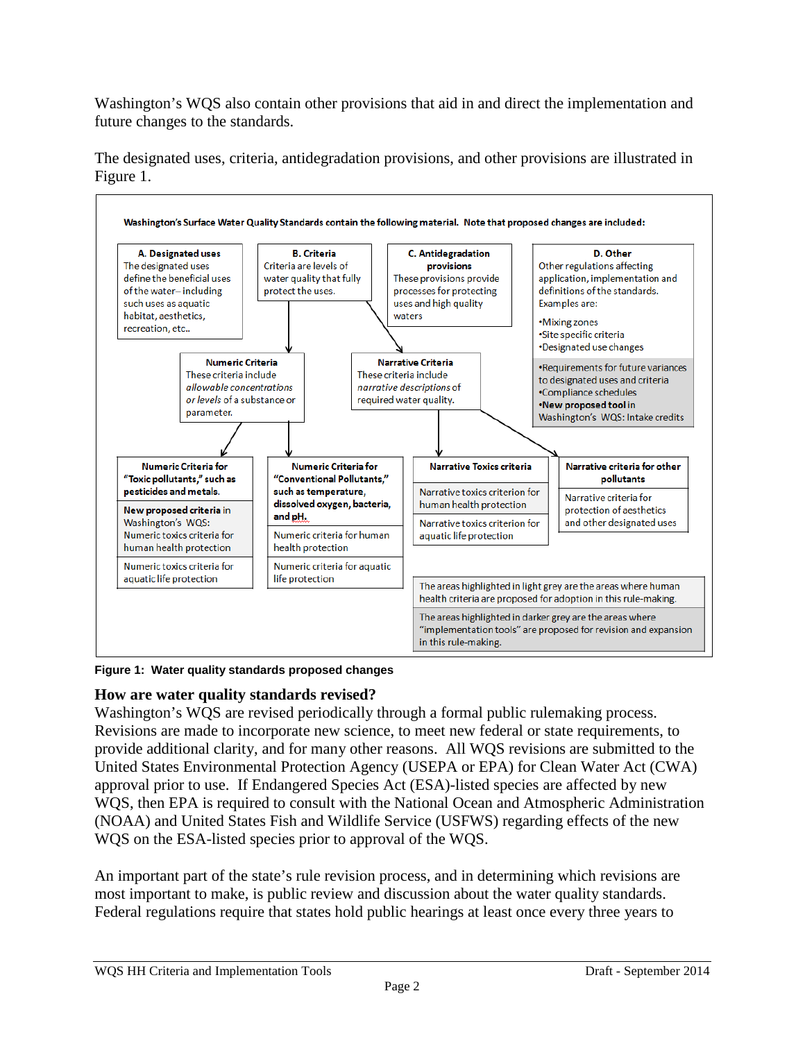Washington's WQS also contain other provisions that aid in and direct the implementation and future changes to the standards.

The designated uses, criteria, antidegradation provisions, and other provisions are illustrated in Figure 1.

**Washington's Surface Water Quality Standards contain the following material. Note that proposed changes are included:**

**A. Designated uses**
The designated uses define the beneficial uses of the water – including such uses as aquatic habitat, aesthetics, recreation, etc..

**B. Criteria**
Criteria are levels of water quality that fully protect the uses.

**C. Antidegradation provisions**
These provisions provide processes for protecting uses and high quality waters

**D. Other**
Other regulations affecting application, implementation and definitions of the standards. Examples are:

- Mixing zones
- Site specific criteria
- Designated use changes
- Requirements for future variances to designated uses and criteria
- Compliance schedules
- **New proposed tool** in Washington's WQS: Intake credits

**Numeric Criteria**
These criteria include *allowable concentrations or levels* of a substance or parameter.

**Narrative Criteria**
These criteria include *narrative descriptions* of required water quality.

**Numeric Criteria for "Toxic pollutants," such as pesticides and metals.**
- **New proposed criteria** in Washington's WQS: Numeric toxics criteria for human health protection
- Numeric toxics criteria for aquatic life protection

**Numeric Criteria for "Conventional Pollutants," such as temperature, dissolved oxygen, bacteria, and pH.**
- Numeric criteria for human health protection
- Numeric criteria for aquatic life protection

**Narrative Toxics criteria**
- Narrative toxics criterion for human health protection
- Narrative toxics criterion for aquatic life protection

**Narrative criteria for other pollutants**
- Narrative criteria for protection of aesthetics and other designated uses

The areas highlighted in light grey are the areas where human health criteria are proposed for adoption in this rule-making.

The areas highlighted in darker grey are the areas where "implementation tools" are proposed for revision and expansion in this rule-making.

**Figure 1: Water quality standards proposed changes**

## How are water quality standards revised?

Washington's WQS are revised periodically through a formal public rulemaking process. Revisions are made to incorporate new science, to meet new federal or state requirements, to provide additional clarity, and for many other reasons. All WQS revisions are submitted to the United States Environmental Protection Agency (USEPA or EPA) for Clean Water Act (CWA) approval prior to use. If Endangered Species Act (ESA)-listed species are affected by new WQS, then EPA is required to consult with the National Ocean and Atmospheric Administration (NOAA) and United States Fish and Wildlife Service (USFWS) regarding effects of the new WQS on the ESA-listed species prior to approval of the WQS.

An important part of the state's rule revision process, and in determining which revisions are most important to make, is public review and discussion about the water quality standards. Federal regulations require that states hold public hearings at least once every three years to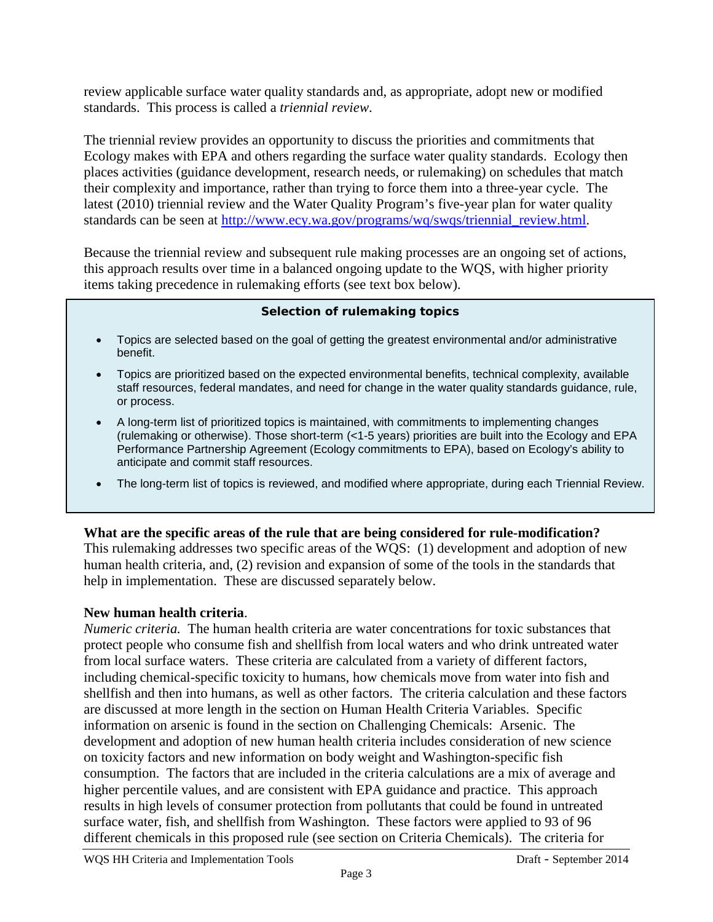review applicable surface water quality standards and, as appropriate, adopt new or modified standards. This process is called a *triennial review*.

The triennial review provides an opportunity to discuss the priorities and commitments that Ecology makes with EPA and others regarding the surface water quality standards. Ecology then places activities (guidance development, research needs, or rulemaking) on schedules that match their complexity and importance, rather than trying to force them into a three-year cycle. The latest (2010) triennial review and the Water Quality Program's five-year plan for water quality standards can be seen at [http://www.ecy.wa.gov/programs/wq/swqs/triennial_review.html](http://www.ecy.wa.gov/programs/wq/swqs/triennial_review.html).

Because the triennial review and subsequent rule making processes are an ongoing set of actions, this approach results over time in a balanced ongoing update to the WQS, with higher priority items taking precedence in rulemaking efforts (see text box below).

> **Selection of rulemaking topics**
>
> - Topics are selected based on the goal of getting the greatest environmental and/or administrative benefit.
> - Topics are prioritized based on the expected environmental benefits, technical complexity, available staff resources, federal mandates, and need for change in the water quality standards guidance, rule, or process.
> - A long-term list of prioritized topics is maintained, with commitments to implementing changes (rulemaking or otherwise). Those short-term (<1-5 years) priorities are built into the Ecology and EPA Performance Partnership Agreement (Ecology commitments to EPA), based on Ecology's ability to anticipate and commit staff resources.
> - The long-term list of topics is reviewed, and modified where appropriate, during each Triennial Review.

**What are the specific areas of the rule that are being considered for rule-modification?**
This rulemaking addresses two specific areas of the WQS: (1) development and adoption of new human health criteria, and, (2) revision and expansion of some of the tools in the standards that help in implementation. These are discussed separately below.

**New human health criteria**.
*Numeric criteria.* The human health criteria are water concentrations for toxic substances that protect people who consume fish and shellfish from local waters and who drink untreated water from local surface waters. These criteria are calculated from a variety of different factors, including chemical-specific toxicity to humans, how chemicals move from water into fish and shellfish and then into humans, as well as other factors. The criteria calculation and these factors are discussed at more length in the section on Human Health Criteria Variables. Specific information on arsenic is found in the section on Challenging Chemicals: Arsenic. The development and adoption of new human health criteria includes consideration of new science on toxicity factors and new information on body weight and Washington-specific fish consumption. The factors that are included in the criteria calculations are a mix of average and higher percentile values, and are consistent with EPA guidance and practice. This approach results in high levels of consumer protection from pollutants that could be found in untreated surface water, fish, and shellfish from Washington. These factors were applied to 93 of 96 different chemicals in this proposed rule (see section on Criteria Chemicals). The criteria for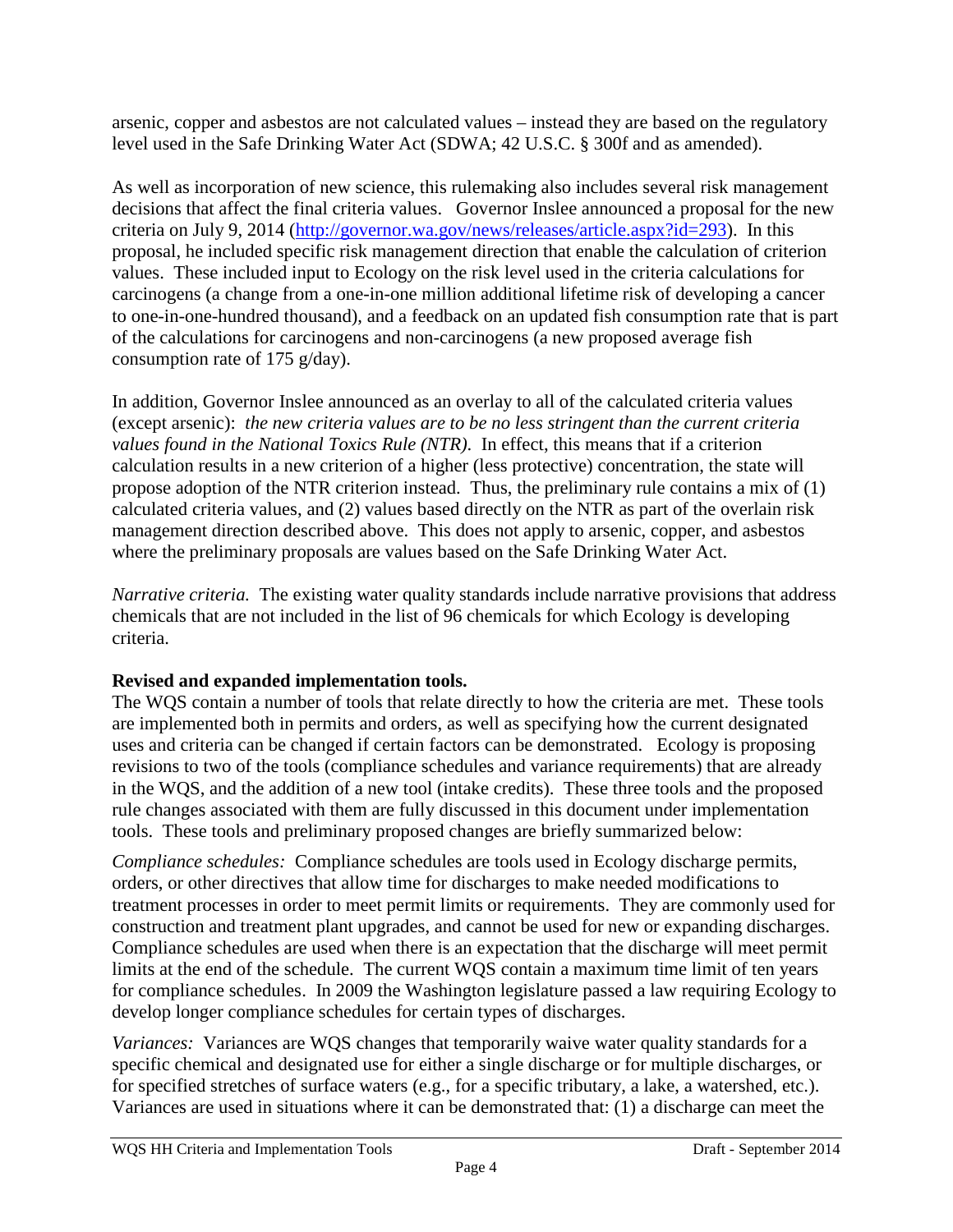arsenic, copper and asbestos are not calculated values – instead they are based on the regulatory level used in the Safe Drinking Water Act (SDWA; 42 U.S.C. § 300f and as amended).

As well as incorporation of new science, this rulemaking also includes several risk management decisions that affect the final criteria values. Governor Inslee announced a proposal for the new criteria on July 9, 2014 ([http://governor.wa.gov/news/releases/article.aspx?id=293](http://governor.wa.gov/news/releases/article.aspx?id=293)). In this proposal, he included specific risk management direction that enable the calculation of criterion values. These included input to Ecology on the risk level used in the criteria calculations for carcinogens (a change from a one-in-one million additional lifetime risk of developing a cancer to one-in-one-hundred thousand), and a feedback on an updated fish consumption rate that is part of the calculations for carcinogens and non-carcinogens (a new proposed average fish consumption rate of 175 g/day).

In addition, Governor Inslee announced as an overlay to all of the calculated criteria values (except arsenic): *the new criteria values are to be no less stringent than the current criteria values found in the National Toxics Rule (NTR)*. In effect, this means that if a criterion calculation results in a new criterion of a higher (less protective) concentration, the state will propose adoption of the NTR criterion instead. Thus, the preliminary rule contains a mix of (1) calculated criteria values, and (2) values based directly on the NTR as part of the overlain risk management direction described above. This does not apply to arsenic, copper, and asbestos where the preliminary proposals are values based on the Safe Drinking Water Act.

*Narrative criteria.* The existing water quality standards include narrative provisions that address chemicals that are not included in the list of 96 chemicals for which Ecology is developing criteria.

**Revised and expanded implementation tools.**

The WQS contain a number of tools that relate directly to how the criteria are met. These tools are implemented both in permits and orders, as well as specifying how the current designated uses and criteria can be changed if certain factors can be demonstrated. Ecology is proposing revisions to two of the tools (compliance schedules and variance requirements) that are already in the WQS, and the addition of a new tool (intake credits). These three tools and the proposed rule changes associated with them are fully discussed in this document under implementation tools. These tools and preliminary proposed changes are briefly summarized below:

*Compliance schedules:* Compliance schedules are tools used in Ecology discharge permits, orders, or other directives that allow time for discharges to make needed modifications to treatment processes in order to meet permit limits or requirements. They are commonly used for construction and treatment plant upgrades, and cannot be used for new or expanding discharges. Compliance schedules are used when there is an expectation that the discharge will meet permit limits at the end of the schedule. The current WQS contain a maximum time limit of ten years for compliance schedules. In 2009 the Washington legislature passed a law requiring Ecology to develop longer compliance schedules for certain types of discharges.

*Variances:* Variances are WQS changes that temporarily waive water quality standards for a specific chemical and designated use for either a single discharge or for multiple discharges, or for specified stretches of surface waters (e.g., for a specific tributary, a lake, a watershed, etc.). Variances are used in situations where it can be demonstrated that: (1) a discharge can meet the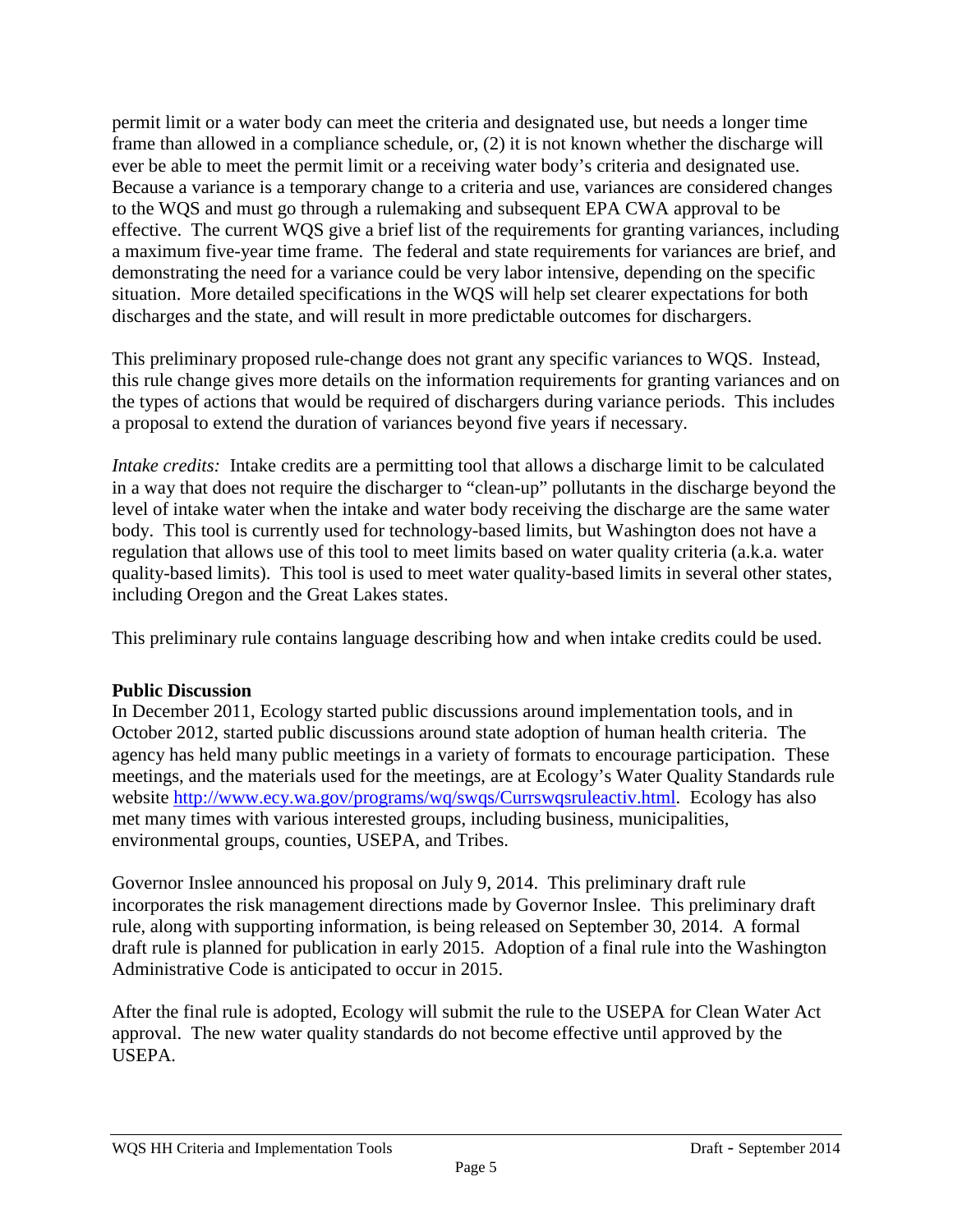permit limit or a water body can meet the criteria and designated use, but needs a longer time frame than allowed in a compliance schedule, or, (2) it is not known whether the discharge will ever be able to meet the permit limit or a receiving water body's criteria and designated use. Because a variance is a temporary change to a criteria and use, variances are considered changes to the WQS and must go through a rulemaking and subsequent EPA CWA approval to be effective. The current WQS give a brief list of the requirements for granting variances, including a maximum five-year time frame. The federal and state requirements for variances are brief, and demonstrating the need for a variance could be very labor intensive, depending on the specific situation. More detailed specifications in the WQS will help set clearer expectations for both discharges and the state, and will result in more predictable outcomes for dischargers.

This preliminary proposed rule-change does not grant any specific variances to WQS. Instead, this rule change gives more details on the information requirements for granting variances and on the types of actions that would be required of dischargers during variance periods. This includes a proposal to extend the duration of variances beyond five years if necessary.

*Intake credits:* Intake credits are a permitting tool that allows a discharge limit to be calculated in a way that does not require the discharger to "clean-up" pollutants in the discharge beyond the level of intake water when the intake and water body receiving the discharge are the same water body. This tool is currently used for technology-based limits, but Washington does not have a regulation that allows use of this tool to meet limits based on water quality criteria (a.k.a. water quality-based limits). This tool is used to meet water quality-based limits in several other states, including Oregon and the Great Lakes states.

This preliminary rule contains language describing how and when intake credits could be used.

**Public Discussion**

In December 2011, Ecology started public discussions around implementation tools, and in October 2012, started public discussions around state adoption of human health criteria. The agency has held many public meetings in a variety of formats to encourage participation. These meetings, and the materials used for the meetings, are at Ecology's Water Quality Standards rule website [http://www.ecy.wa.gov/programs/wq/swqs/Currswqsruleactiv.html](http://www.ecy.wa.gov/programs/wq/swqs/Currswqsruleactiv.html). Ecology has also met many times with various interested groups, including business, municipalities, environmental groups, counties, USEPA, and Tribes.

Governor Inslee announced his proposal on July 9, 2014. This preliminary draft rule incorporates the risk management directions made by Governor Inslee. This preliminary draft rule, along with supporting information, is being released on September 30, 2014. A formal draft rule is planned for publication in early 2015. Adoption of a final rule into the Washington Administrative Code is anticipated to occur in 2015.

After the final rule is adopted, Ecology will submit the rule to the USEPA for Clean Water Act approval. The new water quality standards do not become effective until approved by the USEPA.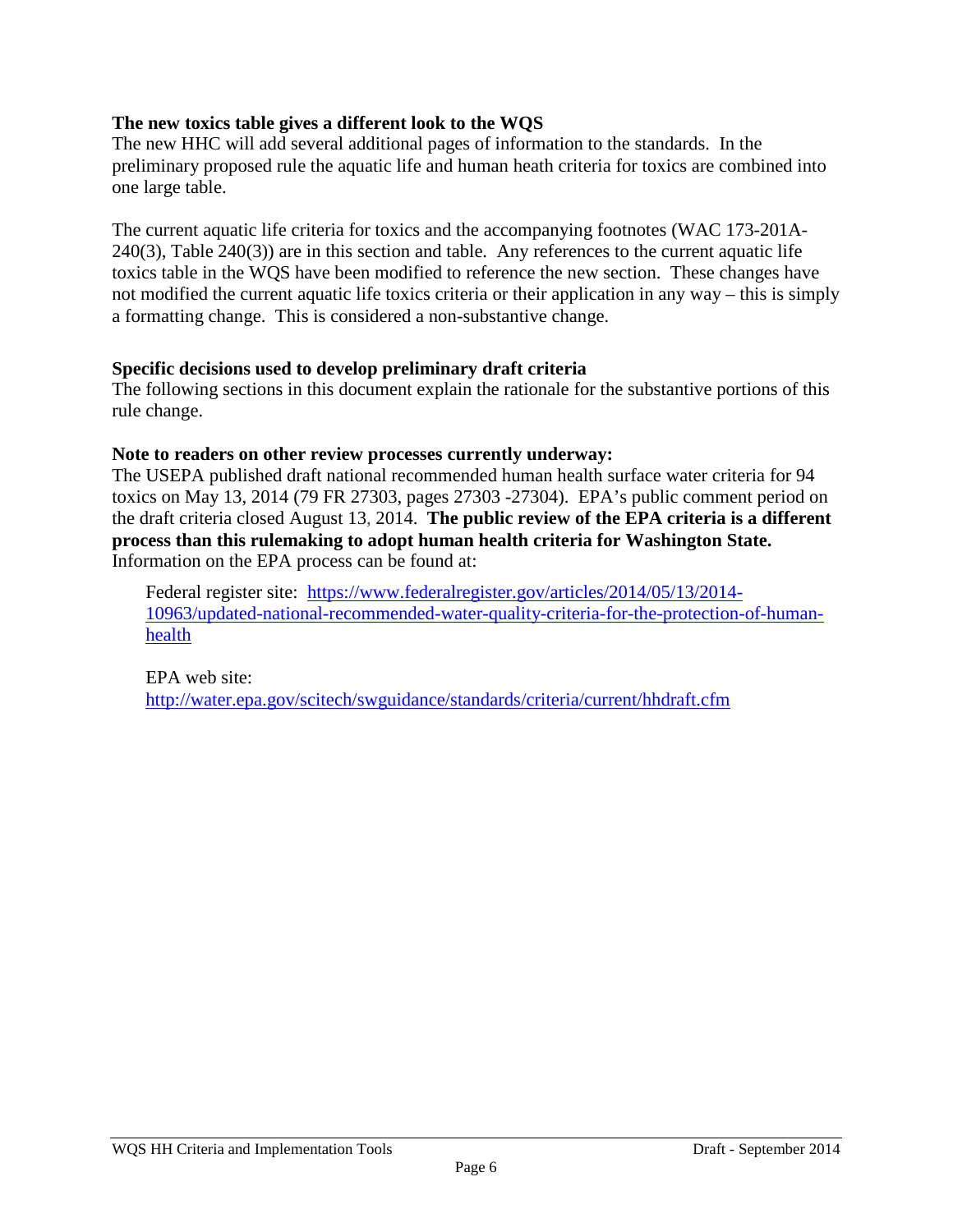### The new toxics table gives a different look to the WQS

The new HHC will add several additional pages of information to the standards. In the preliminary proposed rule the aquatic life and human heath criteria for toxics are combined into one large table.

The current aquatic life criteria for toxics and the accompanying footnotes (WAC 173-201A-240(3), Table 240(3)) are in this section and table. Any references to the current aquatic life toxics table in the WQS have been modified to reference the new section. These changes have not modified the current aquatic life toxics criteria or their application in any way – this is simply a formatting change. This is considered a non-substantive change.

### Specific decisions used to develop preliminary draft criteria

The following sections in this document explain the rationale for the substantive portions of this rule change.

### Note to readers on other review processes currently underway:

The USEPA published draft national recommended human health surface water criteria for 94 toxics on May 13, 2014 (79 FR 27303, pages 27303 -27304). EPA's public comment period on the draft criteria closed August 13, 2014. **The public review of the EPA criteria is a different process than this rulemaking to adopt human health criteria for Washington State.** Information on the EPA process can be found at:

Federal register site: [https://www.federalregister.gov/articles/2014/05/13/2014-10963/updated-national-recommended-water-quality-criteria-for-the-protection-of-human-health](https://www.federalregister.gov/articles/2014/05/13/2014-10963/updated-national-recommended-water-quality-criteria-for-the-protection-of-human-health)

EPA web site:
[http://water.epa.gov/scitech/swguidance/standards/criteria/current/hhdraft.cfm](http://water.epa.gov/scitech/swguidance/standards/criteria/current/hhdraft.cfm)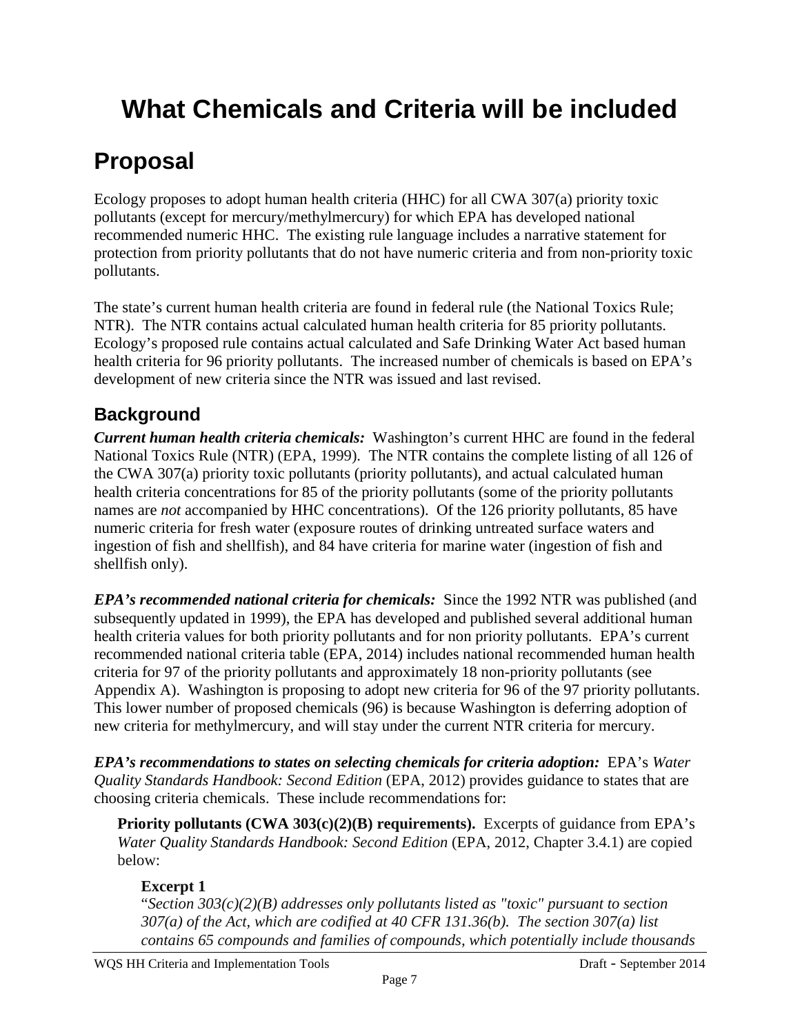# What Chemicals and Criteria will be included

## Proposal

Ecology proposes to adopt human health criteria (HHC) for all CWA 307(a) priority toxic pollutants (except for mercury/methylmercury) for which EPA has developed national recommended numeric HHC. The existing rule language includes a narrative statement for protection from priority pollutants that do not have numeric criteria and from non-priority toxic pollutants.

The state's current human health criteria are found in federal rule (the National Toxics Rule; NTR). The NTR contains actual calculated human health criteria for 85 priority pollutants. Ecology's proposed rule contains actual calculated and Safe Drinking Water Act based human health criteria for 96 priority pollutants. The increased number of chemicals is based on EPA's development of new criteria since the NTR was issued and last revised.

### Background

***Current human health criteria chemicals:*** Washington's current HHC are found in the federal National Toxics Rule (NTR) (EPA, 1999). The NTR contains the complete listing of all 126 of the CWA 307(a) priority toxic pollutants (priority pollutants), and actual calculated human health criteria concentrations for 85 of the priority pollutants (some of the priority pollutants names are *not* accompanied by HHC concentrations). Of the 126 priority pollutants, 85 have numeric criteria for fresh water (exposure routes of drinking untreated surface waters and ingestion of fish and shellfish), and 84 have criteria for marine water (ingestion of fish and shellfish only).

***EPA's recommended national criteria for chemicals:*** Since the 1992 NTR was published (and subsequently updated in 1999), the EPA has developed and published several additional human health criteria values for both priority pollutants and for non priority pollutants. EPA's current recommended national criteria table (EPA, 2014) includes national recommended human health criteria for 97 of the priority pollutants and approximately 18 non-priority pollutants (see Appendix A). Washington is proposing to adopt new criteria for 96 of the 97 priority pollutants. This lower number of proposed chemicals (96) is because Washington is deferring adoption of new criteria for methylmercury, and will stay under the current NTR criteria for mercury.

***EPA's recommendations to states on selecting chemicals for criteria adoption:*** EPA's *Water Quality Standards Handbook: Second Edition* (EPA, 2012) provides guidance to states that are choosing criteria chemicals. These include recommendations for:

**Priority pollutants (CWA 303(c)(2)(B) requirements).** Excerpts of guidance from EPA's *Water Quality Standards Handbook: Second Edition* (EPA, 2012, Chapter 3.4.1) are copied below:

**Excerpt 1**

"*Section 303(c)(2)(B) addresses only pollutants listed as "toxic" pursuant to section 307(a) of the Act, which are codified at 40 CFR 131.36(b). The section 307(a) list contains 65 compounds and families of compounds, which potentially include thousands*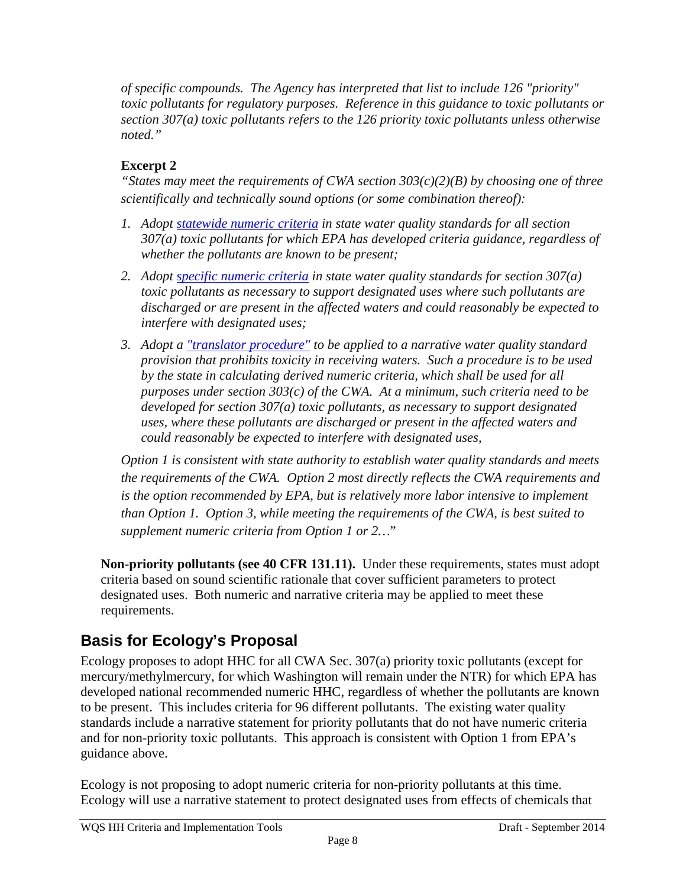*of specific compounds. The Agency has interpreted that list to include 126 "priority" toxic pollutants for regulatory purposes. Reference in this guidance to toxic pollutants or section 307(a) toxic pollutants refers to the 126 priority toxic pollutants unless otherwise noted."*

**Excerpt 2**

*"States may meet the requirements of CWA section 303(c)(2)(B) by choosing one of three scientifically and technically sound options (or some combination thereof):*

1. *Adopt statewide numeric criteria in state water quality standards for all section 307(a) toxic pollutants for which EPA has developed criteria guidance, regardless of whether the pollutants are known to be present;*
2. *Adopt specific numeric criteria in state water quality standards for section 307(a) toxic pollutants as necessary to support designated uses where such pollutants are discharged or are present in the affected waters and could reasonably be expected to interfere with designated uses;*
3. *Adopt a "translator procedure" to be applied to a narrative water quality standard provision that prohibits toxicity in receiving waters. Such a procedure is to be used by the state in calculating derived numeric criteria, which shall be used for all purposes under section 303(c) of the CWA. At a minimum, such criteria need to be developed for section 307(a) toxic pollutants, as necessary to support designated uses, where these pollutants are discharged or present in the affected waters and could reasonably be expected to interfere with designated uses,*

*Option 1 is consistent with state authority to establish water quality standards and meets the requirements of the CWA. Option 2 most directly reflects the CWA requirements and is the option recommended by EPA, but is relatively more labor intensive to implement than Option 1. Option 3, while meeting the requirements of the CWA, is best suited to supplement numeric criteria from Option 1 or 2…"*

**Non-priority pollutants (see 40 CFR 131.11).** Under these requirements, states must adopt criteria based on sound scientific rationale that cover sufficient parameters to protect designated uses. Both numeric and narrative criteria may be applied to meet these requirements.

## Basis for Ecology's Proposal

Ecology proposes to adopt HHC for all CWA Sec. 307(a) priority toxic pollutants (except for mercury/methylmercury, for which Washington will remain under the NTR) for which EPA has developed national recommended numeric HHC, regardless of whether the pollutants are known to be present. This includes criteria for 96 different pollutants. The existing water quality standards include a narrative statement for priority pollutants that do not have numeric criteria and for non-priority toxic pollutants. This approach is consistent with Option 1 from EPA's guidance above.

Ecology is not proposing to adopt numeric criteria for non-priority pollutants at this time. Ecology will use a narrative statement to protect designated uses from effects of chemicals that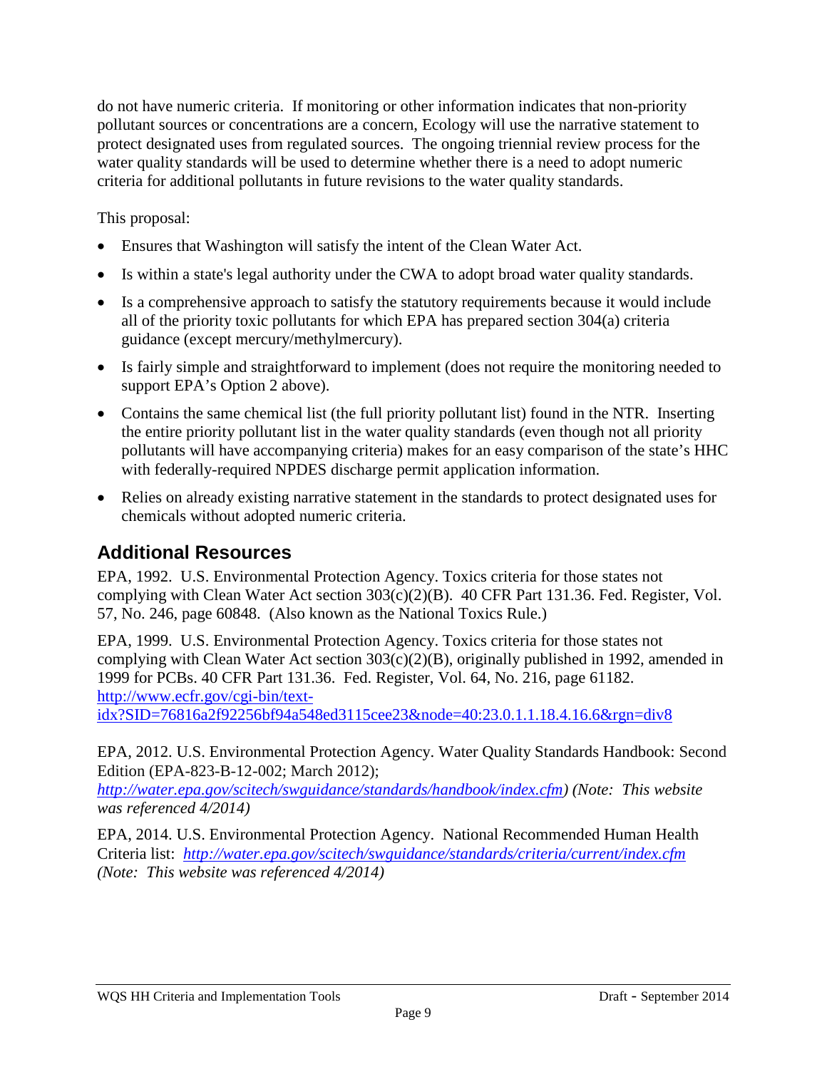do not have numeric criteria. If monitoring or other information indicates that non-priority pollutant sources or concentrations are a concern, Ecology will use the narrative statement to protect designated uses from regulated sources. The ongoing triennial review process for the water quality standards will be used to determine whether there is a need to adopt numeric criteria for additional pollutants in future revisions to the water quality standards.

This proposal:

- Ensures that Washington will satisfy the intent of the Clean Water Act.
- Is within a state's legal authority under the CWA to adopt broad water quality standards.
- Is a comprehensive approach to satisfy the statutory requirements because it would include all of the priority toxic pollutants for which EPA has prepared section 304(a) criteria guidance (except mercury/methylmercury).
- Is fairly simple and straightforward to implement (does not require the monitoring needed to support EPA's Option 2 above).
- Contains the same chemical list (the full priority pollutant list) found in the NTR. Inserting the entire priority pollutant list in the water quality standards (even though not all priority pollutants will have accompanying criteria) makes for an easy comparison of the state's HHC with federally-required NPDES discharge permit application information.
- Relies on already existing narrative statement in the standards to protect designated uses for chemicals without adopted numeric criteria.

## Additional Resources

EPA, 1992. U.S. Environmental Protection Agency. Toxics criteria for those states not complying with Clean Water Act section 303(c)(2)(B). 40 CFR Part 131.36. Fed. Register, Vol. 57, No. 246, page 60848. (Also known as the National Toxics Rule.)

EPA, 1999. U.S. Environmental Protection Agency. Toxics criteria for those states not complying with Clean Water Act section 303(c)(2)(B), originally published in 1992, amended in 1999 for PCBs. 40 CFR Part 131.36. Fed. Register, Vol. 64, No. 216, page 61182. http://www.ecfr.gov/cgi-bin/text-idx?SID=76816a2f92256bf94a548ed3115cee23&node=40:23.0.1.1.18.4.16.6&rgn=div8

EPA, 2012. U.S. Environmental Protection Agency. Water Quality Standards Handbook: Second Edition (EPA-823-B-12-002; March 2012); *http://water.epa.gov/scitech/swguidance/standards/handbook/index.cfm) (Note: This website was referenced 4/2014)*

EPA, 2014. U.S. Environmental Protection Agency. National Recommended Human Health Criteria list: *http://water.epa.gov/scitech/swguidance/standards/criteria/current/index.cfm (Note: This website was referenced 4/2014)*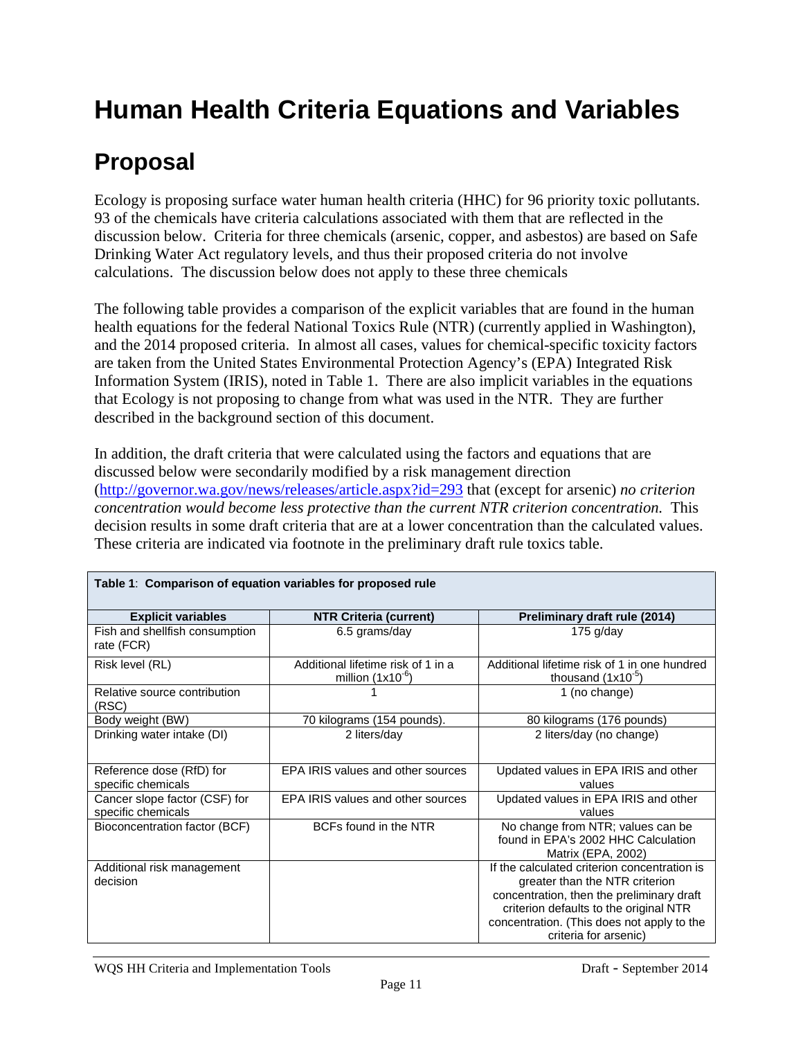# Human Health Criteria Equations and Variables

## Proposal

Ecology is proposing surface water human health criteria (HHC) for 96 priority toxic pollutants. 93 of the chemicals have criteria calculations associated with them that are reflected in the discussion below. Criteria for three chemicals (arsenic, copper, and asbestos) are based on Safe Drinking Water Act regulatory levels, and thus their proposed criteria do not involve calculations. The discussion below does not apply to these three chemicals

The following table provides a comparison of the explicit variables that are found in the human health equations for the federal National Toxics Rule (NTR) (currently applied in Washington), and the 2014 proposed criteria. In almost all cases, values for chemical-specific toxicity factors are taken from the United States Environmental Protection Agency's (EPA) Integrated Risk Information System (IRIS), noted in Table 1. There are also implicit variables in the equations that Ecology is not proposing to change from what was used in the NTR. They are further described in the background section of this document.

In addition, the draft criteria that were calculated using the factors and equations that are discussed below were secondarily modified by a risk management direction (http://governor.wa.gov/news/releases/article.aspx?id=293 that (except for arsenic) *no criterion concentration would become less protective than the current NTR criterion concentration.* This decision results in some draft criteria that are at a lower concentration than the calculated values. These criteria are indicated via footnote in the preliminary draft rule toxics table.

**Table 1**: **Comparison of equation variables for proposed rule**

| Explicit variables | NTR Criteria (current) | Preliminary draft rule (2014) |
|---|---|---|
| Fish and shellfish consumption rate (FCR) | 6.5 grams/day | 175 g/day |
| Risk level (RL) | Additional lifetime risk of 1 in a million ($1x10^{-6}$) | Additional lifetime risk of 1 in one hundred thousand ($1x10^{-5}$) |
| Relative source contribution (RSC) | 1 | 1 (no change) |
| Body weight (BW) | 70 kilograms (154 pounds). | 80 kilograms (176 pounds) |
| Drinking water intake (DI) | 2 liters/day | 2 liters/day (no change) |
| Reference dose (RfD) for specific chemicals | EPA IRIS values and other sources | Updated values in EPA IRIS and other values |
| Cancer slope factor (CSF) for specific chemicals | EPA IRIS values and other sources | Updated values in EPA IRIS and other values |
| Bioconcentration factor (BCF) | BCFs found in the NTR | No change from NTR; values can be found in EPA's 2002 HHC Calculation Matrix (EPA, 2002) |
| Additional risk management decision | | If the calculated criterion concentration is greater than the NTR criterion concentration, then the preliminary draft criterion defaults to the original NTR concentration. (This does not apply to the criteria for arsenic) |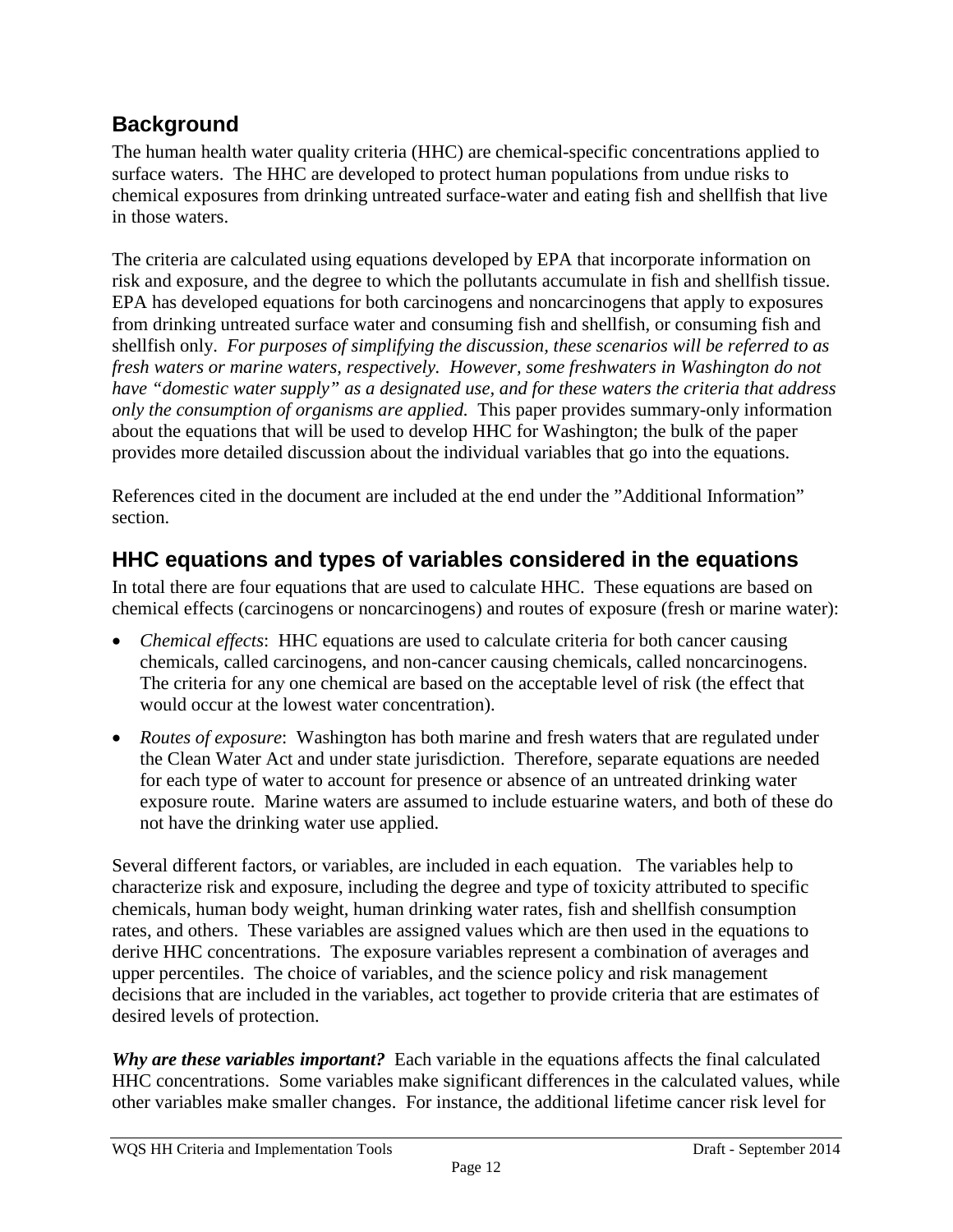## Background

The human health water quality criteria (HHC) are chemical-specific concentrations applied to surface waters. The HHC are developed to protect human populations from undue risks to chemical exposures from drinking untreated surface-water and eating fish and shellfish that live in those waters.

The criteria are calculated using equations developed by EPA that incorporate information on risk and exposure, and the degree to which the pollutants accumulate in fish and shellfish tissue. EPA has developed equations for both carcinogens and noncarcinogens that apply to exposures from drinking untreated surface water and consuming fish and shellfish, or consuming fish and shellfish only. *For purposes of simplifying the discussion, these scenarios will be referred to as fresh waters or marine waters, respectively. However, some freshwaters in Washington do not have "domestic water supply" as a designated use, and for these waters the criteria that address only the consumption of organisms are applied.* This paper provides summary-only information about the equations that will be used to develop HHC for Washington; the bulk of the paper provides more detailed discussion about the individual variables that go into the equations.

References cited in the document are included at the end under the "Additional Information" section.

## HHC equations and types of variables considered in the equations

In total there are four equations that are used to calculate HHC. These equations are based on chemical effects (carcinogens or noncarcinogens) and routes of exposure (fresh or marine water):

- *Chemical effects*: HHC equations are used to calculate criteria for both cancer causing chemicals, called carcinogens, and non-cancer causing chemicals, called noncarcinogens. The criteria for any one chemical are based on the acceptable level of risk (the effect that would occur at the lowest water concentration).
- *Routes of exposure*: Washington has both marine and fresh waters that are regulated under the Clean Water Act and under state jurisdiction. Therefore, separate equations are needed for each type of water to account for presence or absence of an untreated drinking water exposure route. Marine waters are assumed to include estuarine waters, and both of these do not have the drinking water use applied.

Several different factors, or variables, are included in each equation. The variables help to characterize risk and exposure, including the degree and type of toxicity attributed to specific chemicals, human body weight, human drinking water rates, fish and shellfish consumption rates, and others. These variables are assigned values which are then used in the equations to derive HHC concentrations. The exposure variables represent a combination of averages and upper percentiles. The choice of variables, and the science policy and risk management decisions that are included in the variables, act together to provide criteria that are estimates of desired levels of protection.

***Why are these variables important?*** Each variable in the equations affects the final calculated HHC concentrations. Some variables make significant differences in the calculated values, while other variables make smaller changes. For instance, the additional lifetime cancer risk level for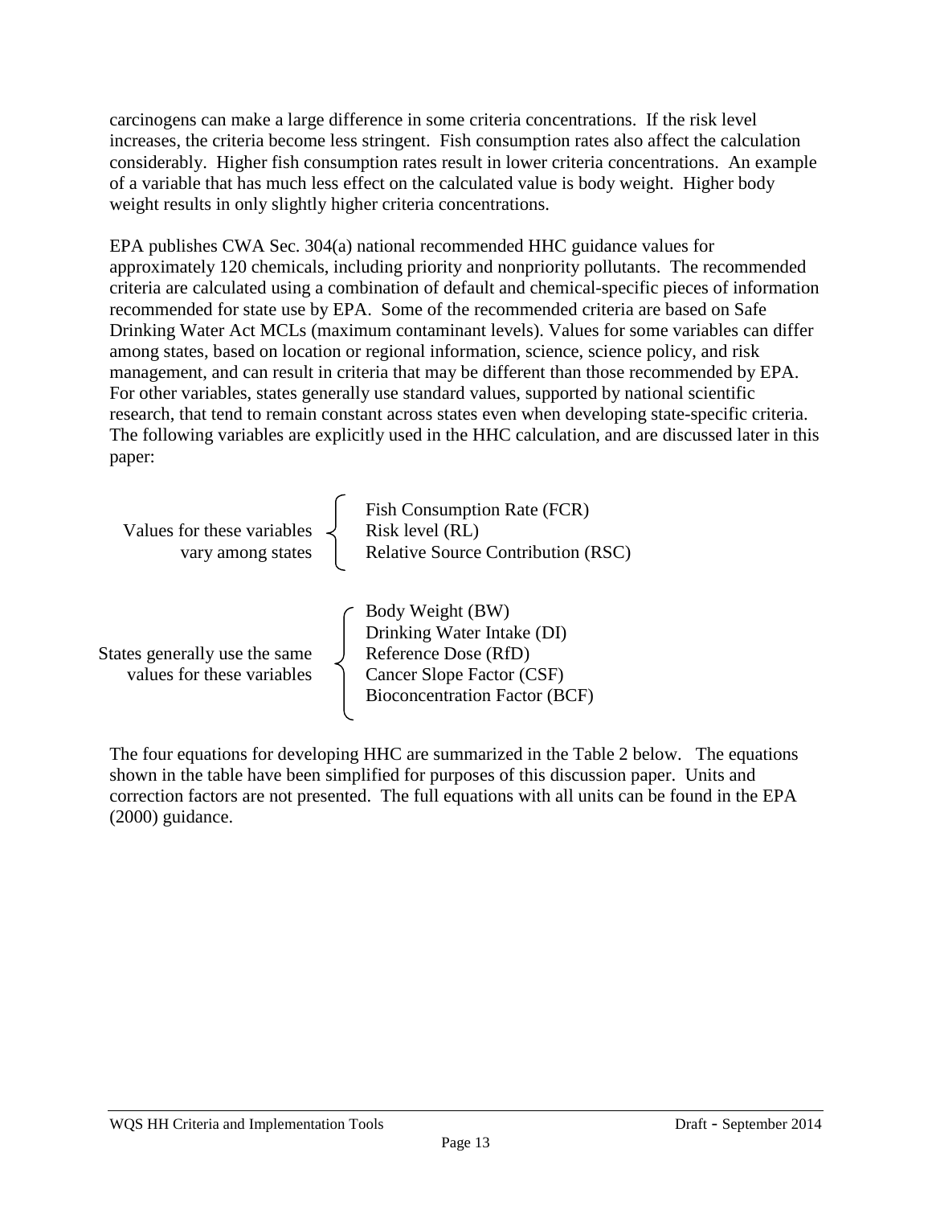carcinogens can make a large difference in some criteria concentrations. If the risk level increases, the criteria become less stringent. Fish consumption rates also affect the calculation considerably. Higher fish consumption rates result in lower criteria concentrations. An example of a variable that has much less effect on the calculated value is body weight. Higher body weight results in only slightly higher criteria concentrations.

EPA publishes CWA Sec. 304(a) national recommended HHC guidance values for approximately 120 chemicals, including priority and nonpriority pollutants. The recommended criteria are calculated using a combination of default and chemical-specific pieces of information recommended for state use by EPA. Some of the recommended criteria are based on Safe Drinking Water Act MCLs (maximum contaminant levels). Values for some variables can differ among states, based on location or regional information, science, science policy, and risk management, and can result in criteria that may be different than those recommended by EPA. For other variables, states generally use standard values, supported by national scientific research, that tend to remain constant across states even when developing state-specific criteria. The following variables are explicitly used in the HHC calculation, and are discussed later in this paper:

Values for these variables vary among states:

- Fish Consumption Rate (FCR)
- Risk level (RL)
- Relative Source Contribution (RSC)

States generally use the same values for these variables:

- Body Weight (BW)
- Drinking Water Intake (DI)
- Reference Dose (RfD)
- Cancer Slope Factor (CSF)
- Bioconcentration Factor (BCF)

The four equations for developing HHC are summarized in the Table 2 below. The equations shown in the table have been simplified for purposes of this discussion paper. Units and correction factors are not presented. The full equations with all units can be found in the EPA (2000) guidance.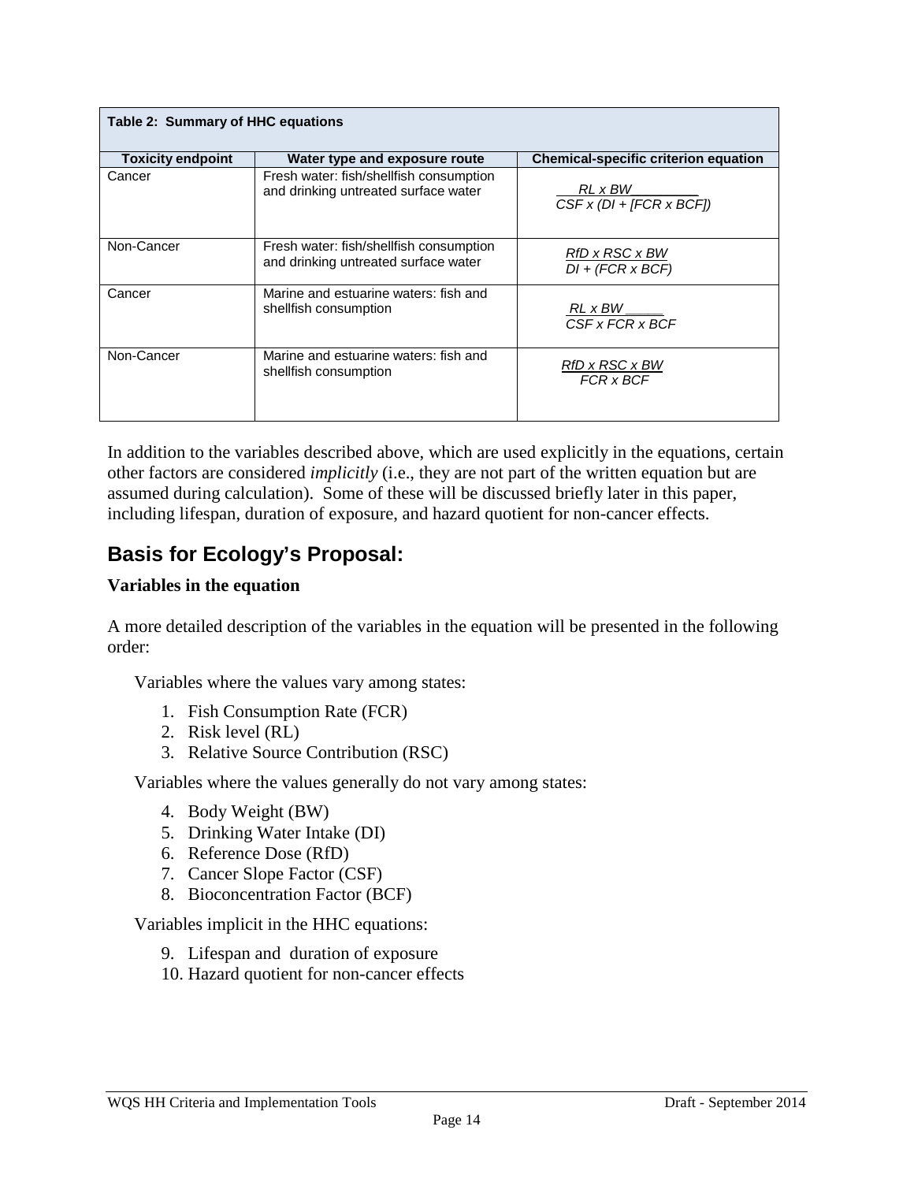| Table 2: Summary of HHC equations | | |
|---|---|---|
| **Toxicity endpoint** | **Water type and exposure route** | **Chemical-specific criterion equation** |
| Cancer | Fresh water: fish/shellfish consumption and drinking untreated surface water | $\frac{RL \times BW}{CSF \times (DI + [FCR \times BCF])}$ |
| Non-Cancer | Fresh water: fish/shellfish consumption and drinking untreated surface water | $\frac{RfD \times RSC \times BW}{DI + (FCR \times BCF)}$ |
| Cancer | Marine and estuarine waters: fish and shellfish consumption | $\frac{RL \times BW}{CSF \times FCR \times BCF}$ |
| Non-Cancer | Marine and estuarine waters: fish and shellfish consumption | $\frac{RfD \times RSC \times BW}{FCR \times BCF}$ |

In addition to the variables described above, which are used explicitly in the equations, certain other factors are considered *implicitly* (i.e., they are not part of the written equation but are assumed during calculation). Some of these will be discussed briefly later in this paper, including lifespan, duration of exposure, and hazard quotient for non-cancer effects.

## Basis for Ecology's Proposal:

### Variables in the equation

A more detailed description of the variables in the equation will be presented in the following order:

Variables where the values vary among states:

1. Fish Consumption Rate (FCR)
2. Risk level (RL)
3. Relative Source Contribution (RSC)

Variables where the values generally do not vary among states:

4. Body Weight (BW)
5. Drinking Water Intake (DI)
6. Reference Dose (RfD)
7. Cancer Slope Factor (CSF)
8. Bioconcentration Factor (BCF)

Variables implicit in the HHC equations:

9. Lifespan and duration of exposure
10. Hazard quotient for non-cancer effects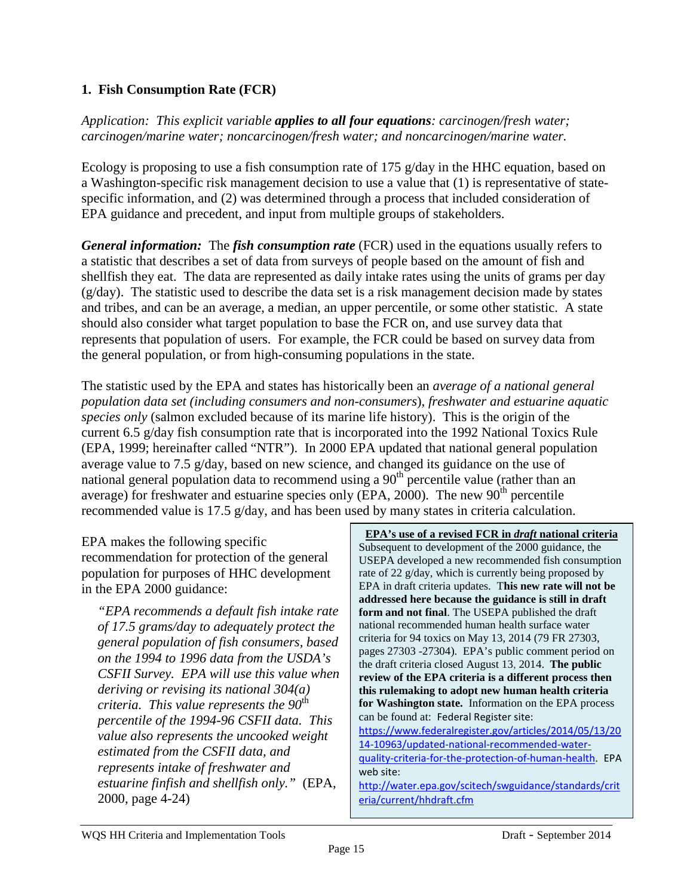## 1. Fish Consumption Rate (FCR)

*Application: This explicit variable **applies to all four equations**: carcinogen/fresh water; carcinogen/marine water; noncarcinogen/fresh water; and noncarcinogen/marine water.*

Ecology is proposing to use a fish consumption rate of 175 g/day in the HHC equation, based on a Washington-specific risk management decision to use a value that (1) is representative of state-specific information, and (2) was determined through a process that included consideration of EPA guidance and precedent, and input from multiple groups of stakeholders.

***General information:*** The ***fish consumption rate*** (FCR) used in the equations usually refers to a statistic that describes a set of data from surveys of people based on the amount of fish and shellfish they eat. The data are represented as daily intake rates using the units of grams per day (g/day). The statistic used to describe the data set is a risk management decision made by states and tribes, and can be an average, a median, an upper percentile, or some other statistic. A state should also consider what target population to base the FCR on, and use survey data that represents that population of users. For example, the FCR could be based on survey data from the general population, or from high-consuming populations in the state.

The statistic used by the EPA and states has historically been an *average of a national general population data set (including consumers and non-consumers*), *freshwater and estuarine aquatic species only* (salmon excluded because of its marine life history). This is the origin of the current 6.5 g/day fish consumption rate that is incorporated into the 1992 National Toxics Rule (EPA, 1999; hereinafter called "NTR"). In 2000 EPA updated that national general population average value to 7.5 g/day, based on new science, and changed its guidance on the use of national general population data to recommend using a 90th percentile value (rather than an average) for freshwater and estuarine species only (EPA, 2000). The new 90th percentile recommended value is 17.5 g/day, and has been used by many states in criteria calculation.

EPA makes the following specific recommendation for protection of the general population for purposes of HHC development in the EPA 2000 guidance:

> *"EPA recommends a default fish intake rate of 17.5 grams/day to adequately protect the general population of fish consumers, based on the 1994 to 1996 data from the USDA's CSFII Survey. EPA will use this value when deriving or revising its national 304(a) criteria. This value represents the 90th percentile of the 1994-96 CSFII data. This value also represents the uncooked weight estimated from the CSFII data, and represents intake of freshwater and estuarine finfish and shellfish only."* (EPA, 2000, page 4-24)

> **EPA's use of a revised FCR in *draft* national criteria**
>
> Subsequent to development of the 2000 guidance, the USEPA developed a new recommended fish consumption rate of 22 g/day, which is currently being proposed by EPA in draft criteria updates. T**his new rate will not be addressed here because the guidance is still in draft form and not final**. The USEPA published the draft national recommended human health surface water criteria for 94 toxics on May 13, 2014 (79 FR 27303, pages 27303 -27304). EPA's public comment period on the draft criteria closed August 13, 2014. **The public review of the EPA criteria is a different process then this rulemaking to adopt new human health criteria for Washington state.** Information on the EPA process can be found at: Federal Register site: https://www.federalregister.gov/articles/2014/05/13/2014-10963/updated-national-recommended-water-quality-criteria-for-the-protection-of-human-health. EPA web site: http://water.epa.gov/scitech/swguidance/standards/criteria/current/hhdraft.cfm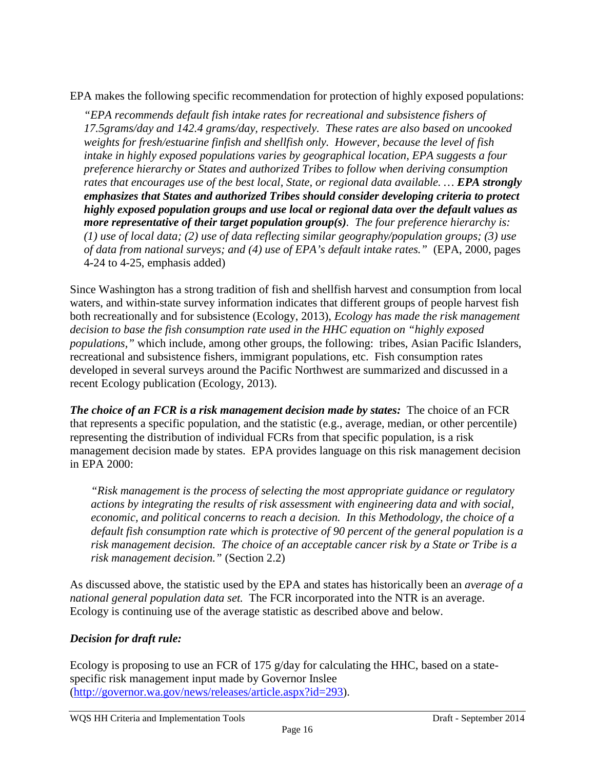EPA makes the following specific recommendation for protection of highly exposed populations:

> *"EPA recommends default fish intake rates for recreational and subsistence fishers of 17.5grams/day and 142.4 grams/day, respectively. These rates are also based on uncooked weights for fresh/estuarine finfish and shellfish only. However, because the level of fish intake in highly exposed populations varies by geographical location, EPA suggests a four preference hierarchy or States and authorized Tribes to follow when deriving consumption rates that encourages use of the best local, State, or regional data available. … **EPA strongly emphasizes that States and authorized Tribes should consider developing criteria to protect highly exposed population groups and use local or regional data over the default values as more representative of their target population group(s)**. The four preference hierarchy is: (1) use of local data; (2) use of data reflecting similar geography/population groups; (3) use of data from national surveys; and (4) use of EPA's default intake rates."* (EPA, 2000, pages 4-24 to 4-25, emphasis added)

Since Washington has a strong tradition of fish and shellfish harvest and consumption from local waters, and within-state survey information indicates that different groups of people harvest fish both recreationally and for subsistence (Ecology, 2013), *Ecology has made the risk management decision to base the fish consumption rate used in the HHC equation on "highly exposed populations,"* which include, among other groups, the following: tribes, Asian Pacific Islanders, recreational and subsistence fishers, immigrant populations, etc. Fish consumption rates developed in several surveys around the Pacific Northwest are summarized and discussed in a recent Ecology publication (Ecology, 2013).

***The choice of an FCR is a risk management decision made by states:*** The choice of an FCR that represents a specific population, and the statistic (e.g., average, median, or other percentile) representing the distribution of individual FCRs from that specific population, is a risk management decision made by states. EPA provides language on this risk management decision in EPA 2000:

> *"Risk management is the process of selecting the most appropriate guidance or regulatory actions by integrating the results of risk assessment with engineering data and with social, economic, and political concerns to reach a decision. In this Methodology, the choice of a default fish consumption rate which is protective of 90 percent of the general population is a risk management decision. The choice of an acceptable cancer risk by a State or Tribe is a risk management decision."* (Section 2.2)

As discussed above, the statistic used by the EPA and states has historically been an *average of a national general population data set.* The FCR incorporated into the NTR is an average. Ecology is continuing use of the average statistic as described above and below.

### *Decision for draft rule:*

Ecology is proposing to use an FCR of 175 g/day for calculating the HHC, based on a state-specific risk management input made by Governor Inslee (http://governor.wa.gov/news/releases/article.aspx?id=293).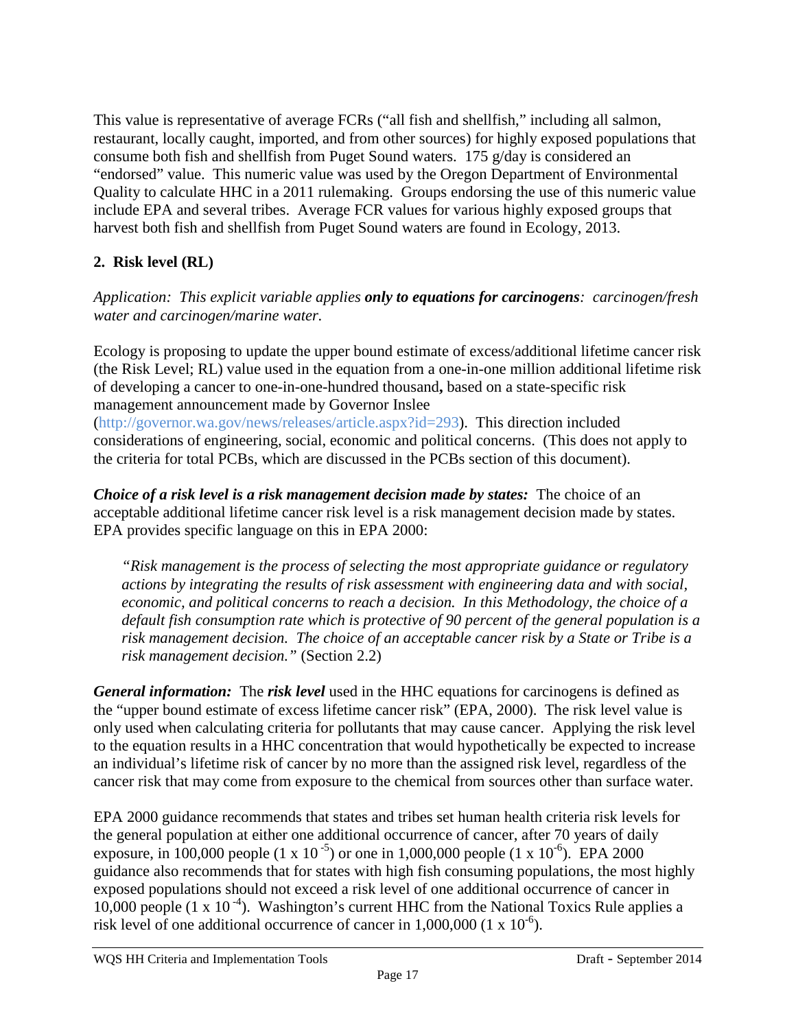This value is representative of average FCRs ("all fish and shellfish," including all salmon, restaurant, locally caught, imported, and from other sources) for highly exposed populations that consume both fish and shellfish from Puget Sound waters. 175 g/day is considered an "endorsed" value. This numeric value was used by the Oregon Department of Environmental Quality to calculate HHC in a 2011 rulemaking. Groups endorsing the use of this numeric value include EPA and several tribes. Average FCR values for various highly exposed groups that harvest both fish and shellfish from Puget Sound waters are found in Ecology, 2013.

### 2. Risk level (RL)

*Application: This explicit variable applies* ***only to equations for carcinogens****: carcinogen/fresh water and carcinogen/marine water.*

Ecology is proposing to update the upper bound estimate of excess/additional lifetime cancer risk (the Risk Level; RL) value used in the equation from a one-in-one million additional lifetime risk of developing a cancer to one-in-one-hundred thousand**,** based on a state-specific risk management announcement made by Governor Inslee (http://governor.wa.gov/news/releases/article.aspx?id=293). This direction included considerations of engineering, social, economic and political concerns. (This does not apply to the criteria for total PCBs, which are discussed in the PCBs section of this document).

***Choice of a risk level is a risk management decision made by states:*** The choice of an acceptable additional lifetime cancer risk level is a risk management decision made by states. EPA provides specific language on this in EPA 2000:

> *"Risk management is the process of selecting the most appropriate guidance or regulatory actions by integrating the results of risk assessment with engineering data and with social, economic, and political concerns to reach a decision. In this Methodology, the choice of a default fish consumption rate which is protective of 90 percent of the general population is a risk management decision. The choice of an acceptable cancer risk by a State or Tribe is a risk management decision."* (Section 2.2)

***General information:*** The ***risk level*** used in the HHC equations for carcinogens is defined as the "upper bound estimate of excess lifetime cancer risk" (EPA, 2000). The risk level value is only used when calculating criteria for pollutants that may cause cancer. Applying the risk level to the equation results in a HHC concentration that would hypothetically be expected to increase an individual's lifetime risk of cancer by no more than the assigned risk level, regardless of the cancer risk that may come from exposure to the chemical from sources other than surface water.

EPA 2000 guidance recommends that states and tribes set human health criteria risk levels for the general population at either one additional occurrence of cancer, after 70 years of daily exposure, in 100,000 people ($1 \times 10^{-5}$) or one in 1,000,000 people ($1 \times 10^{-6}$). EPA 2000 guidance also recommends that for states with high fish consuming populations, the most highly exposed populations should not exceed a risk level of one additional occurrence of cancer in 10,000 people ($1 \times 10^{-4}$). Washington's current HHC from the National Toxics Rule applies a risk level of one additional occurrence of cancer in 1,000,000 ($1 \times 10^{-6}$).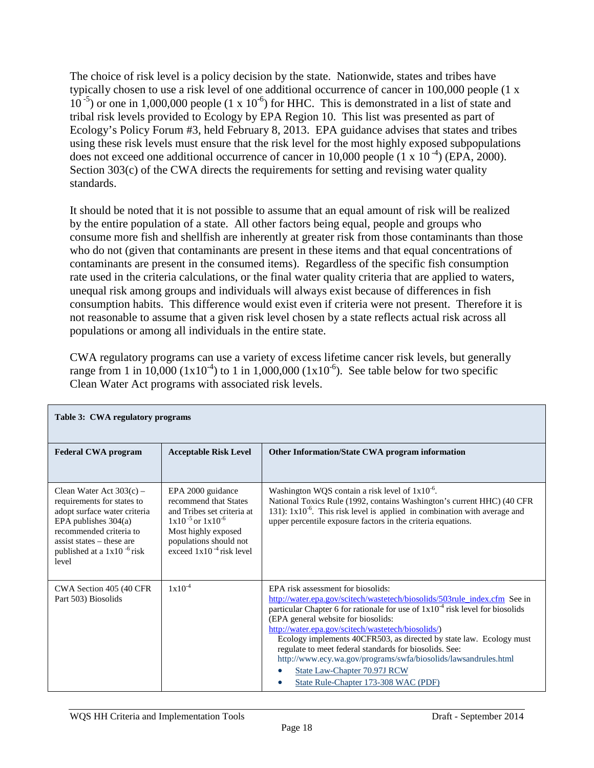The choice of risk level is a policy decision by the state. Nationwide, states and tribes have typically chosen to use a risk level of one additional occurrence of cancer in 100,000 people ($1 \times 10^{-5}$) or one in 1,000,000 people ($1 \times 10^{-6}$) for HHC. This is demonstrated in a list of state and tribal risk levels provided to Ecology by EPA Region 10. This list was presented as part of Ecology's Policy Forum #3, held February 8, 2013. EPA guidance advises that states and tribes using these risk levels must ensure that the risk level for the most highly exposed subpopulations does not exceed one additional occurrence of cancer in 10,000 people ($1 \times 10^{-4}$) (EPA, 2000). Section 303(c) of the CWA directs the requirements for setting and revising water quality standards.

It should be noted that it is not possible to assume that an equal amount of risk will be realized by the entire population of a state. All other factors being equal, people and groups who consume more fish and shellfish are inherently at greater risk from those contaminants than those who do not (given that contaminants are present in these items and that equal concentrations of contaminants are present in the consumed items). Regardless of the specific fish consumption rate used in the criteria calculations, or the final water quality criteria that are applied to waters, unequal risk among groups and individuals will always exist because of differences in fish consumption habits. This difference would exist even if criteria were not present. Therefore it is not reasonable to assume that a given risk level chosen by a state reflects actual risk across all populations or among all individuals in the entire state.

CWA regulatory programs can use a variety of excess lifetime cancer risk levels, but generally range from 1 in 10,000 ($1x10^{-4}$) to 1 in 1,000,000 ($1x10^{-6}$). See table below for two specific Clean Water Act programs with associated risk levels.

**Table 3: CWA regulatory programs**

| Federal CWA program | Acceptable Risk Level | Other Information/State CWA program information |
|---|---|---|
| Clean Water Act 303(c) – requirements for states to adopt surface water criteria EPA publishes 304(a) recommended criteria to assist states – these are published at a $1x10^{-6}$ risk level | EPA 2000 guidance recommend that States and Tribes set criteria at $1x10^{-5}$ or $1x10^{-6}$ Most highly exposed populations should not exceed $1x10^{-4}$ risk level | Washington WQS contain a risk level of $1x10^{-6}$. National Toxics Rule (1992, contains Washington's current HHC) (40 CFR 131): $1x10^{-6}$. This risk level is applied in combination with average and upper percentile exposure factors in the criteria equations. |
| CWA Section 405 (40 CFR Part 503) Biosolids | $1x10^{-4}$ | EPA risk assessment for biosolids: http://water.epa.gov/scitech/wastetech/biosolids/503rule_index.cfm See in particular Chapter 6 for rationale for use of $1x10^{-4}$ risk level for biosolids (EPA general website for biosolids: http://water.epa.gov/scitech/wastetech/biosolids/) Ecology implements 40CFR503, as directed by state law. Ecology must regulate to meet federal standards for biosolids. See: http://www.ecy.wa.gov/programs/swfa/biosolids/lawsandrules.html<br>• State Law-Chapter 70.97J RCW<br>• State Rule-Chapter 173-308 WAC (PDF) |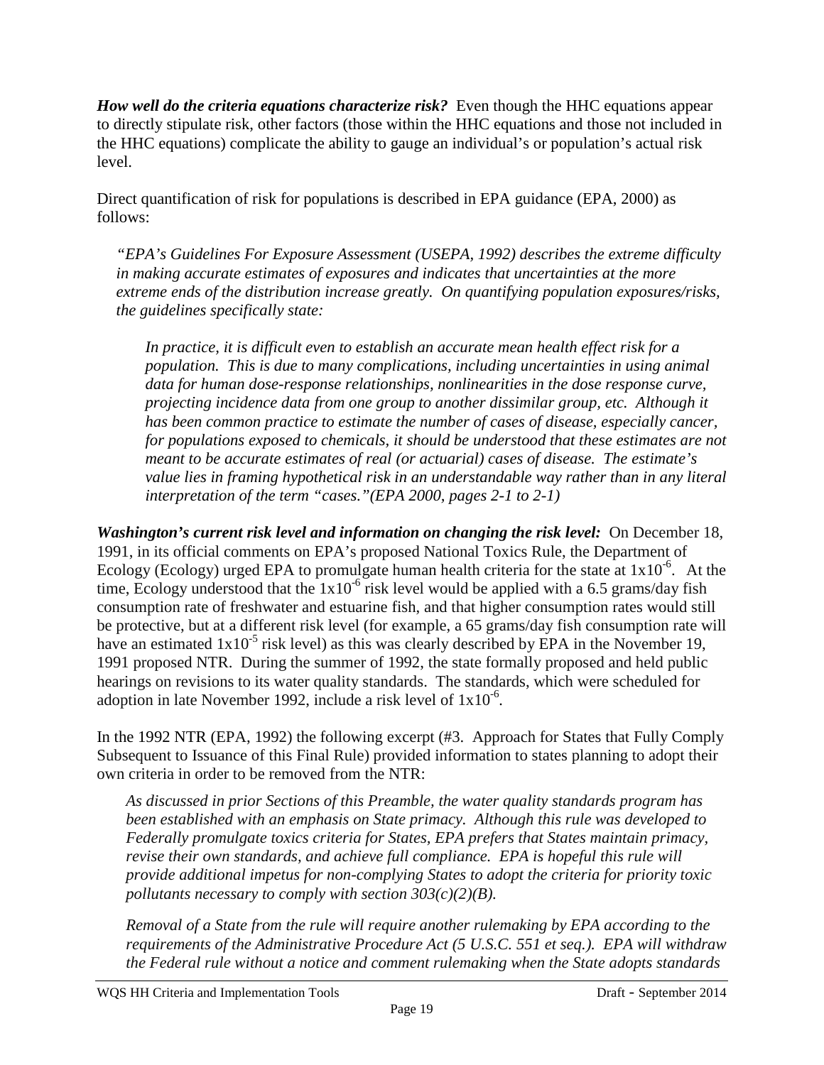***How well do the criteria equations characterize risk?*** Even though the HHC equations appear to directly stipulate risk, other factors (those within the HHC equations and those not included in the HHC equations) complicate the ability to gauge an individual's or population's actual risk level.

Direct quantification of risk for populations is described in EPA guidance (EPA, 2000) as follows:

> *"EPA's Guidelines For Exposure Assessment (USEPA, 1992) describes the extreme difficulty in making accurate estimates of exposures and indicates that uncertainties at the more extreme ends of the distribution increase greatly. On quantifying population exposures/risks, the guidelines specifically state:*
>
> > *In practice, it is difficult even to establish an accurate mean health effect risk for a population. This is due to many complications, including uncertainties in using animal data for human dose-response relationships, nonlinearities in the dose response curve, projecting incidence data from one group to another dissimilar group, etc. Although it has been common practice to estimate the number of cases of disease, especially cancer, for populations exposed to chemicals, it should be understood that these estimates are not meant to be accurate estimates of real (or actuarial) cases of disease. The estimate's value lies in framing hypothetical risk in an understandable way rather than in any literal interpretation of the term "cases."(EPA 2000, pages 2-1 to 2-1)*

***Washington's current risk level and information on changing the risk level:*** On December 18, 1991, in its official comments on EPA's proposed National Toxics Rule, the Department of Ecology (Ecology) urged EPA to promulgate human health criteria for the state at $1x10^{-6}$. At the time, Ecology understood that the $1x10^{-6}$ risk level would be applied with a 6.5 grams/day fish consumption rate of freshwater and estuarine fish, and that higher consumption rates would still be protective, but at a different risk level (for example, a 65 grams/day fish consumption rate will have an estimated $1x10^{-5}$ risk level) as this was clearly described by EPA in the November 19, 1991 proposed NTR. During the summer of 1992, the state formally proposed and held public hearings on revisions to its water quality standards. The standards, which were scheduled for adoption in late November 1992, include a risk level of $1x10^{-6}$.

In the 1992 NTR (EPA, 1992) the following excerpt (#3. Approach for States that Fully Comply Subsequent to Issuance of this Final Rule) provided information to states planning to adopt their own criteria in order to be removed from the NTR:

> *As discussed in prior Sections of this Preamble, the water quality standards program has been established with an emphasis on State primacy. Although this rule was developed to Federally promulgate toxics criteria for States, EPA prefers that States maintain primacy, revise their own standards, and achieve full compliance. EPA is hopeful this rule will provide additional impetus for non-complying States to adopt the criteria for priority toxic pollutants necessary to comply with section 303(c)(2)(B).*
>
> *Removal of a State from the rule will require another rulemaking by EPA according to the requirements of the Administrative Procedure Act (5 U.S.C. 551 et seq.). EPA will withdraw the Federal rule without a notice and comment rulemaking when the State adopts standards*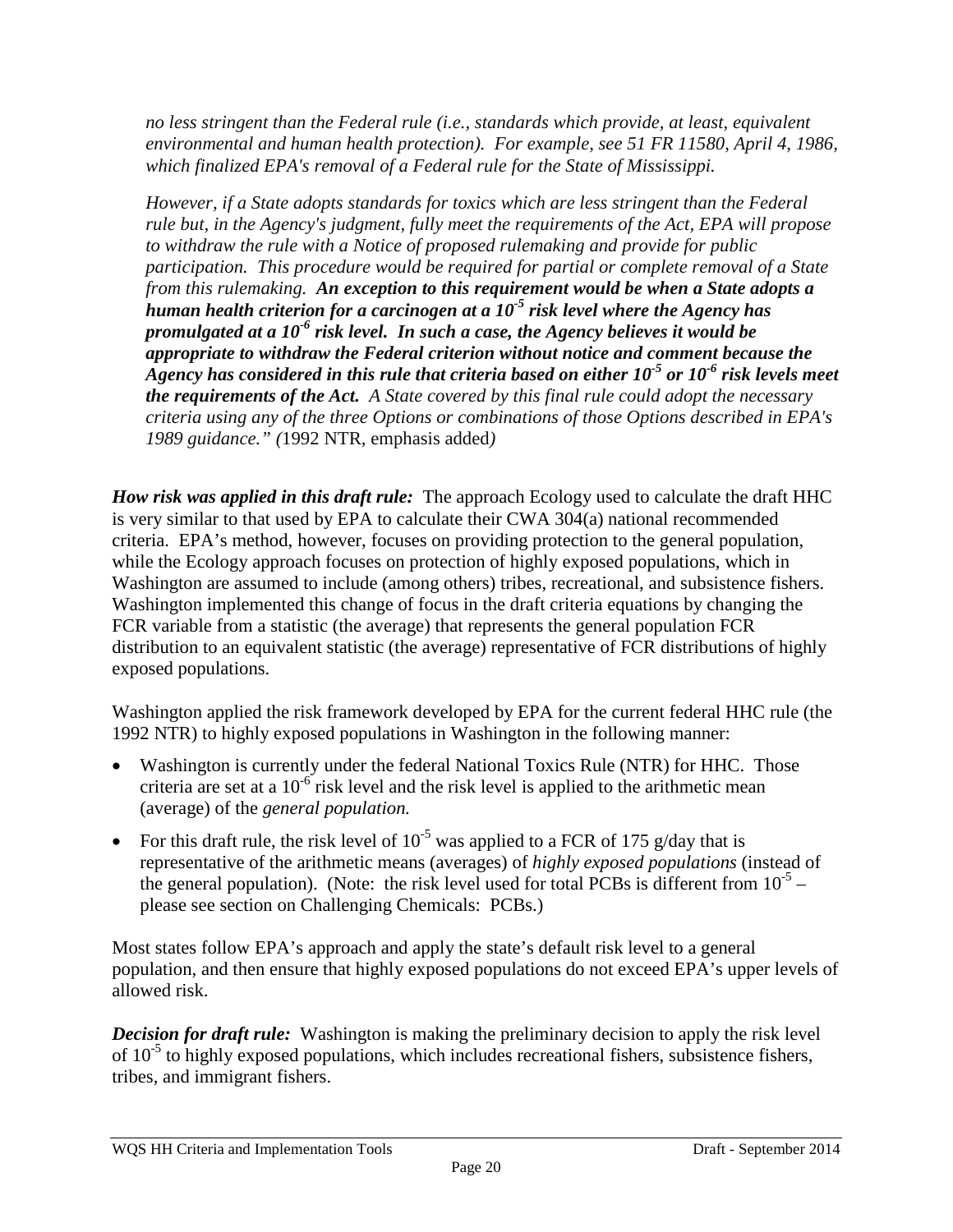*no less stringent than the Federal rule (i.e., standards which provide, at least, equivalent environmental and human health protection). For example, see 51 FR 11580, April 4, 1986, which finalized EPA's removal of a Federal rule for the State of Mississippi.*

*However, if a State adopts standards for toxics which are less stringent than the Federal rule but, in the Agency's judgment, fully meet the requirements of the Act, EPA will propose to withdraw the rule with a Notice of proposed rulemaking and provide for public participation. This procedure would be required for partial or complete removal of a State from this rulemaking.* ***An exception to this requirement would be when a State adopts a human health criterion for a carcinogen at a $10^{-5}$ risk level where the Agency has promulgated at a $10^{-6}$ risk level. In such a case, the Agency believes it would be appropriate to withdraw the Federal criterion without notice and comment because the Agency has considered in this rule that criteria based on either $10^{-5}$ or $10^{-6}$ risk levels meet the requirements of the Act.*** *A State covered by this final rule could adopt the necessary criteria using any of the three Options or combinations of those Options described in EPA's 1989 guidance." (*1992 NTR, emphasis added*)*

***How risk was applied in this draft rule:*** The approach Ecology used to calculate the draft HHC is very similar to that used by EPA to calculate their CWA 304(a) national recommended criteria. EPA's method, however, focuses on providing protection to the general population, while the Ecology approach focuses on protection of highly exposed populations, which in Washington are assumed to include (among others) tribes, recreational, and subsistence fishers. Washington implemented this change of focus in the draft criteria equations by changing the FCR variable from a statistic (the average) that represents the general population FCR distribution to an equivalent statistic (the average) representative of FCR distributions of highly exposed populations.

Washington applied the risk framework developed by EPA for the current federal HHC rule (the 1992 NTR) to highly exposed populations in Washington in the following manner:

- Washington is currently under the federal National Toxics Rule (NTR) for HHC. Those criteria are set at a $10^{-6}$ risk level and the risk level is applied to the arithmetic mean (average) of the *general population.*
- For this draft rule, the risk level of $10^{-5}$ was applied to a FCR of 175 g/day that is representative of the arithmetic means (averages) of *highly exposed populations* (instead of the general population). (Note: the risk level used for total PCBs is different from $10^{-5}$ – please see section on Challenging Chemicals: PCBs.)

Most states follow EPA's approach and apply the state's default risk level to a general population, and then ensure that highly exposed populations do not exceed EPA's upper levels of allowed risk.

***Decision for draft rule:*** Washington is making the preliminary decision to apply the risk level of $10^{-5}$ to highly exposed populations, which includes recreational fishers, subsistence fishers, tribes, and immigrant fishers.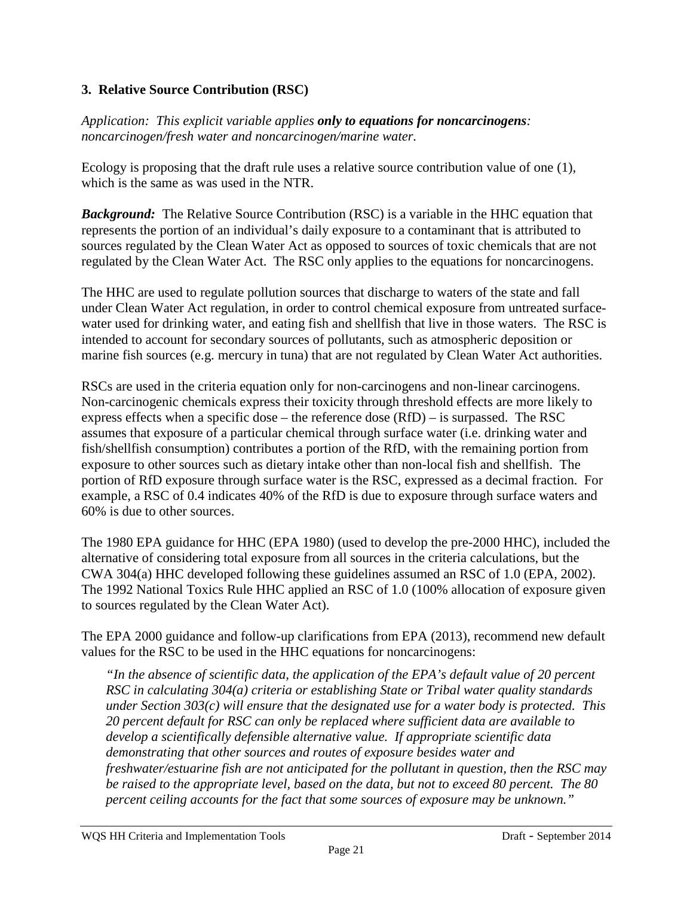### 3. Relative Source Contribution (RSC)

*Application: This explicit variable applies **only to equations for noncarcinogens**: noncarcinogen/fresh water and noncarcinogen/marine water.*

Ecology is proposing that the draft rule uses a relative source contribution value of one (1), which is the same as was used in the NTR.

***Background:*** The Relative Source Contribution (RSC) is a variable in the HHC equation that represents the portion of an individual's daily exposure to a contaminant that is attributed to sources regulated by the Clean Water Act as opposed to sources of toxic chemicals that are not regulated by the Clean Water Act. The RSC only applies to the equations for noncarcinogens.

The HHC are used to regulate pollution sources that discharge to waters of the state and fall under Clean Water Act regulation, in order to control chemical exposure from untreated surface-water used for drinking water, and eating fish and shellfish that live in those waters. The RSC is intended to account for secondary sources of pollutants, such as atmospheric deposition or marine fish sources (e.g. mercury in tuna) that are not regulated by Clean Water Act authorities.

RSCs are used in the criteria equation only for non-carcinogens and non-linear carcinogens. Non-carcinogenic chemicals express their toxicity through threshold effects are more likely to express effects when a specific dose – the reference dose (RfD) – is surpassed. The RSC assumes that exposure of a particular chemical through surface water (i.e. drinking water and fish/shellfish consumption) contributes a portion of the RfD, with the remaining portion from exposure to other sources such as dietary intake other than non-local fish and shellfish. The portion of RfD exposure through surface water is the RSC, expressed as a decimal fraction. For example, a RSC of 0.4 indicates 40% of the RfD is due to exposure through surface waters and 60% is due to other sources.

The 1980 EPA guidance for HHC (EPA 1980) (used to develop the pre-2000 HHC), included the alternative of considering total exposure from all sources in the criteria calculations, but the CWA 304(a) HHC developed following these guidelines assumed an RSC of 1.0 (EPA, 2002). The 1992 National Toxics Rule HHC applied an RSC of 1.0 (100% allocation of exposure given to sources regulated by the Clean Water Act).

The EPA 2000 guidance and follow-up clarifications from EPA (2013), recommend new default values for the RSC to be used in the HHC equations for noncarcinogens:

> *"In the absence of scientific data, the application of the EPA's default value of 20 percent RSC in calculating 304(a) criteria or establishing State or Tribal water quality standards under Section 303(c) will ensure that the designated use for a water body is protected. This 20 percent default for RSC can only be replaced where sufficient data are available to develop a scientifically defensible alternative value. If appropriate scientific data demonstrating that other sources and routes of exposure besides water and freshwater/estuarine fish are not anticipated for the pollutant in question, then the RSC may be raised to the appropriate level, based on the data, but not to exceed 80 percent. The 80 percent ceiling accounts for the fact that some sources of exposure may be unknown."*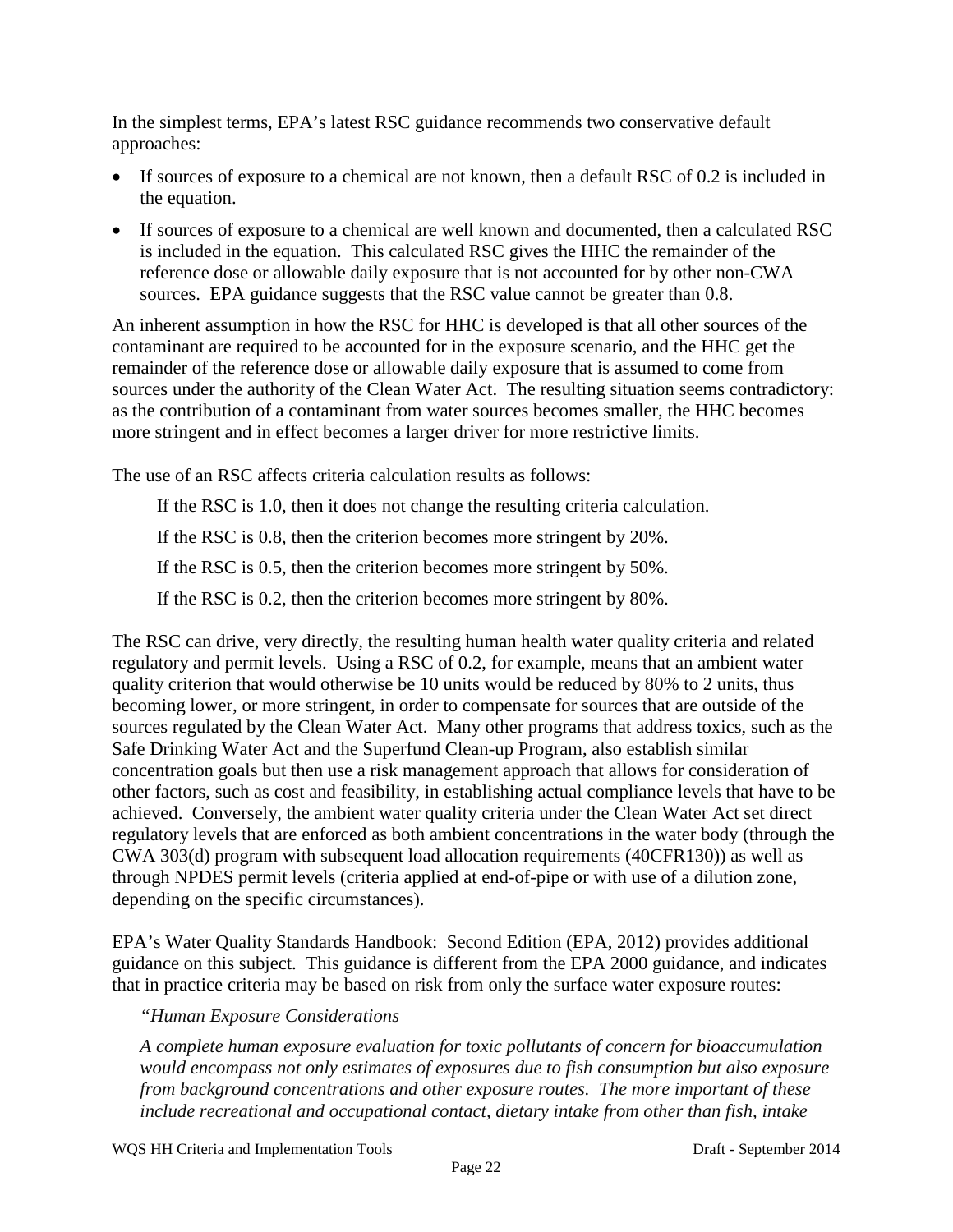In the simplest terms, EPA's latest RSC guidance recommends two conservative default approaches:

- If sources of exposure to a chemical are not known, then a default RSC of 0.2 is included in the equation.
- If sources of exposure to a chemical are well known and documented, then a calculated RSC is included in the equation. This calculated RSC gives the HHC the remainder of the reference dose or allowable daily exposure that is not accounted for by other non-CWA sources. EPA guidance suggests that the RSC value cannot be greater than 0.8.

An inherent assumption in how the RSC for HHC is developed is that all other sources of the contaminant are required to be accounted for in the exposure scenario, and the HHC get the remainder of the reference dose or allowable daily exposure that is assumed to come from sources under the authority of the Clean Water Act. The resulting situation seems contradictory: as the contribution of a contaminant from water sources becomes smaller, the HHC becomes more stringent and in effect becomes a larger driver for more restrictive limits.

The use of an RSC affects criteria calculation results as follows:

If the RSC is 1.0, then it does not change the resulting criteria calculation.

If the RSC is 0.8, then the criterion becomes more stringent by 20%.

If the RSC is 0.5, then the criterion becomes more stringent by 50%.

If the RSC is 0.2, then the criterion becomes more stringent by 80%.

The RSC can drive, very directly, the resulting human health water quality criteria and related regulatory and permit levels. Using a RSC of 0.2, for example, means that an ambient water quality criterion that would otherwise be 10 units would be reduced by 80% to 2 units, thus becoming lower, or more stringent, in order to compensate for sources that are outside of the sources regulated by the Clean Water Act. Many other programs that address toxics, such as the Safe Drinking Water Act and the Superfund Clean-up Program, also establish similar concentration goals but then use a risk management approach that allows for consideration of other factors, such as cost and feasibility, in establishing actual compliance levels that have to be achieved. Conversely, the ambient water quality criteria under the Clean Water Act set direct regulatory levels that are enforced as both ambient concentrations in the water body (through the CWA 303(d) program with subsequent load allocation requirements (40CFR130)) as well as through NPDES permit levels (criteria applied at end-of-pipe or with use of a dilution zone, depending on the specific circumstances).

EPA's Water Quality Standards Handbook: Second Edition (EPA, 2012) provides additional guidance on this subject. This guidance is different from the EPA 2000 guidance, and indicates that in practice criteria may be based on risk from only the surface water exposure routes:

*"Human Exposure Considerations*

*A complete human exposure evaluation for toxic pollutants of concern for bioaccumulation would encompass not only estimates of exposures due to fish consumption but also exposure from background concentrations and other exposure routes. The more important of these include recreational and occupational contact, dietary intake from other than fish, intake*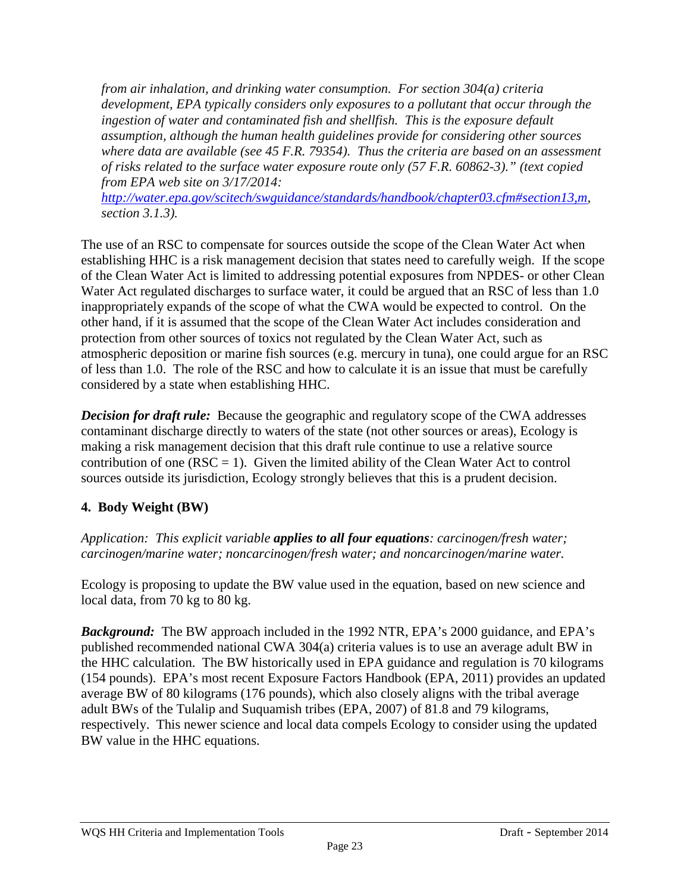*from air inhalation, and drinking water consumption. For section 304(a) criteria development, EPA typically considers only exposures to a pollutant that occur through the ingestion of water and contaminated fish and shellfish. This is the exposure default assumption, although the human health guidelines provide for considering other sources where data are available (see 45 F.R. 79354). Thus the criteria are based on an assessment of risks related to the surface water exposure route only (57 F.R. 60862-3)." (text copied from EPA web site on 3/17/2014: [http://water.epa.gov/scitech/swguidance/standards/handbook/chapter03.cfm#section13,m](http://water.epa.gov/scitech/swguidance/standards/handbook/chapter03.cfm#section13,m), section 3.1.3).*

The use of an RSC to compensate for sources outside the scope of the Clean Water Act when establishing HHC is a risk management decision that states need to carefully weigh. If the scope of the Clean Water Act is limited to addressing potential exposures from NPDES- or other Clean Water Act regulated discharges to surface water, it could be argued that an RSC of less than 1.0 inappropriately expands of the scope of what the CWA would be expected to control. On the other hand, if it is assumed that the scope of the Clean Water Act includes consideration and protection from other sources of toxics not regulated by the Clean Water Act, such as atmospheric deposition or marine fish sources (e.g. mercury in tuna), one could argue for an RSC of less than 1.0. The role of the RSC and how to calculate it is an issue that must be carefully considered by a state when establishing HHC.

***Decision for draft rule:*** Because the geographic and regulatory scope of the CWA addresses contaminant discharge directly to waters of the state (not other sources or areas), Ecology is making a risk management decision that this draft rule continue to use a relative source contribution of one (RSC = 1). Given the limited ability of the Clean Water Act to control sources outside its jurisdiction, Ecology strongly believes that this is a prudent decision.

## 4. Body Weight (BW)

*Application: This explicit variable **applies to all four equations**: carcinogen/fresh water; carcinogen/marine water; noncarcinogen/fresh water; and noncarcinogen/marine water.*

Ecology is proposing to update the BW value used in the equation, based on new science and local data, from 70 kg to 80 kg.

***Background:*** The BW approach included in the 1992 NTR, EPA's 2000 guidance, and EPA's published recommended national CWA 304(a) criteria values is to use an average adult BW in the HHC calculation. The BW historically used in EPA guidance and regulation is 70 kilograms (154 pounds). EPA's most recent Exposure Factors Handbook (EPA, 2011) provides an updated average BW of 80 kilograms (176 pounds), which also closely aligns with the tribal average adult BWs of the Tulalip and Suquamish tribes (EPA, 2007) of 81.8 and 79 kilograms, respectively. This newer science and local data compels Ecology to consider using the updated BW value in the HHC equations.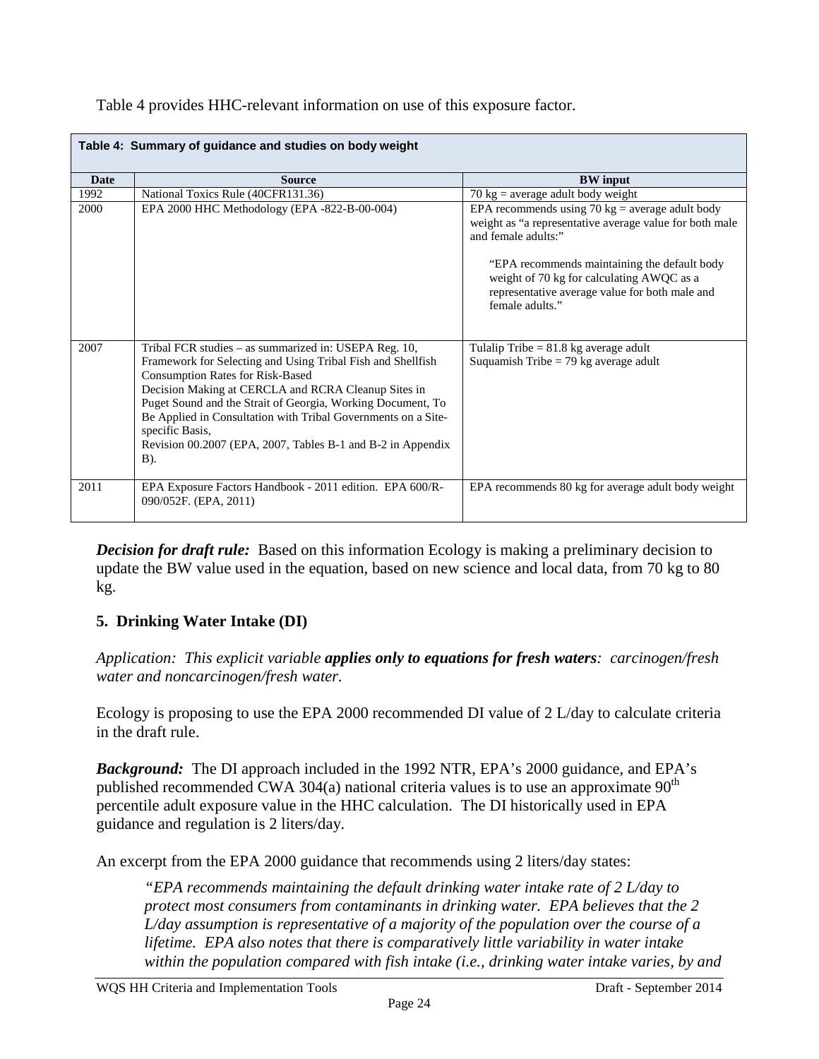Table 4 provides HHC-relevant information on use of this exposure factor.

**Table 4: Summary of guidance and studies on body weight**

| Date | Source | BW input |
|---|---|---|
| 1992 | National Toxics Rule (40CFR131.36) | 70 kg = average adult body weight |
| 2000 | EPA 2000 HHC Methodology (EPA -822-B-00-004) | EPA recommends using 70 kg = average adult body weight as "a representative average value for both male and female adults:" "EPA recommends maintaining the default body weight of 70 kg for calculating AWQC as a representative average value for both male and female adults." |
| 2007 | Tribal FCR studies – as summarized in: USEPA Reg. 10, Framework for Selecting and Using Tribal Fish and Shellfish Consumption Rates for Risk-Based Decision Making at CERCLA and RCRA Cleanup Sites in Puget Sound and the Strait of Georgia, Working Document, To Be Applied in Consultation with Tribal Governments on a Site-specific Basis, Revision 00.2007 (EPA, 2007, Tables B-1 and B-2 in Appendix B). | Tulalip Tribe = 81.8 kg average adult<br>Suquamish Tribe = 79 kg average adult |
| 2011 | EPA Exposure Factors Handbook - 2011 edition. EPA 600/R-090/052F. (EPA, 2011) | EPA recommends 80 kg for average adult body weight |

***Decision for draft rule:*** Based on this information Ecology is making a preliminary decision to update the BW value used in the equation, based on new science and local data, from 70 kg to 80 kg.

## 5. Drinking Water Intake (DI)

*Application: This explicit variable **applies only to equations for fresh waters**: carcinogen/fresh water and noncarcinogen/fresh water.*

Ecology is proposing to use the EPA 2000 recommended DI value of 2 L/day to calculate criteria in the draft rule.

***Background:*** The DI approach included in the 1992 NTR, EPA's 2000 guidance, and EPA's published recommended CWA 304(a) national criteria values is to use an approximate 90th percentile adult exposure value in the HHC calculation. The DI historically used in EPA guidance and regulation is 2 liters/day.

An excerpt from the EPA 2000 guidance that recommends using 2 liters/day states:

> *"EPA recommends maintaining the default drinking water intake rate of 2 L/day to protect most consumers from contaminants in drinking water. EPA believes that the 2 L/day assumption is representative of a majority of the population over the course of a lifetime. EPA also notes that there is comparatively little variability in water intake within the population compared with fish intake (i.e., drinking water intake varies, by and*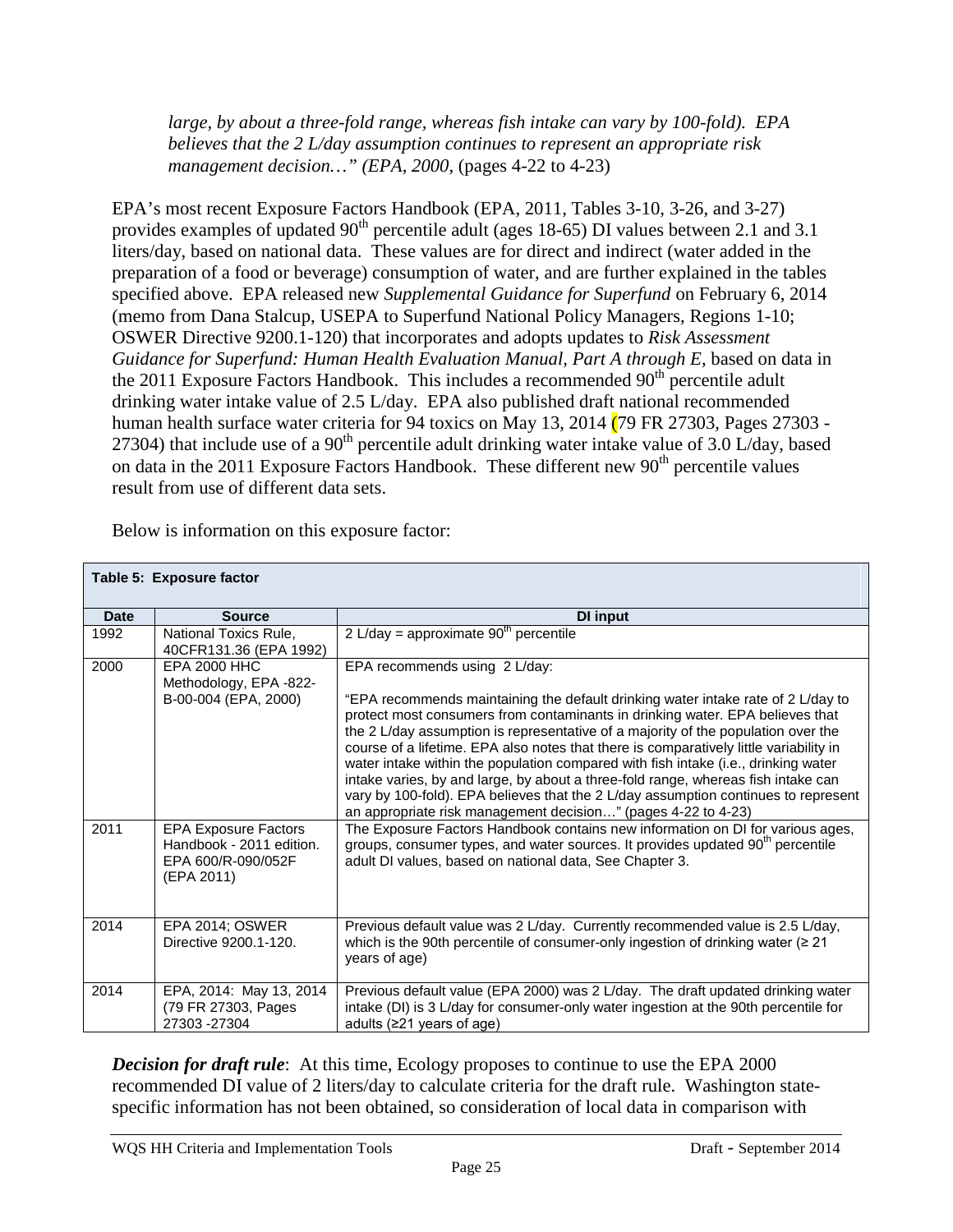*large, by about a three-fold range, whereas fish intake can vary by 100-fold). EPA believes that the 2 L/day assumption continues to represent an appropriate risk management decision…" (EPA, 2000,* (pages 4-22 to 4-23)

EPA's most recent Exposure Factors Handbook (EPA, 2011, Tables 3-10, 3-26, and 3-27) provides examples of updated 90th percentile adult (ages 18-65) DI values between 2.1 and 3.1 liters/day, based on national data. These values are for direct and indirect (water added in the preparation of a food or beverage) consumption of water, and are further explained in the tables specified above. EPA released new *Supplemental Guidance for Superfund* on February 6, 2014 (memo from Dana Stalcup, USEPA to Superfund National Policy Managers, Regions 1-10; OSWER Directive 9200.1-120) that incorporates and adopts updates to *Risk Assessment Guidance for Superfund: Human Health Evaluation Manual, Part A through E*, based on data in the 2011 Exposure Factors Handbook. This includes a recommended 90th percentile adult drinking water intake value of 2.5 L/day. EPA also published draft national recommended human health surface water criteria for 94 toxics on May 13, 2014 (79 FR 27303, Pages 27303 - 27304) that include use of a 90th percentile adult drinking water intake value of 3.0 L/day, based on data in the 2011 Exposure Factors Handbook. These different new 90th percentile values result from use of different data sets.

Below is information on this exposure factor:

**Table 5: Exposure factor**

| Date | Source | DI input |
|---|---|---|
| 1992 | National Toxics Rule, 40CFR131.36 (EPA 1992) | 2 L/day = approximate 90th percentile |
| 2000 | EPA 2000 HHC Methodology, EPA -822-B-00-004 (EPA, 2000) | EPA recommends using 2 L/day:<br><br>"EPA recommends maintaining the default drinking water intake rate of 2 L/day to protect most consumers from contaminants in drinking water. EPA believes that the 2 L/day assumption is representative of a majority of the population over the course of a lifetime. EPA also notes that there is comparatively little variability in water intake within the population compared with fish intake (i.e., drinking water intake varies, by and large, by about a three-fold range, whereas fish intake can vary by 100-fold). EPA believes that the 2 L/day assumption continues to represent an appropriate risk management decision…" (pages 4-22 to 4-23) |
| 2011 | EPA Exposure Factors Handbook - 2011 edition. EPA 600/R-090/052F (EPA 2011) | The Exposure Factors Handbook contains new information on DI for various ages, groups, consumer types, and water sources. It provides updated 90th percentile adult DI values, based on national data, See Chapter 3. |
| 2014 | EPA 2014; OSWER Directive 9200.1-120. | Previous default value was 2 L/day. Currently recommended value is 2.5 L/day, which is the 90th percentile of consumer-only ingestion of drinking water (≥ 21 years of age) |
| 2014 | EPA, 2014: May 13, 2014 (79 FR 27303, Pages 27303 -27304 | Previous default value (EPA 2000) was 2 L/day. The draft updated drinking water intake (DI) is 3 L/day for consumer-only water ingestion at the 90th percentile for adults (≥21 years of age) |

***Decision for draft rule***: At this time, Ecology proposes to continue to use the EPA 2000 recommended DI value of 2 liters/day to calculate criteria for the draft rule. Washington state-specific information has not been obtained, so consideration of local data in comparison with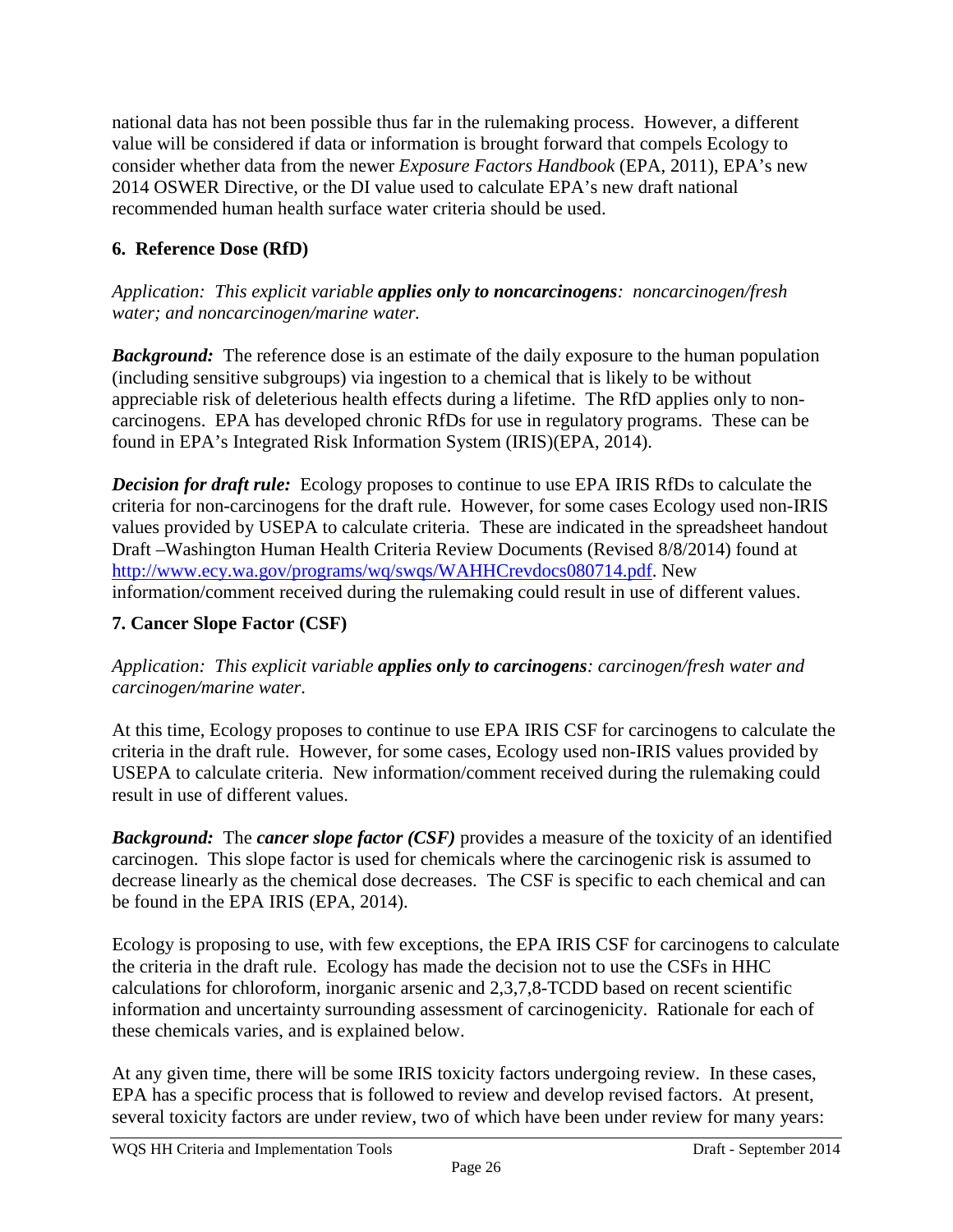national data has not been possible thus far in the rulemaking process. However, a different value will be considered if data or information is brought forward that compels Ecology to consider whether data from the newer *Exposure Factors Handbook* (EPA, 2011), EPA's new 2014 OSWER Directive, or the DI value used to calculate EPA's new draft national recommended human health surface water criteria should be used.

### 6. Reference Dose (RfD)

*Application: This explicit variable* ***applies only to noncarcinogens****: noncarcinogen/fresh water; and noncarcinogen/marine water.*

***Background:*** The reference dose is an estimate of the daily exposure to the human population (including sensitive subgroups) via ingestion to a chemical that is likely to be without appreciable risk of deleterious health effects during a lifetime. The RfD applies only to non-carcinogens. EPA has developed chronic RfDs for use in regulatory programs. These can be found in EPA's Integrated Risk Information System (IRIS)(EPA, 2014).

***Decision for draft rule:*** Ecology proposes to continue to use EPA IRIS RfDs to calculate the criteria for non-carcinogens for the draft rule. However, for some cases Ecology used non-IRIS values provided by USEPA to calculate criteria. These are indicated in the spreadsheet handout Draft –Washington Human Health Criteria Review Documents (Revised 8/8/2014) found at http://www.ecy.wa.gov/programs/wq/swqs/WAHHCrevdocs080714.pdf. New information/comment received during the rulemaking could result in use of different values.

### 7. Cancer Slope Factor (CSF)

*Application: This explicit variable* ***applies only to carcinogens****: carcinogen/fresh water and carcinogen/marine water.*

At this time, Ecology proposes to continue to use EPA IRIS CSF for carcinogens to calculate the criteria in the draft rule. However, for some cases, Ecology used non-IRIS values provided by USEPA to calculate criteria. New information/comment received during the rulemaking could result in use of different values.

***Background:*** The ***cancer slope factor (CSF)*** provides a measure of the toxicity of an identified carcinogen. This slope factor is used for chemicals where the carcinogenic risk is assumed to decrease linearly as the chemical dose decreases. The CSF is specific to each chemical and can be found in the EPA IRIS (EPA, 2014).

Ecology is proposing to use, with few exceptions, the EPA IRIS CSF for carcinogens to calculate the criteria in the draft rule. Ecology has made the decision not to use the CSFs in HHC calculations for chloroform, inorganic arsenic and 2,3,7,8-TCDD based on recent scientific information and uncertainty surrounding assessment of carcinogenicity. Rationale for each of these chemicals varies, and is explained below.

At any given time, there will be some IRIS toxicity factors undergoing review. In these cases, EPA has a specific process that is followed to review and develop revised factors. At present, several toxicity factors are under review, two of which have been under review for many years: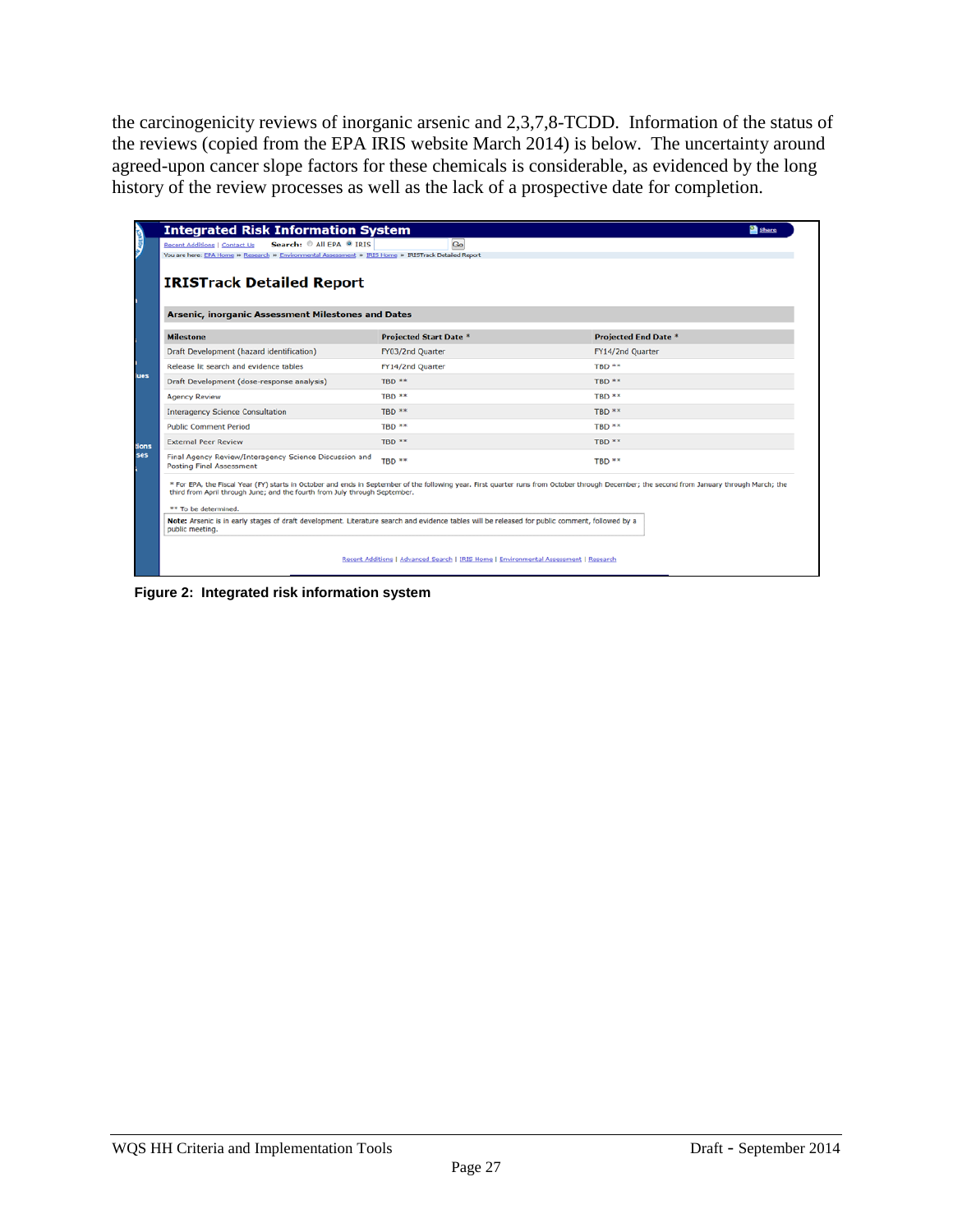the carcinogenicity reviews of inorganic arsenic and 2,3,7,8-TCDD. Information of the status of the reviews (copied from the EPA IRIS website March 2014) is below. The uncertainty around agreed-upon cancer slope factors for these chemicals is considerable, as evidenced by the long history of the review processes as well as the lack of a prospective date for completion.

**Integrated Risk Information System**

Recent Additions | Contact Us   Search: All EPA IRIS   Go

You are here: EPA Home » Research » Environmental Assessment » IRIS Home » IRISTrack Detailed Report

## IRISTrack Detailed Report

**Arsenic, inorganic Assessment Milestones and Dates**

| Milestone | Projected Start Date * | Projected End Date * |
|---|---|---|
| Draft Development (hazard identification) | FY03/2nd Quarter | FY14/2nd Quarter |
| Release lit search and evidence tables | FY14/2nd Quarter | TBD ** |
| Draft Development (dose-response analysis) | TBD ** | TBD ** |
| Agency Review | TBD ** | TBD ** |
| Interagency Science Consultation | TBD ** | TBD ** |
| Public Comment Period | TBD ** | TBD ** |
| External Peer Review | TBD ** | TBD ** |
| Final Agency Review/Interagency Science Discussion and Posting Final Assessment | TBD ** | TBD ** |

* For EPA, the Fiscal Year (FY) starts in October and ends in September of the following year. First quarter runs from October through December; the second from January through March; the third from April through June; and the fourth from July through September.

** To be determined.

**Note:** Arsenic is in early stages of draft development. Literature search and evidence tables will be released for public comment, followed by a public meeting.

Recent Additions | Advanced Search | IRIS Home | Environmental Assessment | Research

**Figure 2: Integrated risk information system**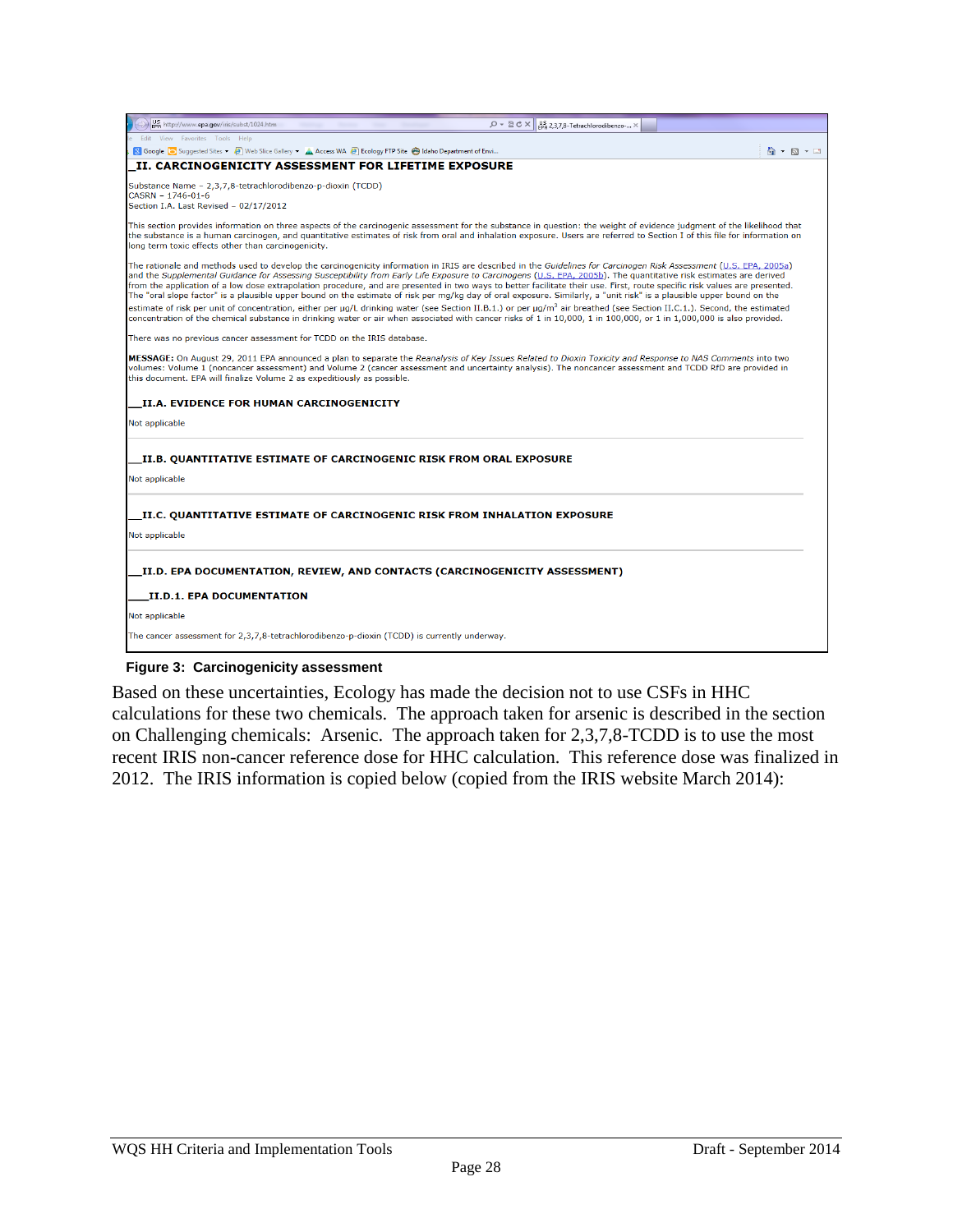## II. CARCINOGENICITY ASSESSMENT FOR LIFETIME EXPOSURE

Substance Name – 2,3,7,8-tetrachlorodibenzo-p-dioxin (TCDD)
CASRN – 1746-01-6
Section I.A. Last Revised – 02/17/2012

This section provides information on three aspects of the carcinogenic assessment for the substance in question: the weight of evidence judgment of the likelihood that the substance is a human carcinogen, and quantitative estimates of risk from oral and inhalation exposure. Users are referred to Section I of this file for information on long term toxic effects other than carcinogenicity.

The rationale and methods used to develop the carcinogenicity information in IRIS are described in the *Guidelines for Carcinogen Risk Assessment* (U.S. EPA, 2005a) and the *Supplemental Guidance for Assessing Susceptibility from Early Life Exposure to Carcinogens* (U.S. EPA, 2005b). The quantitative risk estimates are derived from the application of a low dose extrapolation procedure, and are presented in two ways to better facilitate their use. First, route specific risk values are presented. The "oral slope factor" is a plausible upper bound on the estimate of risk per mg/kg day of oral exposure. Similarly, a "unit risk" is a plausible upper bound on the estimate of risk per unit of concentration, either per µg/L drinking water (see Section II.B.1.) or per µg/m$^3$ air breathed (see Section II.C.1.). Second, the estimated concentration of the chemical substance in drinking water or air when associated with cancer risks of 1 in 10,000, 1 in 100,000, or 1 in 1,000,000 is also provided.

There was no previous cancer assessment for TCDD on the IRIS database.

**MESSAGE:** On August 29, 2011 EPA announced a plan to separate the *Reanalysis of Key Issues Related to Dioxin Toxicity and Response to NAS Comments* into two volumes: Volume 1 (noncancer assessment) and Volume 2 (cancer assessment and uncertainty analysis). The noncancer assessment and TCDD RfD are provided in this document. EPA will finalize Volume 2 as expeditiously as possible.

### II.A. EVIDENCE FOR HUMAN CARCINOGENICITY

Not applicable

### II.B. QUANTITATIVE ESTIMATE OF CARCINOGENIC RISK FROM ORAL EXPOSURE

Not applicable

### II.C. QUANTITATIVE ESTIMATE OF CARCINOGENIC RISK FROM INHALATION EXPOSURE

Not applicable

### II.D. EPA DOCUMENTATION, REVIEW, AND CONTACTS (CARCINOGENICITY ASSESSMENT)

#### II.D.1. EPA DOCUMENTATION

Not applicable

The cancer assessment for 2,3,7,8-tetrachlorodibenzo-p-dioxin (TCDD) is currently underway.

**Figure 3: Carcinogenicity assessment**

Based on these uncertainties, Ecology has made the decision not to use CSFs in HHC calculations for these two chemicals. The approach taken for arsenic is described in the section on Challenging chemicals: Arsenic. The approach taken for 2,3,7,8-TCDD is to use the most recent IRIS non-cancer reference dose for HHC calculation. This reference dose was finalized in 2012. The IRIS information is copied below (copied from the IRIS website March 2014):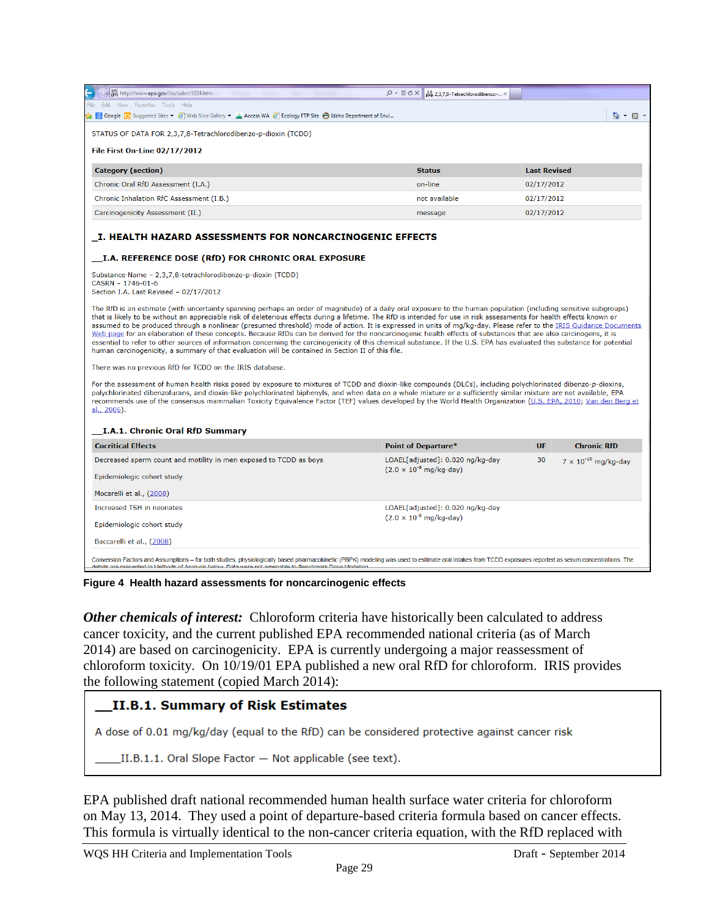STATUS OF DATA FOR 2,3,7,8-Tetrachlorodibenzo-p-dioxin (TCDD)

File First On-Line 02/17/2012

| Category (section) | Status | Last Revised |
|---|---|---|
| Chronic Oral RfD Assessment (I.A.) | on-line | 02/17/2012 |
| Chronic Inhalation RfC Assessment (I.B.) | not available | 02/17/2012 |
| Carcinogenicity Assessment (II.) | message | 02/17/2012 |

## _I. HEALTH HAZARD ASSESSMENTS FOR NONCARCINOGENIC EFFECTS

### __I.A. REFERENCE DOSE (RfD) FOR CHRONIC ORAL EXPOSURE

Substance Name – 2,3,7,8-tetrachlorodibenzo-p-dioxin (TCDD)
CASRN – 1746-01-6
Section I.A. Last Revised – 02/17/2012

The RfD is an estimate (with uncertainty spanning perhaps an order of magnitude) of a daily oral exposure to the human population (including sensitive subgroups) that is likely to be without an appreciable risk of deleterious effects during a lifetime. The RfD is intended for use in risk assessments for health effects known or assumed to be produced through a nonlinear (presumed threshold) mode of action. It is expressed in units of mg/kg-day. Please refer to the IRIS Guidance Documents Web page for an elaboration of these concepts. Because RfDs can be derived for the noncarcinogenic health effects of substances that are also carcinogens, it is essential to refer to other sources of information concerning the carcinogenicity of this chemical substance. If the U.S. EPA has evaluated this substance for potential human carcinogenicity, a summary of that evaluation will be contained in Section II of this file.

There was no previous RfD for TCDD on the IRIS database.

For the assessment of human health risks posed by exposure to mixtures of TCDD and dioxin-like compounds (DLCs), including polychlorinated dibenzo-*p*-dioxins, polychlorinated dibenzofurans, and dioxin-like polychlorinated biphenyls, and when data on a whole mixture or a sufficiently similar mixture are not available, EPA recommends use of the consensus mammalian Toxicity Equivalence Factor (TEF) values developed by the World Health Organization (U.S. EPA, 2010; Van den Berg et al., 2006).

#### __I.A.1. Chronic Oral RfD Summary

| Cocritical Effects | Point of Departure* | UF | Chronic RfD |
|---|---|---|---|
| Decreased sperm count and motility in men exposed to TCDD as boys<br><br>Epidemiologic cohort study<br><br>Mocarelli et al., (2008) | LOAEL[adjusted]: 0.020 ng/kg-day ($2.0 \times 10^{-8}$ mg/kg-day) | 30 | $7 \times 10^{-10}$ mg/kg-day |
| Increased TSH in neonates<br><br>Epidemiologic cohort study<br><br>Baccarelli et al., (2008) | LOAEL[adjusted]: 0.020 ng/kg-day ($2.0 \times 10^{-8}$ mg/kg-day) | | |

Conversion Factors and Assumptions – for both studies, physiologically based pharmacokinetic (PBPK) modeling was used to estimate oral intakes from TCDD exposures reported as serum concentrations. The details are presented in Methods of Analysis below. Data were not amenable to Benchmark Dose Modeling.

**Figure 4 Health hazard assessments for noncarcinogenic effects**

***Other chemicals of interest:*** Chloroform criteria have historically been calculated to address cancer toxicity, and the current published EPA recommended national criteria (as of March 2014) are based on carcinogenicity. EPA is currently undergoing a major reassessment of chloroform toxicity. On 10/19/01 EPA published a new oral RfD for chloroform. IRIS provides the following statement (copied March 2014):

> **__II.B.1. Summary of Risk Estimates**
>
> A dose of 0.01 mg/kg/day (equal to the RfD) can be considered protective against cancer risk
>
> _____II.B.1.1. Oral Slope Factor — Not applicable (see text).

EPA published draft national recommended human health surface water criteria for chloroform on May 13, 2014. They used a point of departure-based criteria formula based on cancer effects. This formula is virtually identical to the non-cancer criteria equation, with the RfD replaced with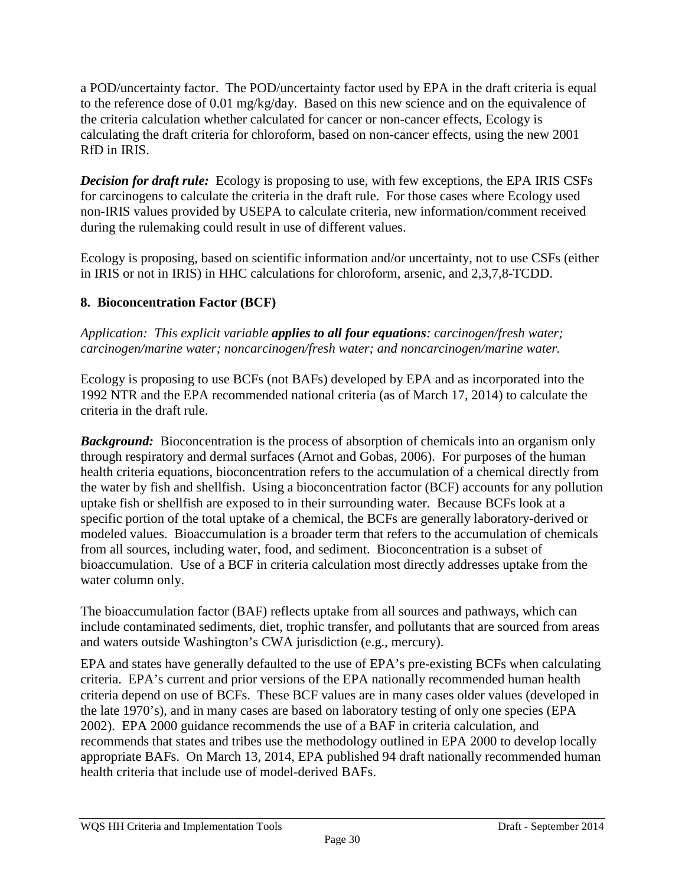a POD/uncertainty factor. The POD/uncertainty factor used by EPA in the draft criteria is equal to the reference dose of 0.01 mg/kg/day. Based on this new science and on the equivalence of the criteria calculation whether calculated for cancer or non-cancer effects, Ecology is calculating the draft criteria for chloroform, based on non-cancer effects, using the new 2001 RfD in IRIS.

***Decision for draft rule:*** Ecology is proposing to use, with few exceptions, the EPA IRIS CSFs for carcinogens to calculate the criteria in the draft rule. For those cases where Ecology used non-IRIS values provided by USEPA to calculate criteria, new information/comment received during the rulemaking could result in use of different values.

Ecology is proposing, based on scientific information and/or uncertainty, not to use CSFs (either in IRIS or not in IRIS) in HHC calculations for chloroform, arsenic, and 2,3,7,8-TCDD.

### 8. Bioconcentration Factor (BCF)

*Application: This explicit variable **applies to all four equations**: carcinogen/fresh water; carcinogen/marine water; noncarcinogen/fresh water; and noncarcinogen/marine water.*

Ecology is proposing to use BCFs (not BAFs) developed by EPA and as incorporated into the 1992 NTR and the EPA recommended national criteria (as of March 17, 2014) to calculate the criteria in the draft rule.

***Background:*** Bioconcentration is the process of absorption of chemicals into an organism only through respiratory and dermal surfaces (Arnot and Gobas, 2006). For purposes of the human health criteria equations, bioconcentration refers to the accumulation of a chemical directly from the water by fish and shellfish. Using a bioconcentration factor (BCF) accounts for any pollution uptake fish or shellfish are exposed to in their surrounding water. Because BCFs look at a specific portion of the total uptake of a chemical, the BCFs are generally laboratory-derived or modeled values. Bioaccumulation is a broader term that refers to the accumulation of chemicals from all sources, including water, food, and sediment. Bioconcentration is a subset of bioaccumulation. Use of a BCF in criteria calculation most directly addresses uptake from the water column only.

The bioaccumulation factor (BAF) reflects uptake from all sources and pathways, which can include contaminated sediments, diet, trophic transfer, and pollutants that are sourced from areas and waters outside Washington's CWA jurisdiction (e.g., mercury).

EPA and states have generally defaulted to the use of EPA's pre-existing BCFs when calculating criteria. EPA's current and prior versions of the EPA nationally recommended human health criteria depend on use of BCFs. These BCF values are in many cases older values (developed in the late 1970's), and in many cases are based on laboratory testing of only one species (EPA 2002). EPA 2000 guidance recommends the use of a BAF in criteria calculation, and recommends that states and tribes use the methodology outlined in EPA 2000 to develop locally appropriate BAFs. On March 13, 2014, EPA published 94 draft nationally recommended human health criteria that include use of model-derived BAFs.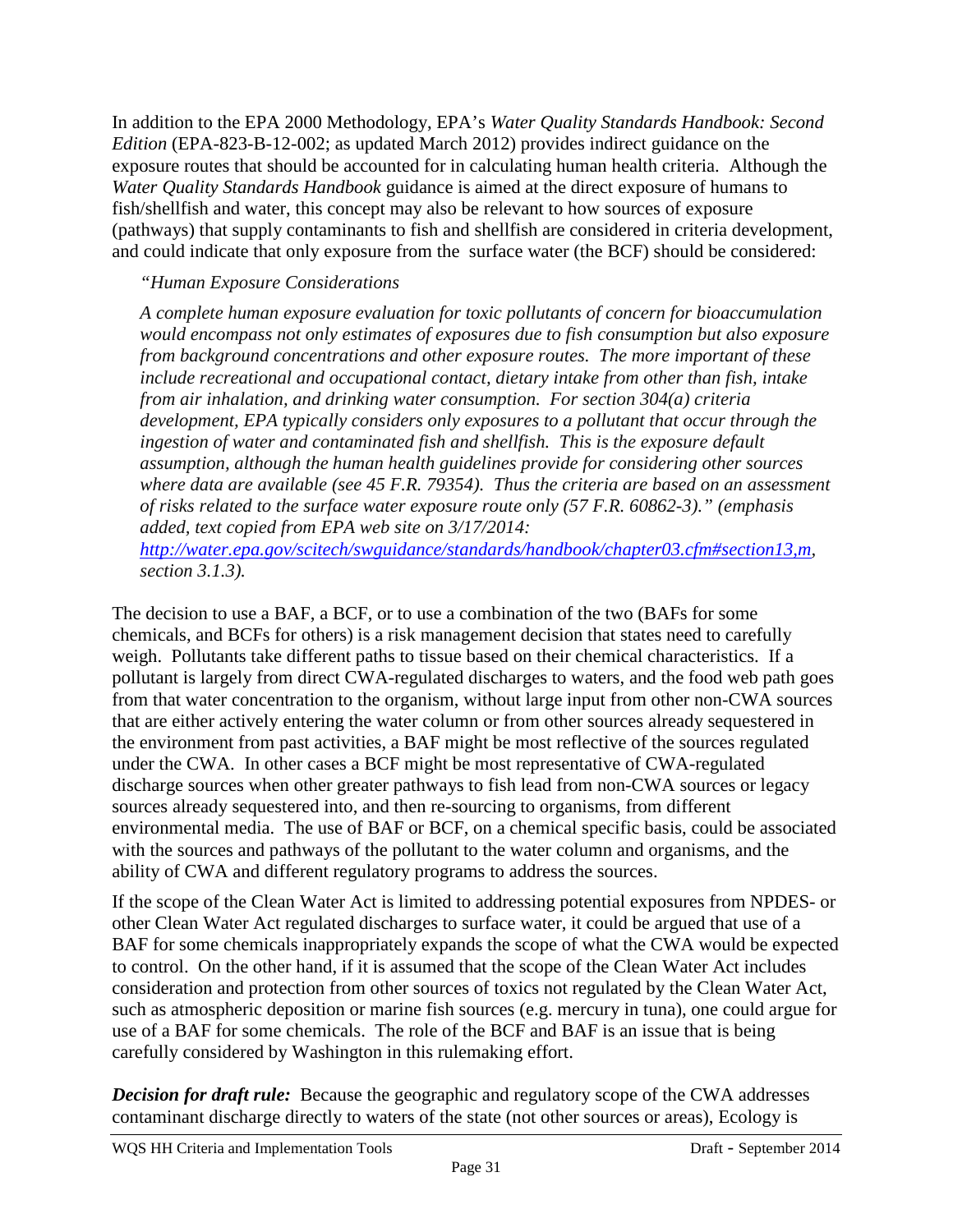In addition to the EPA 2000 Methodology, EPA's *Water Quality Standards Handbook: Second Edition* (EPA-823-B-12-002; as updated March 2012) provides indirect guidance on the exposure routes that should be accounted for in calculating human health criteria. Although the *Water Quality Standards Handbook* guidance is aimed at the direct exposure of humans to fish/shellfish and water, this concept may also be relevant to how sources of exposure (pathways) that supply contaminants to fish and shellfish are considered in criteria development, and could indicate that only exposure from the surface water (the BCF) should be considered:

> *"Human Exposure Considerations*
>
> *A complete human exposure evaluation for toxic pollutants of concern for bioaccumulation would encompass not only estimates of exposures due to fish consumption but also exposure from background concentrations and other exposure routes. The more important of these include recreational and occupational contact, dietary intake from other than fish, intake from air inhalation, and drinking water consumption. For section 304(a) criteria development, EPA typically considers only exposures to a pollutant that occur through the ingestion of water and contaminated fish and shellfish. This is the exposure default assumption, although the human health guidelines provide for considering other sources where data are available (see 45 F.R. 79354). Thus the criteria are based on an assessment of risks related to the surface water exposure route only (57 F.R. 60862-3)." (emphasis added, text copied from EPA web site on 3/17/2014: [http://water.epa.gov/scitech/swguidance/standards/handbook/chapter03.cfm#section13,m](http://water.epa.gov/scitech/swguidance/standards/handbook/chapter03.cfm#section13,m), section 3.1.3).*

The decision to use a BAF, a BCF, or to use a combination of the two (BAFs for some chemicals, and BCFs for others) is a risk management decision that states need to carefully weigh. Pollutants take different paths to tissue based on their chemical characteristics. If a pollutant is largely from direct CWA-regulated discharges to waters, and the food web path goes from that water concentration to the organism, without large input from other non-CWA sources that are either actively entering the water column or from other sources already sequestered in the environment from past activities, a BAF might be most reflective of the sources regulated under the CWA. In other cases a BCF might be most representative of CWA-regulated discharge sources when other greater pathways to fish lead from non-CWA sources or legacy sources already sequestered into, and then re-sourcing to organisms, from different environmental media. The use of BAF or BCF, on a chemical specific basis, could be associated with the sources and pathways of the pollutant to the water column and organisms, and the ability of CWA and different regulatory programs to address the sources.

If the scope of the Clean Water Act is limited to addressing potential exposures from NPDES- or other Clean Water Act regulated discharges to surface water, it could be argued that use of a BAF for some chemicals inappropriately expands the scope of what the CWA would be expected to control. On the other hand, if it is assumed that the scope of the Clean Water Act includes consideration and protection from other sources of toxics not regulated by the Clean Water Act, such as atmospheric deposition or marine fish sources (e.g. mercury in tuna), one could argue for use of a BAF for some chemicals. The role of the BCF and BAF is an issue that is being carefully considered by Washington in this rulemaking effort.

***Decision for draft rule:*** Because the geographic and regulatory scope of the CWA addresses contaminant discharge directly to waters of the state (not other sources or areas), Ecology is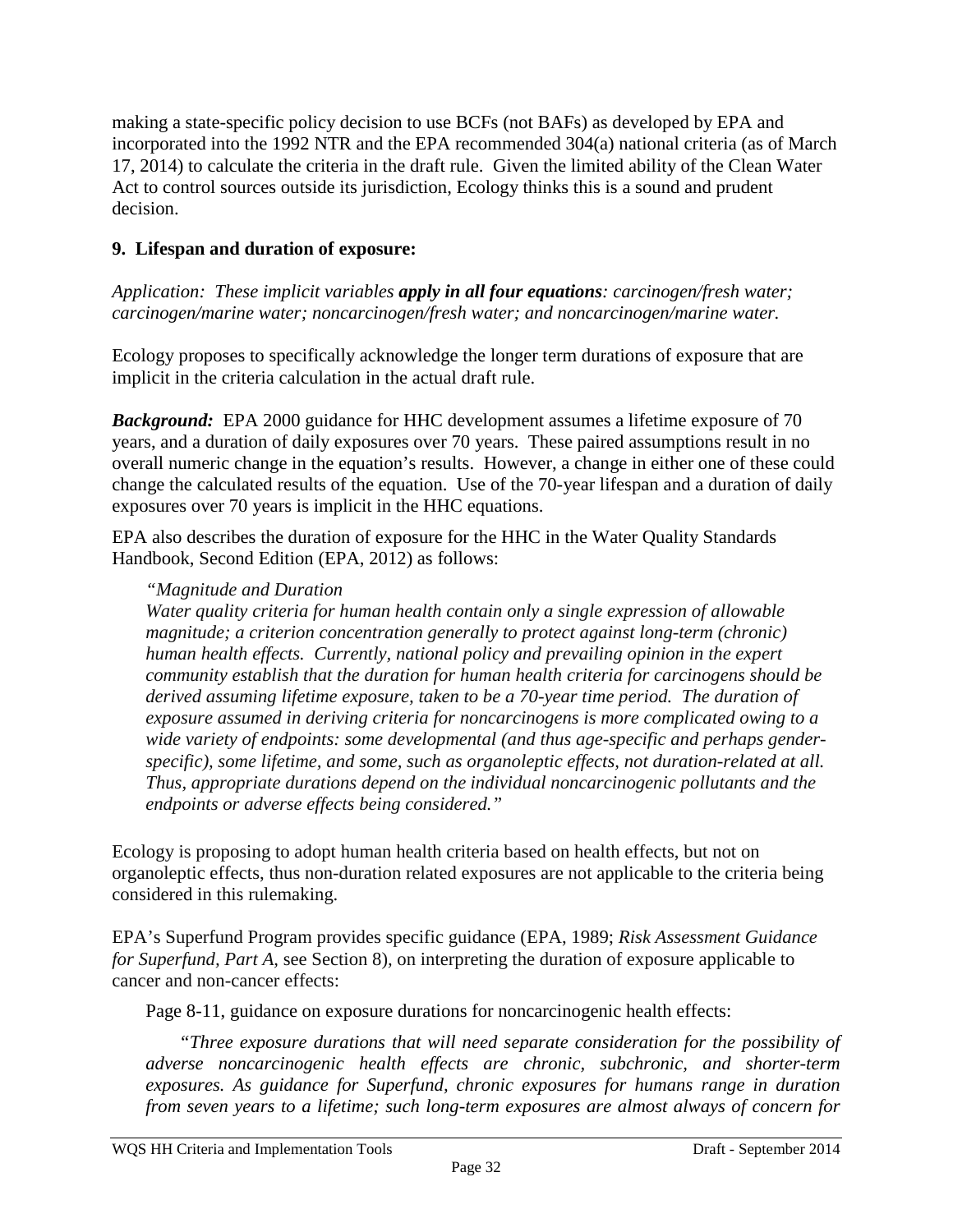making a state-specific policy decision to use BCFs (not BAFs) as developed by EPA and incorporated into the 1992 NTR and the EPA recommended 304(a) national criteria (as of March 17, 2014) to calculate the criteria in the draft rule. Given the limited ability of the Clean Water Act to control sources outside its jurisdiction, Ecology thinks this is a sound and prudent decision.

### 9. Lifespan and duration of exposure:

*Application: These implicit variables* ***apply in all four equations****: carcinogen/fresh water; carcinogen/marine water; noncarcinogen/fresh water; and noncarcinogen/marine water.*

Ecology proposes to specifically acknowledge the longer term durations of exposure that are implicit in the criteria calculation in the actual draft rule.

***Background:*** EPA 2000 guidance for HHC development assumes a lifetime exposure of 70 years, and a duration of daily exposures over 70 years. These paired assumptions result in no overall numeric change in the equation's results. However, a change in either one of these could change the calculated results of the equation. Use of the 70-year lifespan and a duration of daily exposures over 70 years is implicit in the HHC equations.

EPA also describes the duration of exposure for the HHC in the Water Quality Standards Handbook, Second Edition (EPA, 2012) as follows:

> *"Magnitude and Duration*
> *Water quality criteria for human health contain only a single expression of allowable magnitude; a criterion concentration generally to protect against long-term (chronic) human health effects. Currently, national policy and prevailing opinion in the expert community establish that the duration for human health criteria for carcinogens should be derived assuming lifetime exposure, taken to be a 70-year time period. The duration of exposure assumed in deriving criteria for noncarcinogens is more complicated owing to a wide variety of endpoints: some developmental (and thus age-specific and perhaps gender-specific), some lifetime, and some, such as organoleptic effects, not duration-related at all. Thus, appropriate durations depend on the individual noncarcinogenic pollutants and the endpoints or adverse effects being considered."*

Ecology is proposing to adopt human health criteria based on health effects, but not on organoleptic effects, thus non-duration related exposures are not applicable to the criteria being considered in this rulemaking.

EPA's Superfund Program provides specific guidance (EPA, 1989; *Risk Assessment Guidance for Superfund, Part A*, see Section 8), on interpreting the duration of exposure applicable to cancer and non-cancer effects:

Page 8-11, guidance on exposure durations for noncarcinogenic health effects:

> *"Three exposure durations that will need separate consideration for the possibility of adverse noncarcinogenic health effects are chronic, subchronic, and shorter-term exposures. As guidance for Superfund, chronic exposures for humans range in duration from seven years to a lifetime; such long-term exposures are almost always of concern for*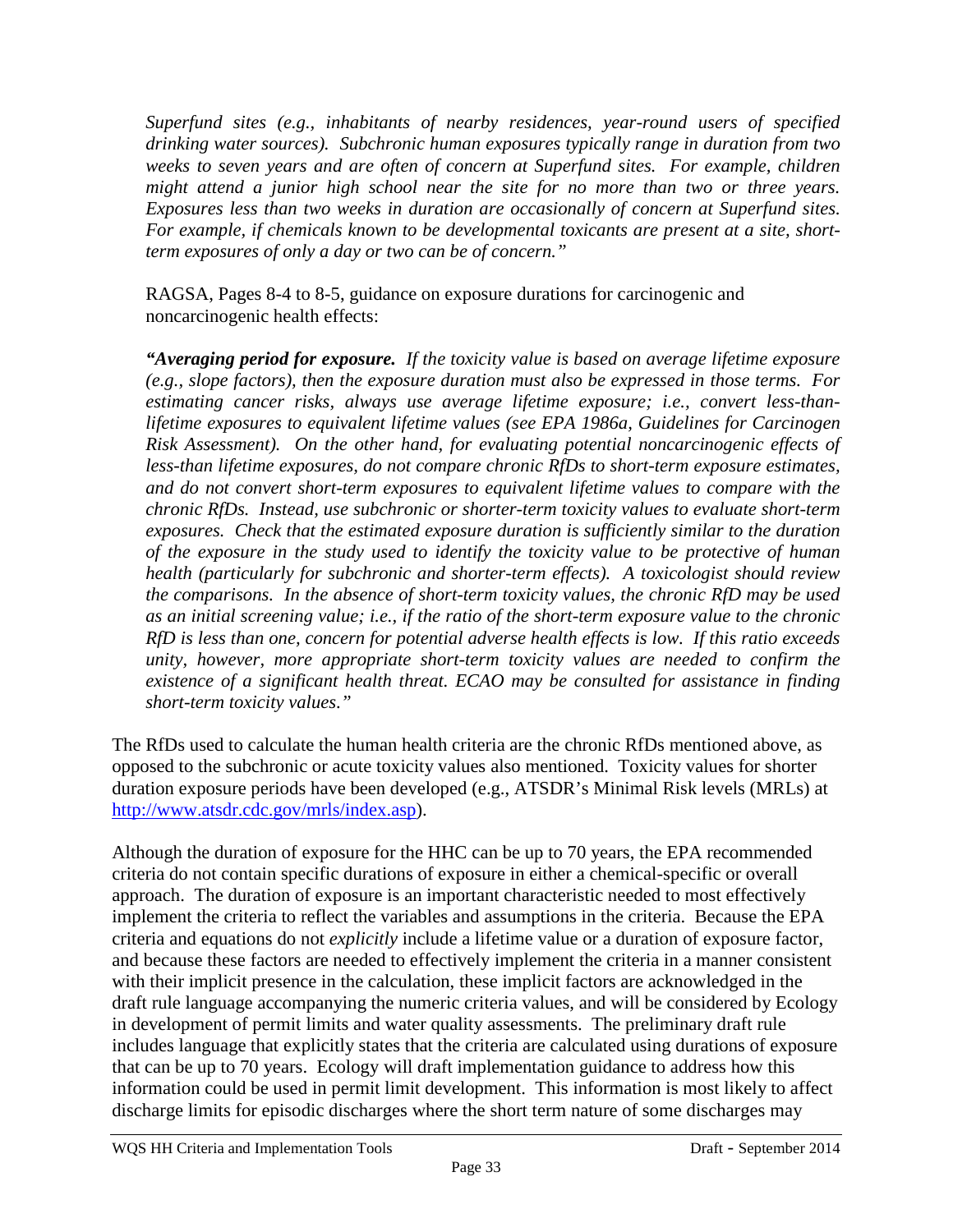*Superfund sites (e.g., inhabitants of nearby residences, year-round users of specified drinking water sources). Subchronic human exposures typically range in duration from two weeks to seven years and are often of concern at Superfund sites. For example, children might attend a junior high school near the site for no more than two or three years. Exposures less than two weeks in duration are occasionally of concern at Superfund sites. For example, if chemicals known to be developmental toxicants are present at a site, short-term exposures of only a day or two can be of concern."*

RAGSA, Pages 8-4 to 8-5, guidance on exposure durations for carcinogenic and noncarcinogenic health effects:

***"Averaging period for exposure.*** *If the toxicity value is based on average lifetime exposure (e.g., slope factors), then the exposure duration must also be expressed in those terms. For estimating cancer risks, always use average lifetime exposure; i.e., convert less-than-lifetime exposures to equivalent lifetime values (see EPA 1986a, Guidelines for Carcinogen Risk Assessment). On the other hand, for evaluating potential noncarcinogenic effects of less-than lifetime exposures, do not compare chronic RfDs to short-term exposure estimates, and do not convert short-term exposures to equivalent lifetime values to compare with the chronic RfDs. Instead, use subchronic or shorter-term toxicity values to evaluate short-term exposures. Check that the estimated exposure duration is sufficiently similar to the duration of the exposure in the study used to identify the toxicity value to be protective of human health (particularly for subchronic and shorter-term effects). A toxicologist should review the comparisons. In the absence of short-term toxicity values, the chronic RfD may be used as an initial screening value; i.e., if the ratio of the short-term exposure value to the chronic RfD is less than one, concern for potential adverse health effects is low. If this ratio exceeds unity, however, more appropriate short-term toxicity values are needed to confirm the existence of a significant health threat. ECAO may be consulted for assistance in finding short-term toxicity values."*

The RfDs used to calculate the human health criteria are the chronic RfDs mentioned above, as opposed to the subchronic or acute toxicity values also mentioned. Toxicity values for shorter duration exposure periods have been developed (e.g., ATSDR's Minimal Risk levels (MRLs) at [http://www.atsdr.cdc.gov/mrls/index.asp](http://www.atsdr.cdc.gov/mrls/index.asp)).

Although the duration of exposure for the HHC can be up to 70 years, the EPA recommended criteria do not contain specific durations of exposure in either a chemical-specific or overall approach. The duration of exposure is an important characteristic needed to most effectively implement the criteria to reflect the variables and assumptions in the criteria. Because the EPA criteria and equations do not *explicitly* include a lifetime value or a duration of exposure factor, and because these factors are needed to effectively implement the criteria in a manner consistent with their implicit presence in the calculation, these implicit factors are acknowledged in the draft rule language accompanying the numeric criteria values, and will be considered by Ecology in development of permit limits and water quality assessments. The preliminary draft rule includes language that explicitly states that the criteria are calculated using durations of exposure that can be up to 70 years. Ecology will draft implementation guidance to address how this information could be used in permit limit development. This information is most likely to affect discharge limits for episodic discharges where the short term nature of some discharges may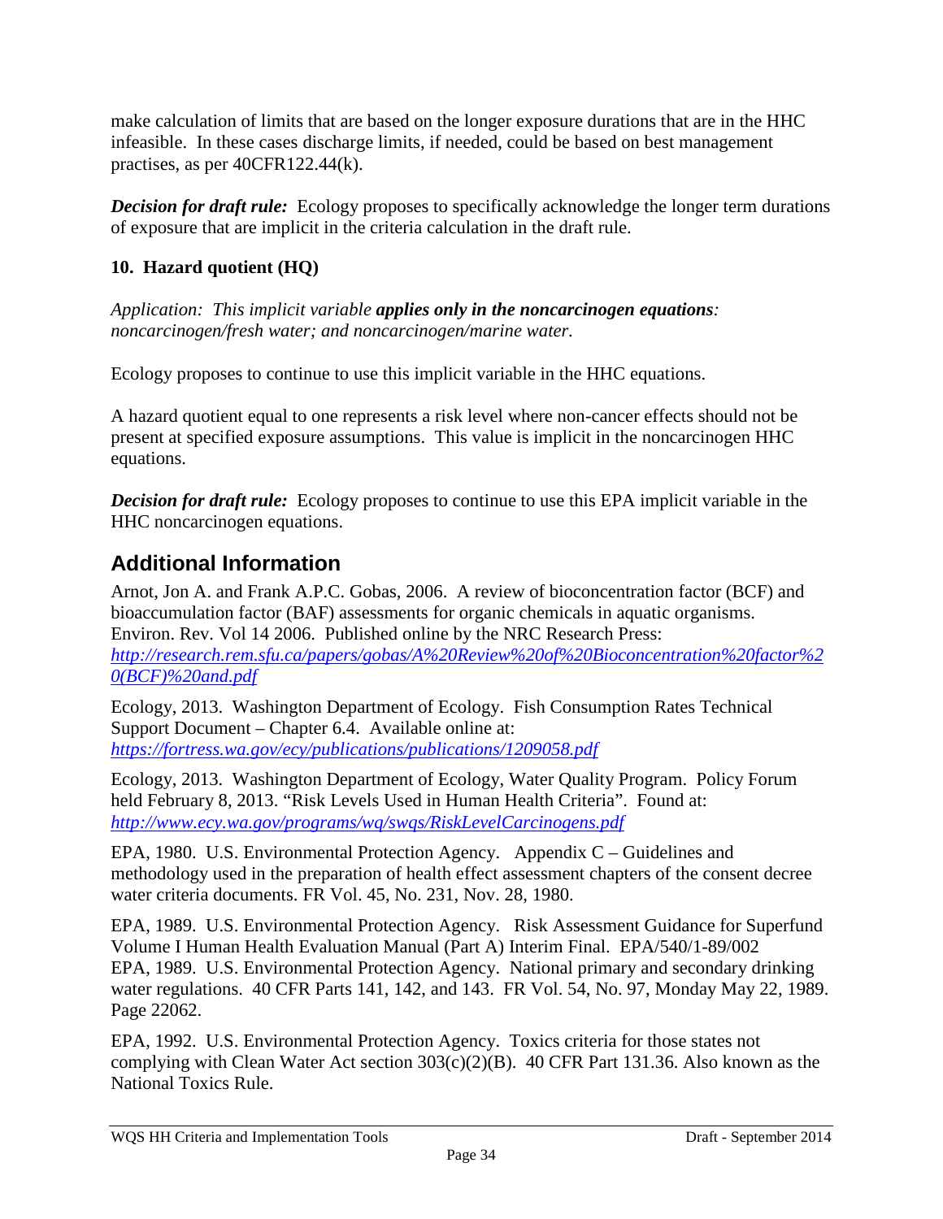make calculation of limits that are based on the longer exposure durations that are in the HHC infeasible. In these cases discharge limits, if needed, could be based on best management practises, as per 40CFR122.44(k).

***Decision for draft rule:*** Ecology proposes to specifically acknowledge the longer term durations of exposure that are implicit in the criteria calculation in the draft rule.

### 10. Hazard quotient (HQ)

*Application: This implicit variable **applies only in the noncarcinogen equations**: noncarcinogen/fresh water; and noncarcinogen/marine water.*

Ecology proposes to continue to use this implicit variable in the HHC equations.

A hazard quotient equal to one represents a risk level where non-cancer effects should not be present at specified exposure assumptions. This value is implicit in the noncarcinogen HHC equations.

***Decision for draft rule:*** Ecology proposes to continue to use this EPA implicit variable in the HHC noncarcinogen equations.

## Additional Information

Arnot, Jon A. and Frank A.P.C. Gobas, 2006. A review of bioconcentration factor (BCF) and bioaccumulation factor (BAF) assessments for organic chemicals in aquatic organisms. Environ. Rev. Vol 14 2006. Published online by the NRC Research Press: http://research.rem.sfu.ca/papers/gobas/A%20Review%20of%20Bioconcentration%20factor%20(BCF)%20and.pdf

Ecology, 2013. Washington Department of Ecology. Fish Consumption Rates Technical Support Document – Chapter 6.4. Available online at: https://fortress.wa.gov/ecy/publications/publications/1209058.pdf

Ecology, 2013. Washington Department of Ecology, Water Quality Program. Policy Forum held February 8, 2013. "Risk Levels Used in Human Health Criteria". Found at: http://www.ecy.wa.gov/programs/wq/swqs/RiskLevelCarcinogens.pdf

EPA, 1980. U.S. Environmental Protection Agency. Appendix C – Guidelines and methodology used in the preparation of health effect assessment chapters of the consent decree water criteria documents. FR Vol. 45, No. 231, Nov. 28, 1980.

EPA, 1989. U.S. Environmental Protection Agency. Risk Assessment Guidance for Superfund Volume I Human Health Evaluation Manual (Part A) Interim Final. EPA/540/1-89/002

EPA, 1989. U.S. Environmental Protection Agency. National primary and secondary drinking water regulations. 40 CFR Parts 141, 142, and 143. FR Vol. 54, No. 97, Monday May 22, 1989. Page 22062.

EPA, 1992. U.S. Environmental Protection Agency. Toxics criteria for those states not complying with Clean Water Act section 303(c)(2)(B). 40 CFR Part 131.36. Also known as the National Toxics Rule.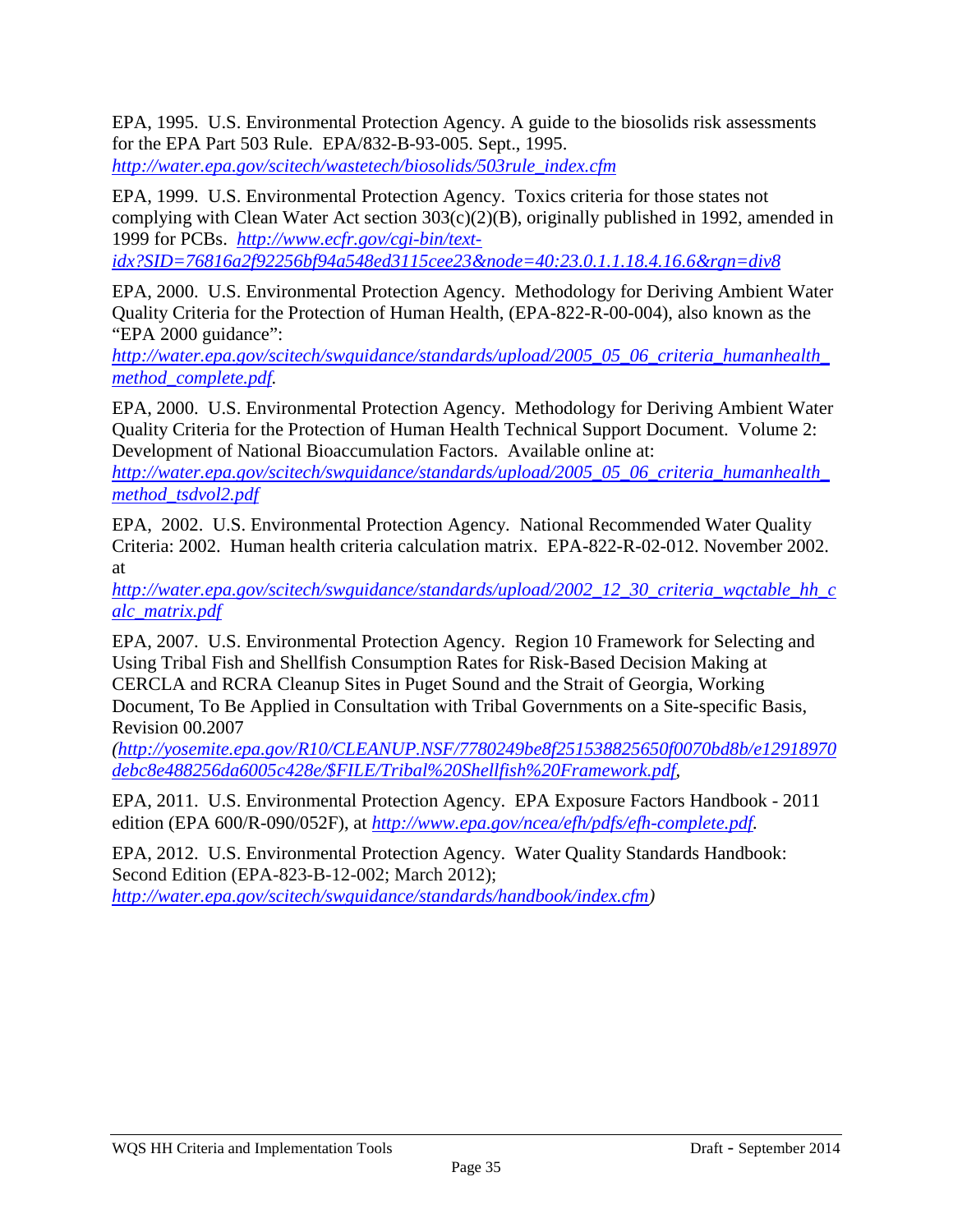EPA, 1995. U.S. Environmental Protection Agency. A guide to the biosolids risk assessments for the EPA Part 503 Rule. EPA/832-B-93-005. Sept., 1995. *http://water.epa.gov/scitech/wastetech/biosolids/503rule_index.cfm*

EPA, 1999. U.S. Environmental Protection Agency. Toxics criteria for those states not complying with Clean Water Act section 303(c)(2)(B), originally published in 1992, amended in 1999 for PCBs. *http://www.ecfr.gov/cgi-bin/text-idx?SID=76816a2f92256bf94a548ed3115cee23&node=40:23.0.1.1.18.4.16.6&rgn=div8*

EPA, 2000. U.S. Environmental Protection Agency. Methodology for Deriving Ambient Water Quality Criteria for the Protection of Human Health, (EPA-822-R-00-004), also known as the "EPA 2000 guidance": *http://water.epa.gov/scitech/swguidance/standards/upload/2005_05_06_criteria_humanhealth_method_complete.pdf.*

EPA, 2000. U.S. Environmental Protection Agency. Methodology for Deriving Ambient Water Quality Criteria for the Protection of Human Health Technical Support Document. Volume 2: Development of National Bioaccumulation Factors. Available online at: *http://water.epa.gov/scitech/swguidance/standards/upload/2005_05_06_criteria_humanhealth_method_tsdvol2.pdf*

EPA, 2002. U.S. Environmental Protection Agency. National Recommended Water Quality Criteria: 2002. Human health criteria calculation matrix. EPA-822-R-02-012. November 2002. at *http://water.epa.gov/scitech/swguidance/standards/upload/2002_12_30_criteria_wqctable_hh_calc_matrix.pdf*

EPA, 2007. U.S. Environmental Protection Agency. Region 10 Framework for Selecting and Using Tribal Fish and Shellfish Consumption Rates for Risk-Based Decision Making at CERCLA and RCRA Cleanup Sites in Puget Sound and the Strait of Georgia, Working Document, To Be Applied in Consultation with Tribal Governments on a Site-specific Basis, Revision 00.2007 *(http://yosemite.epa.gov/R10/CLEANUP.NSF/7780249be8f251538825650f0070bd8b/e12918970debc8e488256da6005c428e/$FILE/Tribal%20Shellfish%20Framework.pdf,*

EPA, 2011. U.S. Environmental Protection Agency. EPA Exposure Factors Handbook - 2011 edition (EPA 600/R-090/052F), at *http://www.epa.gov/ncea/efh/pdfs/efh-complete.pdf.*

EPA, 2012. U.S. Environmental Protection Agency. Water Quality Standards Handbook: Second Edition (EPA-823-B-12-002; March 2012); *http://water.epa.gov/scitech/swguidance/standards/handbook/index.cfm)*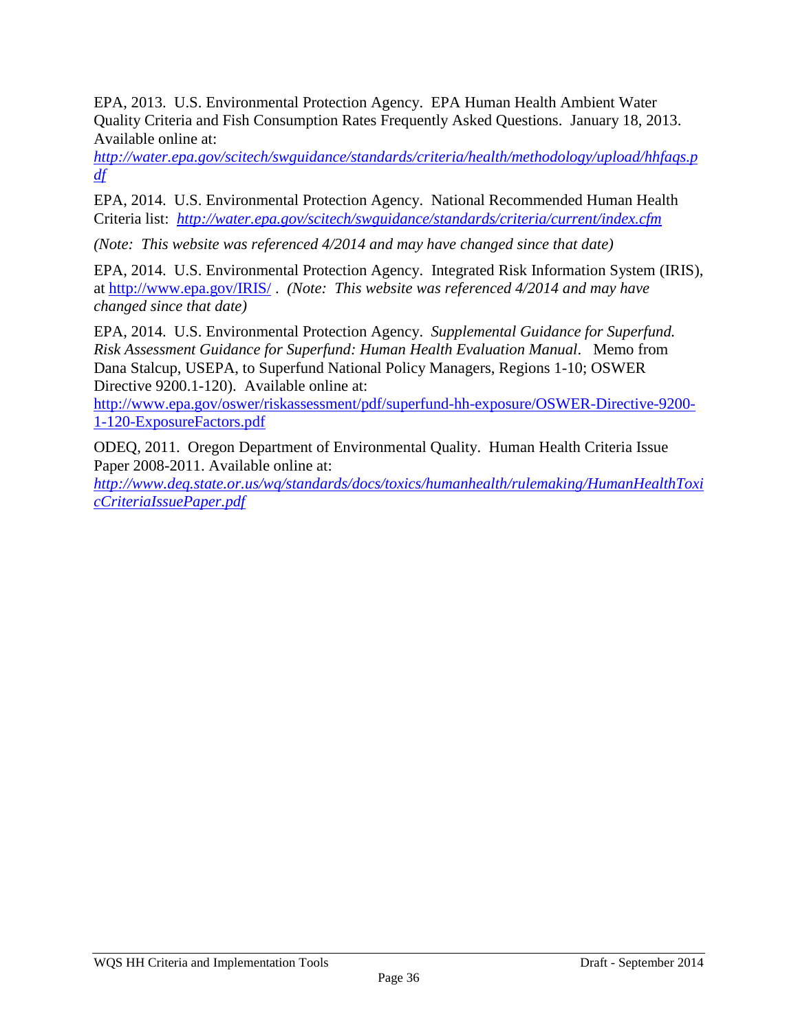EPA, 2013. U.S. Environmental Protection Agency. EPA Human Health Ambient Water Quality Criteria and Fish Consumption Rates Frequently Asked Questions. January 18, 2013. Available online at: *http://water.epa.gov/scitech/swguidance/standards/criteria/health/methodology/upload/hhfaqs.pdf*

EPA, 2014. U.S. Environmental Protection Agency. National Recommended Human Health Criteria list: *http://water.epa.gov/scitech/swguidance/standards/criteria/current/index.cfm*

*(Note: This website was referenced 4/2014 and may have changed since that date)*

EPA, 2014. U.S. Environmental Protection Agency. Integrated Risk Information System (IRIS), at http://www.epa.gov/IRIS/ . *(Note: This website was referenced 4/2014 and may have changed since that date)*

EPA, 2014. U.S. Environmental Protection Agency. *Supplemental Guidance for Superfund. Risk Assessment Guidance for Superfund: Human Health Evaluation Manual*. Memo from Dana Stalcup, USEPA, to Superfund National Policy Managers, Regions 1-10; OSWER Directive 9200.1-120). Available online at: http://www.epa.gov/oswer/riskassessment/pdf/superfund-hh-exposure/OSWER-Directive-9200-1-120-ExposureFactors.pdf

ODEQ, 2011. Oregon Department of Environmental Quality. Human Health Criteria Issue Paper 2008-2011. Available online at: *http://www.deq.state.or.us/wq/standards/docs/toxics/humanhealth/rulemaking/HumanHealthToxicCriteriaIssuePaper.pdf*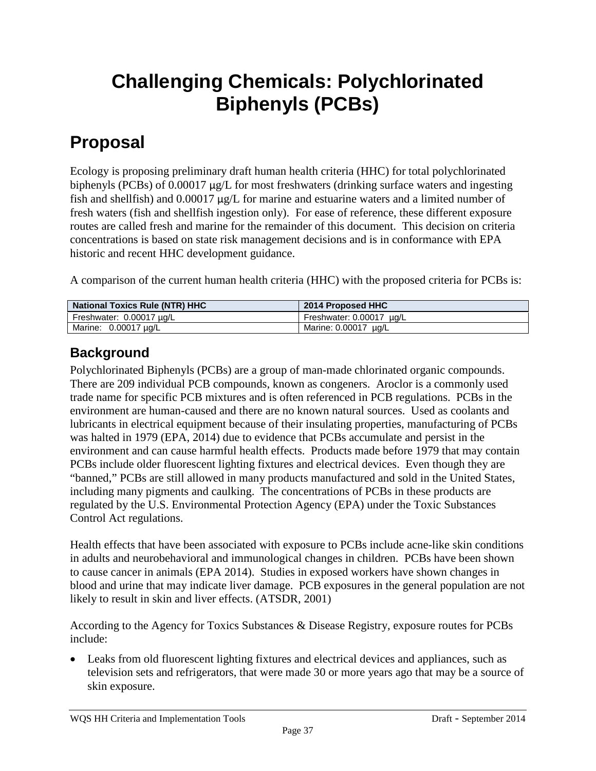# Challenging Chemicals: Polychlorinated Biphenyls (PCBs)

## Proposal

Ecology is proposing preliminary draft human health criteria (HHC) for total polychlorinated biphenyls (PCBs) of 0.00017 µg/L for most freshwaters (drinking surface waters and ingesting fish and shellfish) and 0.00017 µg/L for marine and estuarine waters and a limited number of fresh waters (fish and shellfish ingestion only). For ease of reference, these different exposure routes are called fresh and marine for the remainder of this document. This decision on criteria concentrations is based on state risk management decisions and is in conformance with EPA historic and recent HHC development guidance.

A comparison of the current human health criteria (HHC) with the proposed criteria for PCBs is:

| National Toxics Rule (NTR) HHC | 2014 Proposed HHC |
|---|---|
| Freshwater: 0.00017 µg/L | Freshwater: 0.00017 µg/L |
| Marine: 0.00017 µg/L | Marine: 0.00017 µg/L |

### Background

Polychlorinated Biphenyls (PCBs) are a group of man-made chlorinated organic compounds. There are 209 individual PCB compounds, known as congeners. Aroclor is a commonly used trade name for specific PCB mixtures and is often referenced in PCB regulations. PCBs in the environment are human-caused and there are no known natural sources. Used as coolants and lubricants in electrical equipment because of their insulating properties, manufacturing of PCBs was halted in 1979 (EPA, 2014) due to evidence that PCBs accumulate and persist in the environment and can cause harmful health effects. Products made before 1979 that may contain PCBs include older fluorescent lighting fixtures and electrical devices. Even though they are "banned," PCBs are still allowed in many products manufactured and sold in the United States, including many pigments and caulking. The concentrations of PCBs in these products are regulated by the U.S. Environmental Protection Agency (EPA) under the Toxic Substances Control Act regulations.

Health effects that have been associated with exposure to PCBs include acne-like skin conditions in adults and neurobehavioral and immunological changes in children. PCBs have been shown to cause cancer in animals (EPA 2014). Studies in exposed workers have shown changes in blood and urine that may indicate liver damage. PCB exposures in the general population are not likely to result in skin and liver effects. (ATSDR, 2001)

According to the Agency for Toxics Substances & Disease Registry, exposure routes for PCBs include:

- Leaks from old fluorescent lighting fixtures and electrical devices and appliances, such as television sets and refrigerators, that were made 30 or more years ago that may be a source of skin exposure.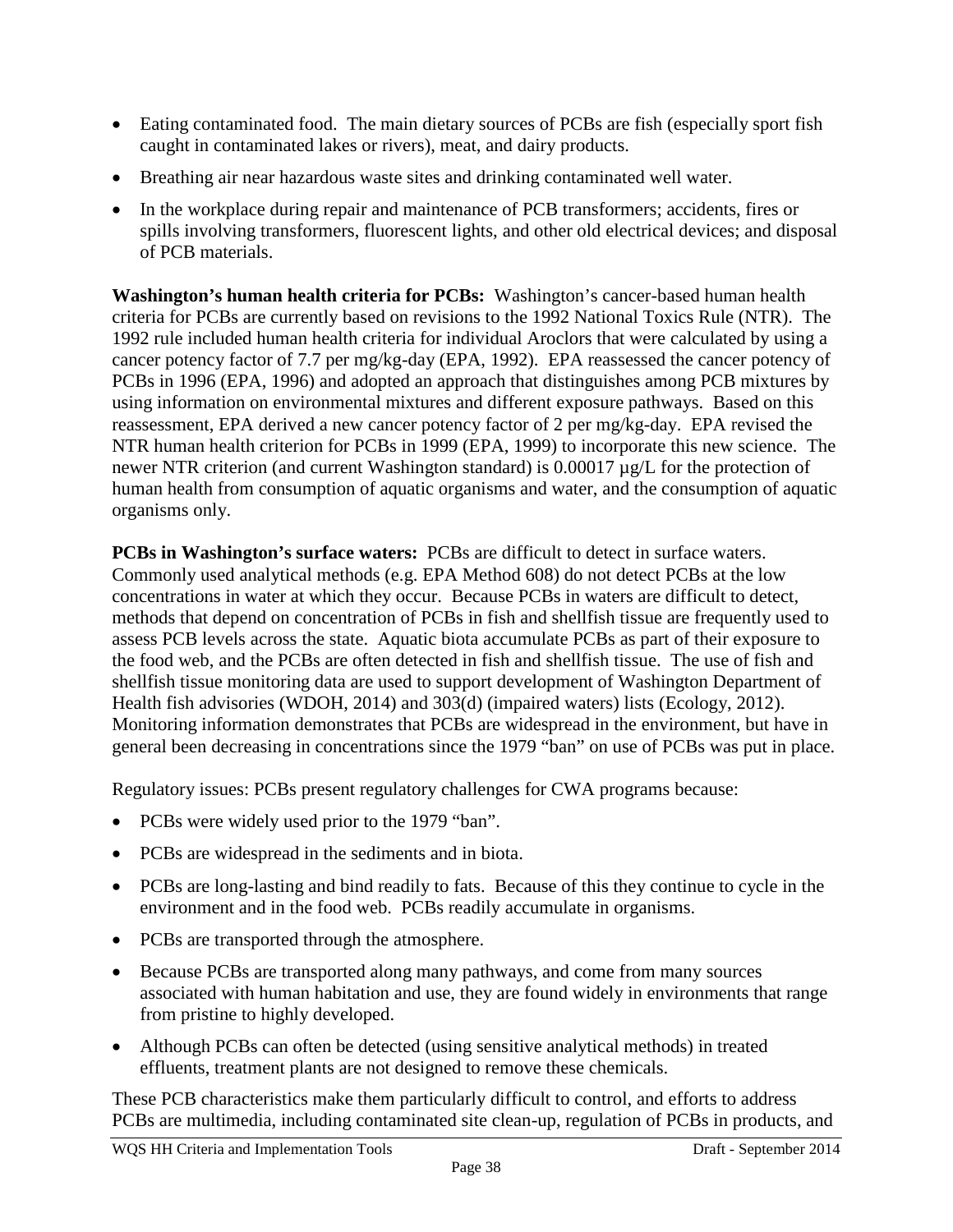- Eating contaminated food. The main dietary sources of PCBs are fish (especially sport fish caught in contaminated lakes or rivers), meat, and dairy products.
- Breathing air near hazardous waste sites and drinking contaminated well water.
- In the workplace during repair and maintenance of PCB transformers; accidents, fires or spills involving transformers, fluorescent lights, and other old electrical devices; and disposal of PCB materials.

**Washington's human health criteria for PCBs:** Washington's cancer-based human health criteria for PCBs are currently based on revisions to the 1992 National Toxics Rule (NTR). The 1992 rule included human health criteria for individual Aroclors that were calculated by using a cancer potency factor of 7.7 per mg/kg-day (EPA, 1992). EPA reassessed the cancer potency of PCBs in 1996 (EPA, 1996) and adopted an approach that distinguishes among PCB mixtures by using information on environmental mixtures and different exposure pathways. Based on this reassessment, EPA derived a new cancer potency factor of 2 per mg/kg-day. EPA revised the NTR human health criterion for PCBs in 1999 (EPA, 1999) to incorporate this new science. The newer NTR criterion (and current Washington standard) is 0.00017 µg/L for the protection of human health from consumption of aquatic organisms and water, and the consumption of aquatic organisms only.

**PCBs in Washington's surface waters:** PCBs are difficult to detect in surface waters. Commonly used analytical methods (e.g. EPA Method 608) do not detect PCBs at the low concentrations in water at which they occur. Because PCBs in waters are difficult to detect, methods that depend on concentration of PCBs in fish and shellfish tissue are frequently used to assess PCB levels across the state. Aquatic biota accumulate PCBs as part of their exposure to the food web, and the PCBs are often detected in fish and shellfish tissue. The use of fish and shellfish tissue monitoring data are used to support development of Washington Department of Health fish advisories (WDOH, 2014) and 303(d) (impaired waters) lists (Ecology, 2012). Monitoring information demonstrates that PCBs are widespread in the environment, but have in general been decreasing in concentrations since the 1979 "ban" on use of PCBs was put in place.

Regulatory issues: PCBs present regulatory challenges for CWA programs because:

- PCBs were widely used prior to the 1979 "ban".
- PCBs are widespread in the sediments and in biota.
- PCBs are long-lasting and bind readily to fats. Because of this they continue to cycle in the environment and in the food web. PCBs readily accumulate in organisms.
- PCBs are transported through the atmosphere.
- Because PCBs are transported along many pathways, and come from many sources associated with human habitation and use, they are found widely in environments that range from pristine to highly developed.
- Although PCBs can often be detected (using sensitive analytical methods) in treated effluents, treatment plants are not designed to remove these chemicals.

These PCB characteristics make them particularly difficult to control, and efforts to address PCBs are multimedia, including contaminated site clean-up, regulation of PCBs in products, and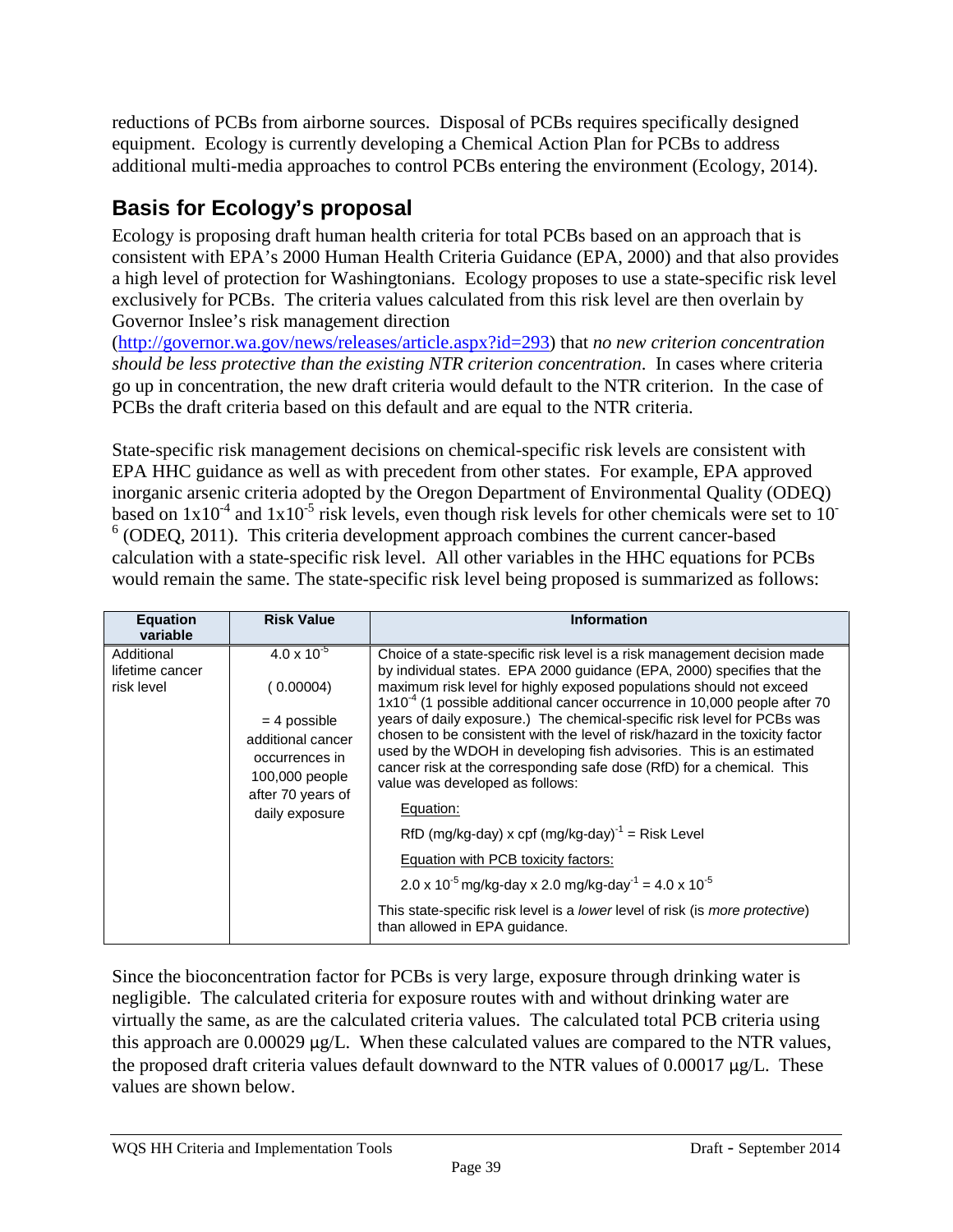reductions of PCBs from airborne sources. Disposal of PCBs requires specifically designed equipment. Ecology is currently developing a Chemical Action Plan for PCBs to address additional multi-media approaches to control PCBs entering the environment (Ecology, 2014).

## Basis for Ecology's proposal

Ecology is proposing draft human health criteria for total PCBs based on an approach that is consistent with EPA's 2000 Human Health Criteria Guidance (EPA, 2000) and that also provides a high level of protection for Washingtonians. Ecology proposes to use a state-specific risk level exclusively for PCBs. The criteria values calculated from this risk level are then overlain by Governor Inslee's risk management direction (http://governor.wa.gov/news/releases/article.aspx?id=293) that *no new criterion concentration should be less protective than the existing NTR criterion concentration*. In cases where criteria go up in concentration, the new draft criteria would default to the NTR criterion. In the case of PCBs the draft criteria based on this default and are equal to the NTR criteria.

State-specific risk management decisions on chemical-specific risk levels are consistent with EPA HHC guidance as well as with precedent from other states. For example, EPA approved inorganic arsenic criteria adopted by the Oregon Department of Environmental Quality (ODEQ) based on $1 \times 10^{-4}$ and $1 \times 10^{-5}$ risk levels, even though risk levels for other chemicals were set to $10^{-6}$ (ODEQ, 2011). This criteria development approach combines the current cancer-based calculation with a state-specific risk level. All other variables in the HHC equations for PCBs would remain the same. The state-specific risk level being proposed is summarized as follows:

| Equation variable | Risk Value | Information |
|---|---|---|
| Additional lifetime cancer risk level | $4.0 \times 10^{-5}$ ( 0.00004) = 4 possible additional cancer occurrences in 100,000 people after 70 years of daily exposure | Choice of a state-specific risk level is a risk management decision made by individual states. EPA 2000 guidance (EPA, 2000) specifies that the maximum risk level for highly exposed populations should not exceed $1 \times 10^{-4}$ (1 possible additional cancer occurrence in 10,000 people after 70 years of daily exposure.) The chemical-specific risk level for PCBs was chosen to be consistent with the level of risk/hazard in the toxicity factor used by the WDOH in developing fish advisories. This is an estimated cancer risk at the corresponding safe dose (RfD) for a chemical. This value was developed as follows:<br><br>Equation:<br><br>RfD (mg/kg-day) x cpf $(\text{mg/kg-day})^{-1}$ = Risk Level<br><br>Equation with PCB toxicity factors:<br><br>$2.0 \times 10^{-5}$ mg/kg-day x 2.0 $\text{mg/kg-day}^{-1} = 4.0 \times 10^{-5}$<br><br>This state-specific risk level is a *lower* level of risk (is *more protective*) than allowed in EPA guidance. |

Since the bioconcentration factor for PCBs is very large, exposure through drinking water is negligible. The calculated criteria for exposure routes with and without drinking water are virtually the same, as are the calculated criteria values. The calculated total PCB criteria using this approach are 0.00029 µg/L. When these calculated values are compared to the NTR values, the proposed draft criteria values default downward to the NTR values of 0.00017 µg/L. These values are shown below.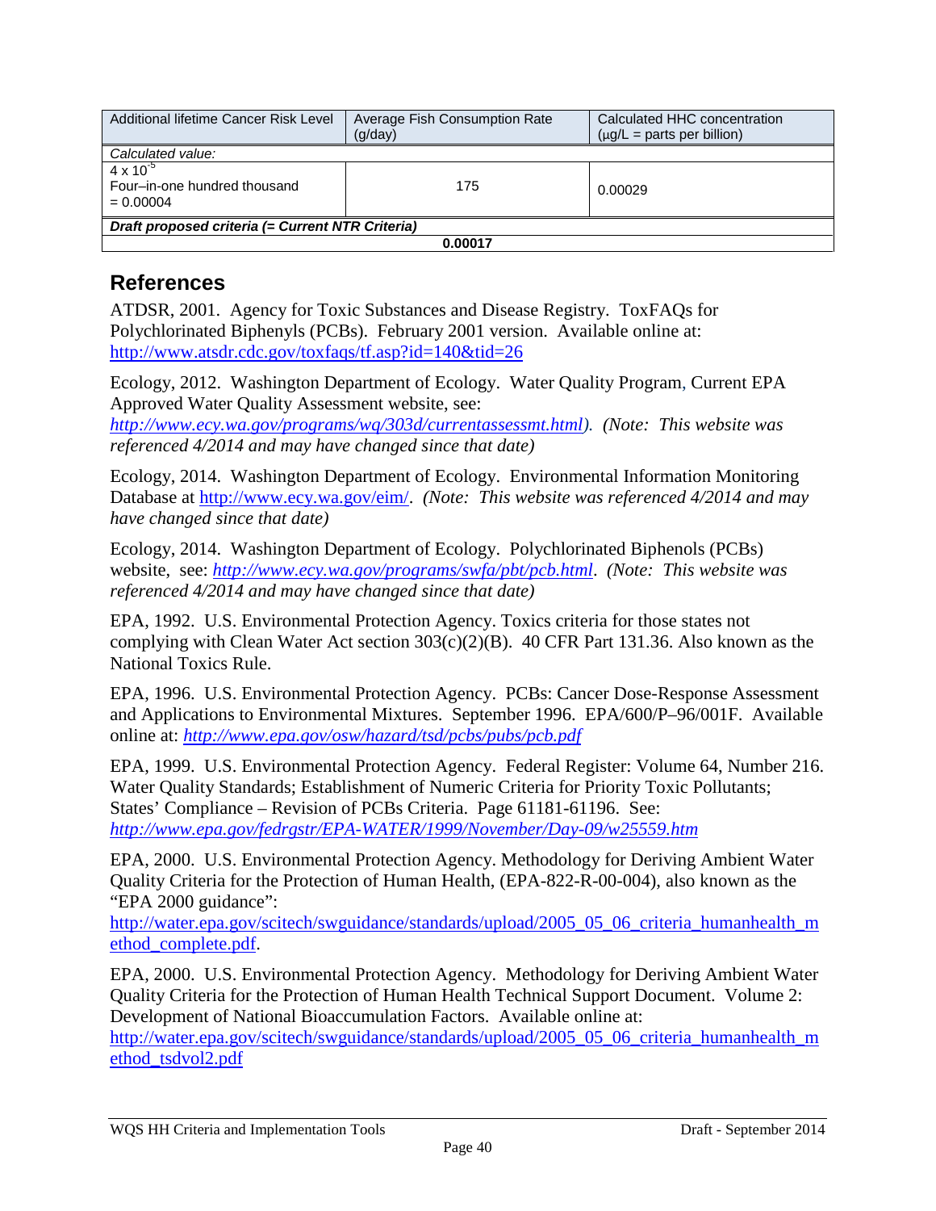| Additional lifetime Cancer Risk Level | Average Fish Consumption Rate (g/day) | Calculated HHC concentration (µg/L = parts per billion) |
|---|---|---|
| *Calculated value:* | | |
| $4 \times 10^{-5}$ Four–in-one hundred thousand = 0.00004 | 175 | 0.00029 |
| ***Draft proposed criteria (= Current NTR Criteria)*** | | |
| **0.00017** | | |

## References

ATDSR, 2001. Agency for Toxic Substances and Disease Registry. ToxFAQs for Polychlorinated Biphenyls (PCBs). February 2001 version. Available online at: http://www.atsdr.cdc.gov/toxfaqs/tf.asp?id=140&tid=26

Ecology, 2012. Washington Department of Ecology. Water Quality Program, Current EPA Approved Water Quality Assessment website, see: *http://www.ecy.wa.gov/programs/wq/303d/currentassessmt.html). (Note: This website was referenced 4/2014 and may have changed since that date)*

Ecology, 2014. Washington Department of Ecology. Environmental Information Monitoring Database at http://www.ecy.wa.gov/eim/. *(Note: This website was referenced 4/2014 and may have changed since that date)*

Ecology, 2014. Washington Department of Ecology. Polychlorinated Biphenols (PCBs) website, see: *http://www.ecy.wa.gov/programs/swfa/pbt/pcb.html. (Note: This website was referenced 4/2014 and may have changed since that date)*

EPA, 1992. U.S. Environmental Protection Agency. Toxics criteria for those states not complying with Clean Water Act section 303(c)(2)(B). 40 CFR Part 131.36. Also known as the National Toxics Rule.

EPA, 1996. U.S. Environmental Protection Agency. PCBs: Cancer Dose-Response Assessment and Applications to Environmental Mixtures. September 1996. EPA/600/P–96/001F. Available online at: *http://www.epa.gov/osw/hazard/tsd/pcbs/pubs/pcb.pdf*

EPA, 1999. U.S. Environmental Protection Agency. Federal Register: Volume 64, Number 216. Water Quality Standards; Establishment of Numeric Criteria for Priority Toxic Pollutants; States' Compliance – Revision of PCBs Criteria. Page 61181-61196. See: *http://www.epa.gov/fedrgstr/EPA-WATER/1999/November/Day-09/w25559.htm*

EPA, 2000. U.S. Environmental Protection Agency. Methodology for Deriving Ambient Water Quality Criteria for the Protection of Human Health, (EPA-822-R-00-004), also known as the "EPA 2000 guidance": http://water.epa.gov/scitech/swguidance/standards/upload/2005_05_06_criteria_humanhealth_method_complete.pdf.

EPA, 2000. U.S. Environmental Protection Agency. Methodology for Deriving Ambient Water Quality Criteria for the Protection of Human Health Technical Support Document. Volume 2: Development of National Bioaccumulation Factors. Available online at: http://water.epa.gov/scitech/swguidance/standards/upload/2005_05_06_criteria_humanhealth_method_tsdvol2.pdf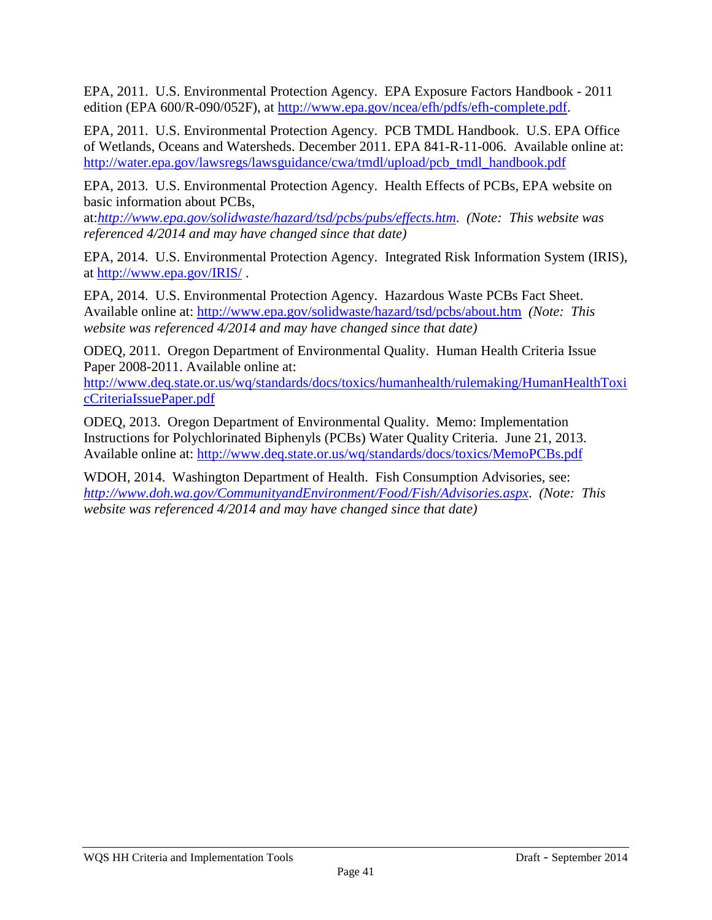EPA, 2011. U.S. Environmental Protection Agency. EPA Exposure Factors Handbook - 2011 edition (EPA 600/R-090/052F), at http://www.epa.gov/ncea/efh/pdfs/efh-complete.pdf.

EPA, 2011. U.S. Environmental Protection Agency. PCB TMDL Handbook. U.S. EPA Office of Wetlands, Oceans and Watersheds. December 2011. EPA 841-R-11-006. Available online at: http://water.epa.gov/lawsregs/lawsguidance/cwa/tmdl/upload/pcb_tmdl_handbook.pdf

EPA, 2013. U.S. Environmental Protection Agency. Health Effects of PCBs, EPA website on basic information about PCBs, at:*http://www.epa.gov/solidwaste/hazard/tsd/pcbs/pubs/effects.htm*. *(Note: This website was referenced 4/2014 and may have changed since that date)*

EPA, 2014. U.S. Environmental Protection Agency. Integrated Risk Information System (IRIS), at http://www.epa.gov/IRIS/ .

EPA, 2014. U.S. Environmental Protection Agency. Hazardous Waste PCBs Fact Sheet. Available online at: http://www.epa.gov/solidwaste/hazard/tsd/pcbs/about.htm *(Note: This website was referenced 4/2014 and may have changed since that date)*

ODEQ, 2011. Oregon Department of Environmental Quality. Human Health Criteria Issue Paper 2008-2011. Available online at: http://www.deq.state.or.us/wq/standards/docs/toxics/humanhealth/rulemaking/HumanHealthToxicCriteriaIssuePaper.pdf

ODEQ, 2013. Oregon Department of Environmental Quality. Memo: Implementation Instructions for Polychlorinated Biphenyls (PCBs) Water Quality Criteria. June 21, 2013. Available online at: http://www.deq.state.or.us/wq/standards/docs/toxics/MemoPCBs.pdf

WDOH, 2014. Washington Department of Health. Fish Consumption Advisories, see: *http://www.doh.wa.gov/CommunityandEnvironment/Food/Fish/Advisories.aspx*. *(Note: This website was referenced 4/2014 and may have changed since that date)*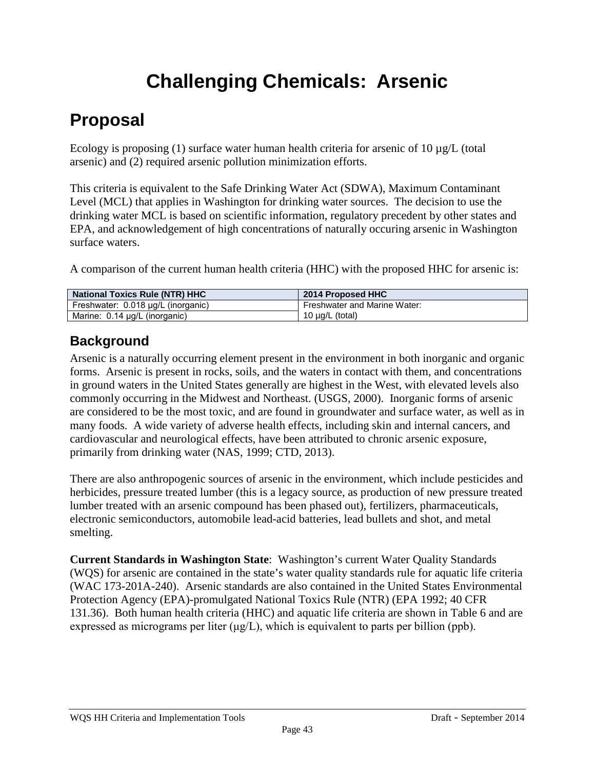# Challenging Chemicals: Arsenic

## Proposal

Ecology is proposing (1) surface water human health criteria for arsenic of 10 µg/L (total arsenic) and (2) required arsenic pollution minimization efforts.

This criteria is equivalent to the Safe Drinking Water Act (SDWA), Maximum Contaminant Level (MCL) that applies in Washington for drinking water sources. The decision to use the drinking water MCL is based on scientific information, regulatory precedent by other states and EPA, and acknowledgement of high concentrations of naturally occuring arsenic in Washington surface waters.

A comparison of the current human health criteria (HHC) with the proposed HHC for arsenic is:

| National Toxics Rule (NTR) HHC | 2014 Proposed HHC |
| --- | --- |
| Freshwater: 0.018 µg/L (inorganic) | Freshwater and Marine Water: |
| Marine: 0.14 µg/L (inorganic) | 10 µg/L (total) |

### Background

Arsenic is a naturally occurring element present in the environment in both inorganic and organic forms. Arsenic is present in rocks, soils, and the waters in contact with them, and concentrations in ground waters in the United States generally are highest in the West, with elevated levels also commonly occurring in the Midwest and Northeast. (USGS, 2000). Inorganic forms of arsenic are considered to be the most toxic, and are found in groundwater and surface water, as well as in many foods. A wide variety of adverse health effects, including skin and internal cancers, and cardiovascular and neurological effects, have been attributed to chronic arsenic exposure, primarily from drinking water (NAS, 1999; CTD, 2013).

There are also anthropogenic sources of arsenic in the environment, which include pesticides and herbicides, pressure treated lumber (this is a legacy source, as production of new pressure treated lumber treated with an arsenic compound has been phased out), fertilizers, pharmaceuticals, electronic semiconductors, automobile lead-acid batteries, lead bullets and shot, and metal smelting.

**Current Standards in Washington State**: Washington's current Water Quality Standards (WQS) for arsenic are contained in the state's water quality standards rule for aquatic life criteria (WAC 173-201A-240). Arsenic standards are also contained in the United States Environmental Protection Agency (EPA)-promulgated National Toxics Rule (NTR) (EPA 1992; 40 CFR 131.36). Both human health criteria (HHC) and aquatic life criteria are shown in Table 6 and are expressed as micrograms per liter (µg/L), which is equivalent to parts per billion (ppb).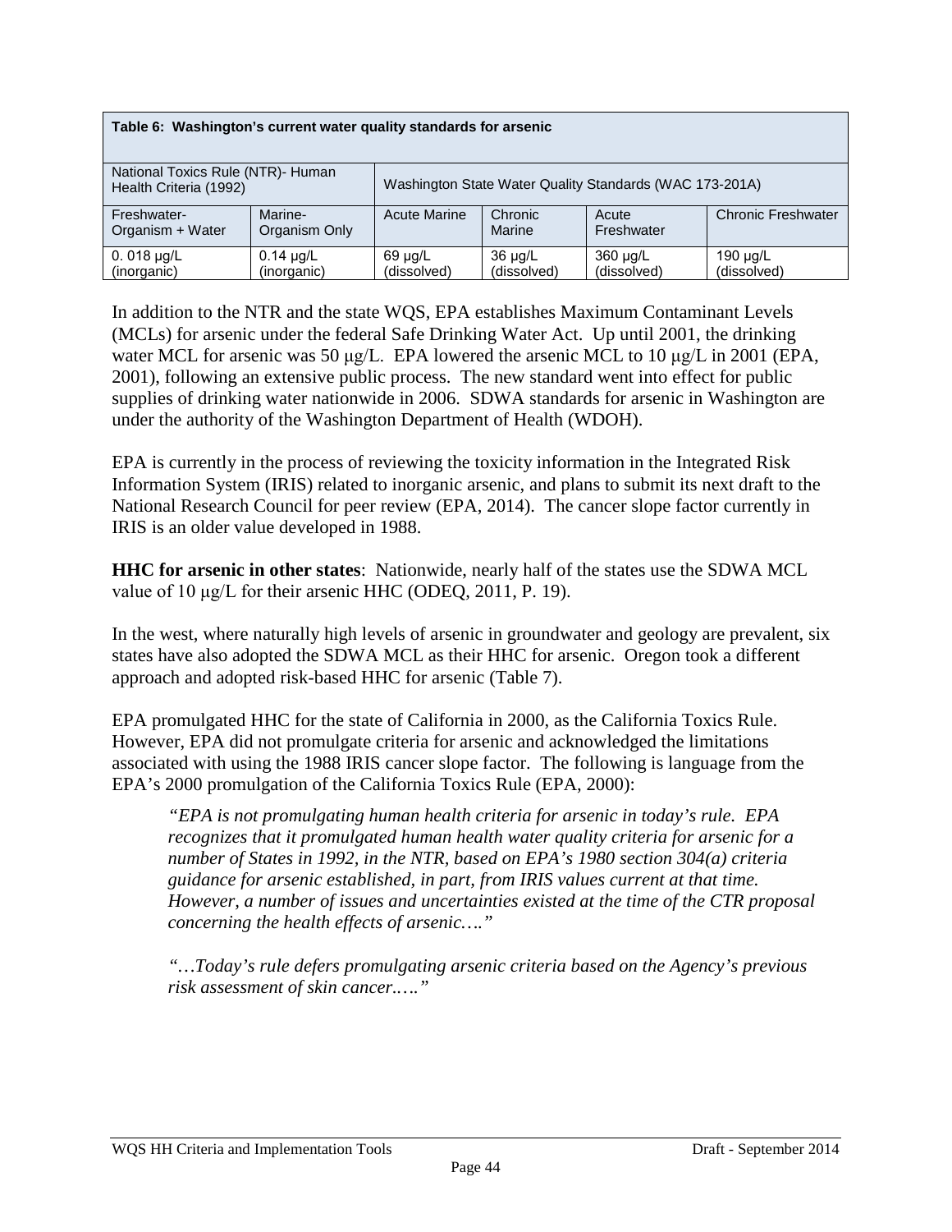| Table 6: Washington's current water quality standards for arsenic | | | | | |
|---|---|---|---|---|---|
| National Toxics Rule (NTR)- Human Health Criteria (1992) | | Washington State Water Quality Standards (WAC 173-201A) | | | |
| Freshwater-Organism + Water | Marine-Organism Only | Acute Marine | Chronic Marine | Acute Freshwater | Chronic Freshwater |
| 0. 018 µg/L (inorganic) | 0.14 µg/L (inorganic) | 69 µg/L (dissolved) | 36 µg/L (dissolved) | 360 µg/L (dissolved) | 190 µg/L (dissolved) |

In addition to the NTR and the state WQS, EPA establishes Maximum Contaminant Levels (MCLs) for arsenic under the federal Safe Drinking Water Act. Up until 2001, the drinking water MCL for arsenic was 50 µg/L. EPA lowered the arsenic MCL to 10 µg/L in 2001 (EPA, 2001), following an extensive public process. The new standard went into effect for public supplies of drinking water nationwide in 2006. SDWA standards for arsenic in Washington are under the authority of the Washington Department of Health (WDOH).

EPA is currently in the process of reviewing the toxicity information in the Integrated Risk Information System (IRIS) related to inorganic arsenic, and plans to submit its next draft to the National Research Council for peer review (EPA, 2014). The cancer slope factor currently in IRIS is an older value developed in 1988.

**HHC for arsenic in other states**: Nationwide, nearly half of the states use the SDWA MCL value of 10 µg/L for their arsenic HHC (ODEQ, 2011, P. 19).

In the west, where naturally high levels of arsenic in groundwater and geology are prevalent, six states have also adopted the SDWA MCL as their HHC for arsenic. Oregon took a different approach and adopted risk-based HHC for arsenic (Table 7).

EPA promulgated HHC for the state of California in 2000, as the California Toxics Rule. However, EPA did not promulgate criteria for arsenic and acknowledged the limitations associated with using the 1988 IRIS cancer slope factor. The following is language from the EPA's 2000 promulgation of the California Toxics Rule (EPA, 2000):

> *"EPA is not promulgating human health criteria for arsenic in today's rule. EPA recognizes that it promulgated human health water quality criteria for arsenic for a number of States in 1992, in the NTR, based on EPA's 1980 section 304(a) criteria guidance for arsenic established, in part, from IRIS values current at that time. However, a number of issues and uncertainties existed at the time of the CTR proposal concerning the health effects of arsenic…."*
>
> *"…Today's rule defers promulgating arsenic criteria based on the Agency's previous risk assessment of skin cancer.…."*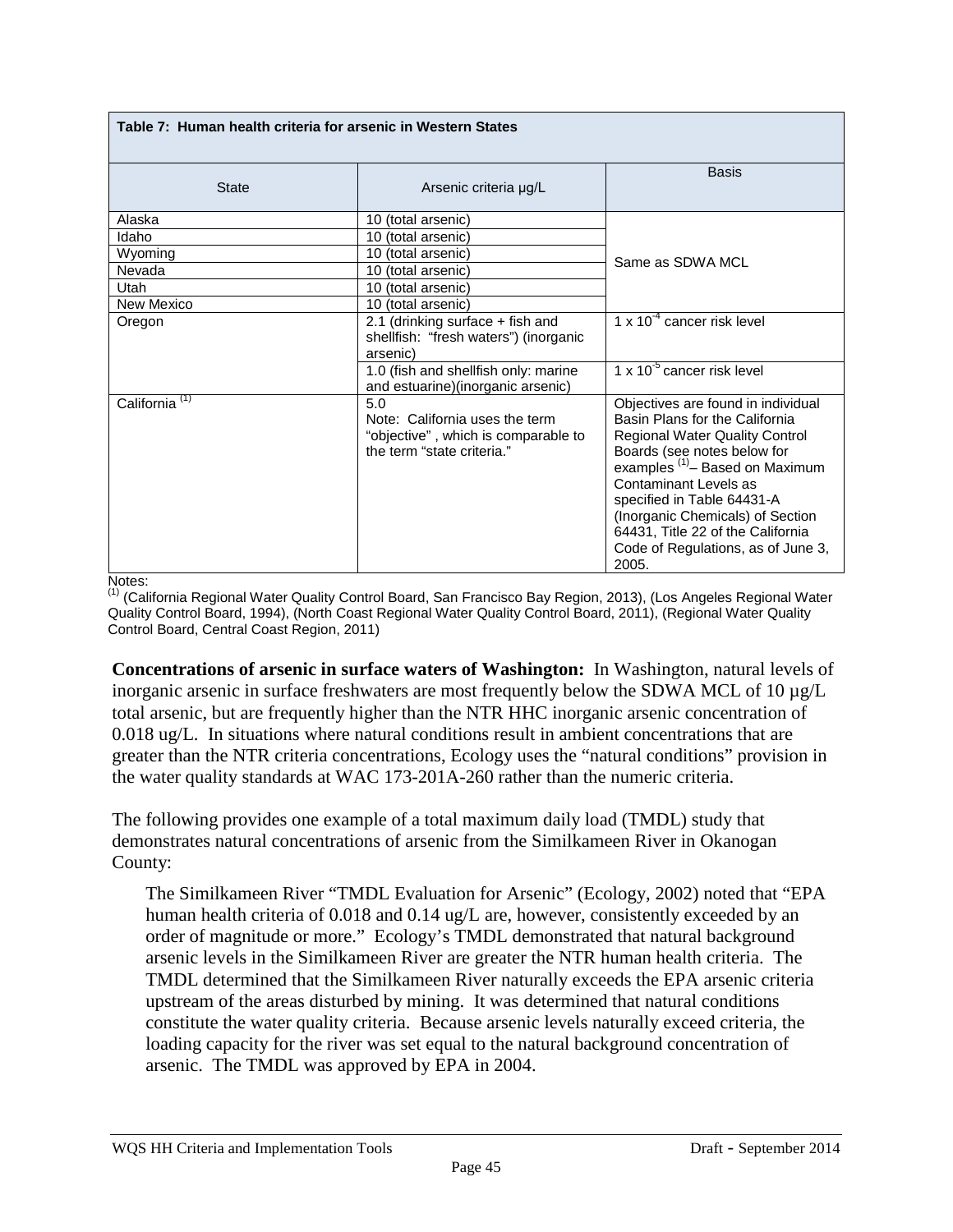**Table 7: Human health criteria for arsenic in Western States**

| State | Arsenic criteria µg/L | Basis |
|---|---|---|
| Alaska | 10 (total arsenic) | Same as SDWA MCL |
| Idaho | 10 (total arsenic) | |
| Wyoming | 10 (total arsenic) | |
| Nevada | 10 (total arsenic) | |
| Utah | 10 (total arsenic) | |
| New Mexico | 10 (total arsenic) | |
| Oregon | 2.1 (drinking surface + fish and shellfish: "fresh waters") (inorganic arsenic) | $1 \times 10^{-4}$ cancer risk level |
| | 1.0 (fish and shellfish only: marine and estuarine)(inorganic arsenic) | $1 \times 10^{-5}$ cancer risk level |
| California [(1)] | 5.0<br>Note: California uses the term "objective" , which is comparable to the term "state criteria." | Objectives are found in individual Basin Plans for the California Regional Water Quality Control Boards (see notes below for examples [(1)]– Based on Maximum Contaminant Levels as specified in Table 64431-A (Inorganic Chemicals) of Section 64431, Title 22 of the California Code of Regulations, as of June 3, 2005. |

Notes:
[(1)] (California Regional Water Quality Control Board, San Francisco Bay Region, 2013), (Los Angeles Regional Water Quality Control Board, 1994), (North Coast Regional Water Quality Control Board, 2011), (Regional Water Quality Control Board, Central Coast Region, 2011)

**Concentrations of arsenic in surface waters of Washington:** In Washington, natural levels of inorganic arsenic in surface freshwaters are most frequently below the SDWA MCL of 10 µg/L total arsenic, but are frequently higher than the NTR HHC inorganic arsenic concentration of 0.018 ug/L. In situations where natural conditions result in ambient concentrations that are greater than the NTR criteria concentrations, Ecology uses the "natural conditions" provision in the water quality standards at WAC 173-201A-260 rather than the numeric criteria.

The following provides one example of a total maximum daily load (TMDL) study that demonstrates natural concentrations of arsenic from the Similkameen River in Okanogan County:

> The Similkameen River "TMDL Evaluation for Arsenic" (Ecology, 2002) noted that "EPA human health criteria of 0.018 and 0.14 ug/L are, however, consistently exceeded by an order of magnitude or more." Ecology's TMDL demonstrated that natural background arsenic levels in the Similkameen River are greater the NTR human health criteria. The TMDL determined that the Similkameen River naturally exceeds the EPA arsenic criteria upstream of the areas disturbed by mining. It was determined that natural conditions constitute the water quality criteria. Because arsenic levels naturally exceed criteria, the loading capacity for the river was set equal to the natural background concentration of arsenic. The TMDL was approved by EPA in 2004.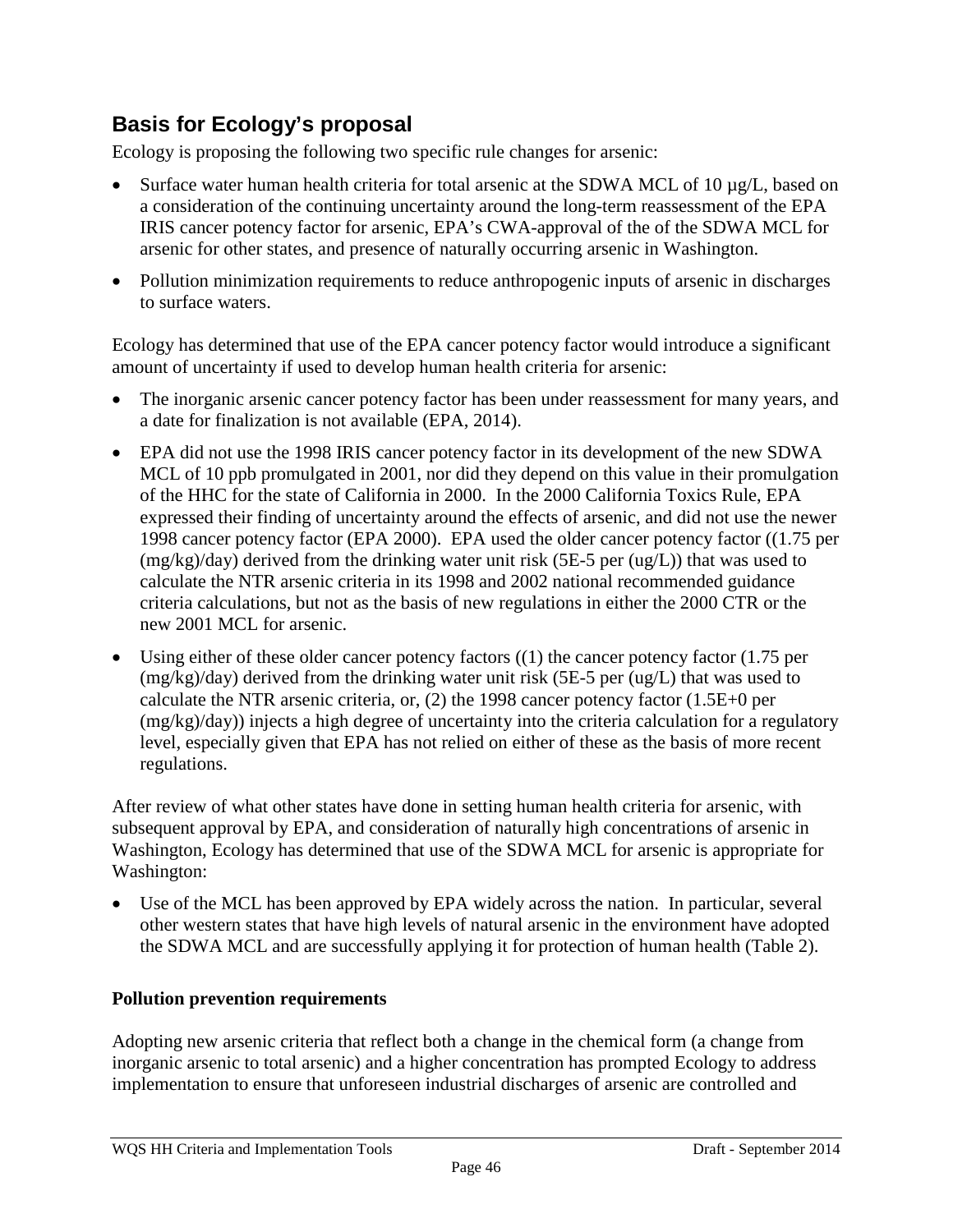## Basis for Ecology's proposal

Ecology is proposing the following two specific rule changes for arsenic:

- Surface water human health criteria for total arsenic at the SDWA MCL of 10 µg/L, based on a consideration of the continuing uncertainty around the long-term reassessment of the EPA IRIS cancer potency factor for arsenic, EPA's CWA-approval of the of the SDWA MCL for arsenic for other states, and presence of naturally occurring arsenic in Washington.
- Pollution minimization requirements to reduce anthropogenic inputs of arsenic in discharges to surface waters.

Ecology has determined that use of the EPA cancer potency factor would introduce a significant amount of uncertainty if used to develop human health criteria for arsenic:

- The inorganic arsenic cancer potency factor has been under reassessment for many years, and a date for finalization is not available (EPA, 2014).
- EPA did not use the 1998 IRIS cancer potency factor in its development of the new SDWA MCL of 10 ppb promulgated in 2001, nor did they depend on this value in their promulgation of the HHC for the state of California in 2000. In the 2000 California Toxics Rule, EPA expressed their finding of uncertainty around the effects of arsenic, and did not use the newer 1998 cancer potency factor (EPA 2000). EPA used the older cancer potency factor ((1.75 per (mg/kg)/day) derived from the drinking water unit risk (5E-5 per (ug/L)) that was used to calculate the NTR arsenic criteria in its 1998 and 2002 national recommended guidance criteria calculations, but not as the basis of new regulations in either the 2000 CTR or the new 2001 MCL for arsenic.
- Using either of these older cancer potency factors ((1) the cancer potency factor (1.75 per (mg/kg)/day) derived from the drinking water unit risk (5E-5 per (ug/L) that was used to calculate the NTR arsenic criteria, or, (2) the 1998 cancer potency factor (1.5E+0 per (mg/kg)/day)) injects a high degree of uncertainty into the criteria calculation for a regulatory level, especially given that EPA has not relied on either of these as the basis of more recent regulations.

After review of what other states have done in setting human health criteria for arsenic, with subsequent approval by EPA, and consideration of naturally high concentrations of arsenic in Washington, Ecology has determined that use of the SDWA MCL for arsenic is appropriate for Washington:

- Use of the MCL has been approved by EPA widely across the nation. In particular, several other western states that have high levels of natural arsenic in the environment have adopted the SDWA MCL and are successfully applying it for protection of human health (Table 2).

**Pollution prevention requirements**

Adopting new arsenic criteria that reflect both a change in the chemical form (a change from inorganic arsenic to total arsenic) and a higher concentration has prompted Ecology to address implementation to ensure that unforeseen industrial discharges of arsenic are controlled and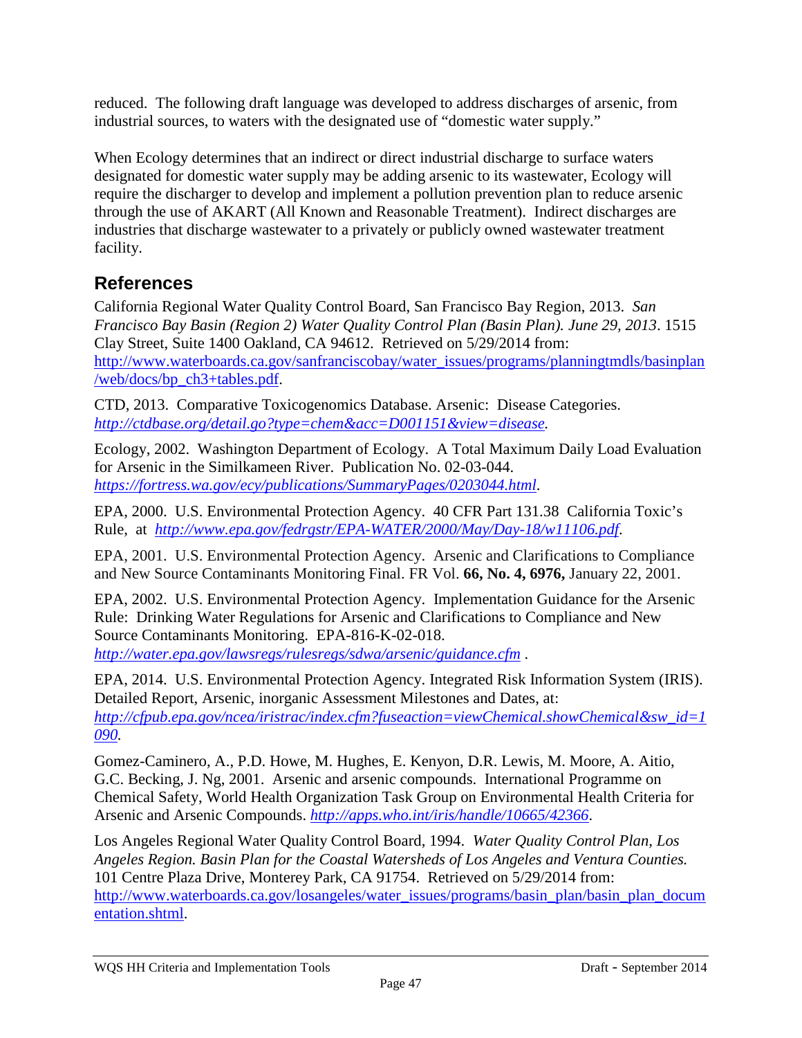reduced. The following draft language was developed to address discharges of arsenic, from industrial sources, to waters with the designated use of "domestic water supply."

When Ecology determines that an indirect or direct industrial discharge to surface waters designated for domestic water supply may be adding arsenic to its wastewater, Ecology will require the discharger to develop and implement a pollution prevention plan to reduce arsenic through the use of AKART (All Known and Reasonable Treatment). Indirect discharges are industries that discharge wastewater to a privately or publicly owned wastewater treatment facility.

## References

California Regional Water Quality Control Board, San Francisco Bay Region, 2013. *San Francisco Bay Basin (Region 2) Water Quality Control Plan (Basin Plan). June 29, 2013*. 1515 Clay Street, Suite 1400 Oakland, CA 94612. Retrieved on 5/29/2014 from: http://www.waterboards.ca.gov/sanfranciscobay/water_issues/programs/planningtmdls/basinplan/web/docs/bp_ch3+tables.pdf.

CTD, 2013. Comparative Toxicogenomics Database. Arsenic: Disease Categories. *http://ctdbase.org/detail.go?type=chem&acc=D001151&view=disease.*

Ecology, 2002. Washington Department of Ecology. A Total Maximum Daily Load Evaluation for Arsenic in the Similkameen River. Publication No. 02-03-044. *https://fortress.wa.gov/ecy/publications/SummaryPages/0203044.html.*

EPA, 2000. U.S. Environmental Protection Agency. 40 CFR Part 131.38 California Toxic's Rule, at *http://www.epa.gov/fedrgstr/EPA-WATER/2000/May/Day-18/w11106.pdf.*

EPA, 2001. U.S. Environmental Protection Agency. Arsenic and Clarifications to Compliance and New Source Contaminants Monitoring Final. FR Vol. **66, No. 4, 6976,** January 22, 2001.

EPA, 2002. U.S. Environmental Protection Agency. Implementation Guidance for the Arsenic Rule: Drinking Water Regulations for Arsenic and Clarifications to Compliance and New Source Contaminants Monitoring. EPA-816-K-02-018. *http://water.epa.gov/lawsregs/rulesregs/sdwa/arsenic/guidance.cfm* .

EPA, 2014. U.S. Environmental Protection Agency. Integrated Risk Information System (IRIS). Detailed Report, Arsenic, inorganic Assessment Milestones and Dates, at: *http://cfpub.epa.gov/ncea/iristrac/index.cfm?fuseaction=viewChemical.showChemical&sw_id=1090.*

Gomez-Caminero, A., P.D. Howe, M. Hughes, E. Kenyon, D.R. Lewis, M. Moore, A. Aitio, G.C. Becking, J. Ng, 2001. Arsenic and arsenic compounds. International Programme on Chemical Safety, World Health Organization Task Group on Environmental Health Criteria for Arsenic and Arsenic Compounds. *http://apps.who.int/iris/handle/10665/42366*.

Los Angeles Regional Water Quality Control Board, 1994. *Water Quality Control Plan, Los Angeles Region. Basin Plan for the Coastal Watersheds of Los Angeles and Ventura Counties.* 101 Centre Plaza Drive, Monterey Park, CA 91754. Retrieved on 5/29/2014 from: http://www.waterboards.ca.gov/losangeles/water_issues/programs/basin_plan/basin_plan_documentation.shtml.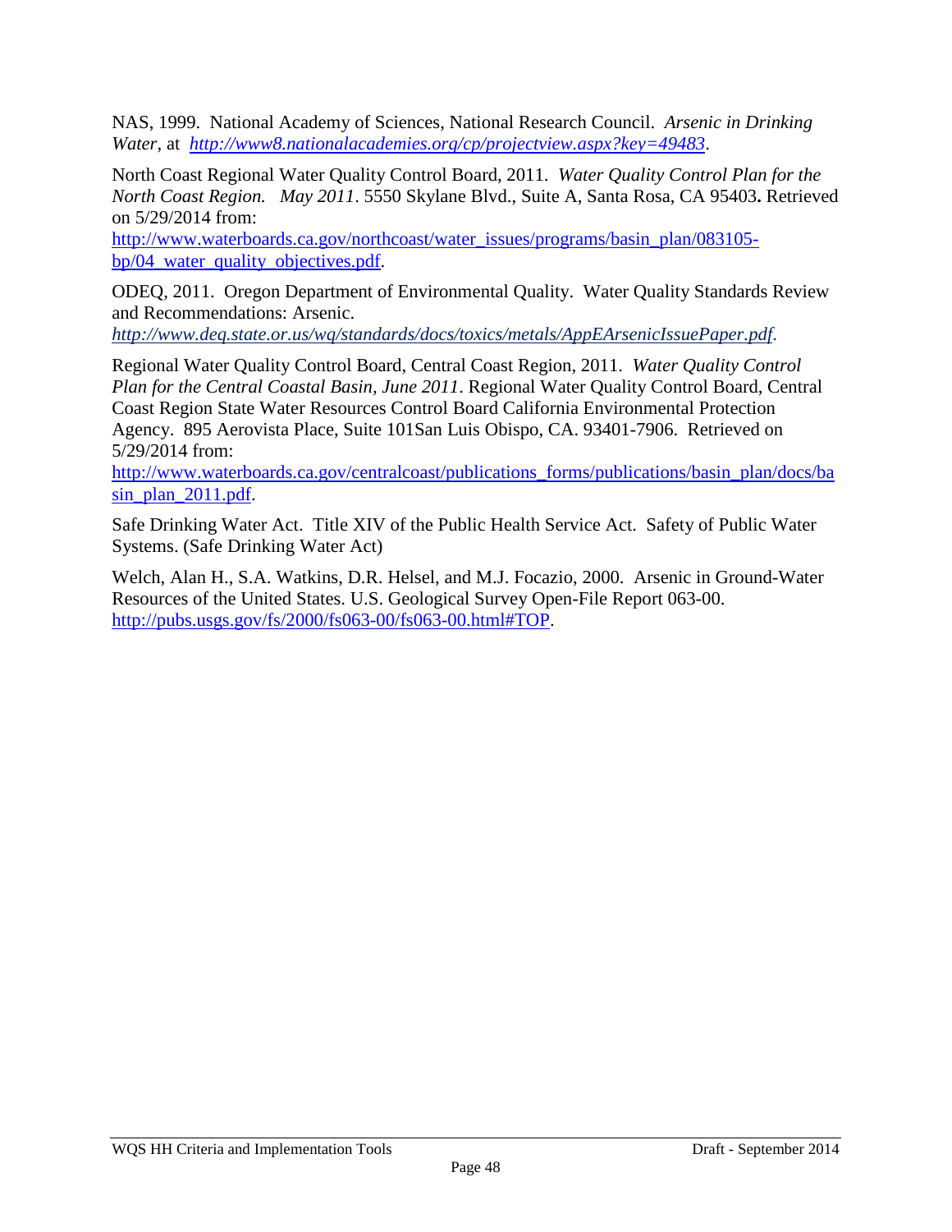NAS, 1999. National Academy of Sciences, National Research Council. *Arsenic in Drinking Water*, at *http://www8.nationalacademies.org/cp/projectview.aspx?key=49483*.

North Coast Regional Water Quality Control Board, 2011. *Water Quality Control Plan for the North Coast Region. May 2011*. 5550 Skylane Blvd., Suite A, Santa Rosa, CA 95403**.** Retrieved on 5/29/2014 from: http://www.waterboards.ca.gov/northcoast/water_issues/programs/basin_plan/083105-bp/04_water_quality_objectives.pdf.

ODEQ, 2011. Oregon Department of Environmental Quality. Water Quality Standards Review and Recommendations: Arsenic. *http://www.deq.state.or.us/wq/standards/docs/toxics/metals/AppEArsenicIssuePaper.pdf.*

Regional Water Quality Control Board, Central Coast Region, 2011. *Water Quality Control Plan for the Central Coastal Basin, June 2011*. Regional Water Quality Control Board, Central Coast Region State Water Resources Control Board California Environmental Protection Agency. 895 Aerovista Place, Suite 101San Luis Obispo, CA. 93401-7906. Retrieved on 5/29/2014 from: http://www.waterboards.ca.gov/centralcoast/publications_forms/publications/basin_plan/docs/basin_plan_2011.pdf.

Safe Drinking Water Act. Title XIV of the Public Health Service Act. Safety of Public Water Systems. (Safe Drinking Water Act)

Welch, Alan H., S.A. Watkins, D.R. Helsel, and M.J. Focazio, 2000. Arsenic in Ground-Water Resources of the United States. U.S. Geological Survey Open-File Report 063-00. http://pubs.usgs.gov/fs/2000/fs063-00/fs063-00.html#TOP.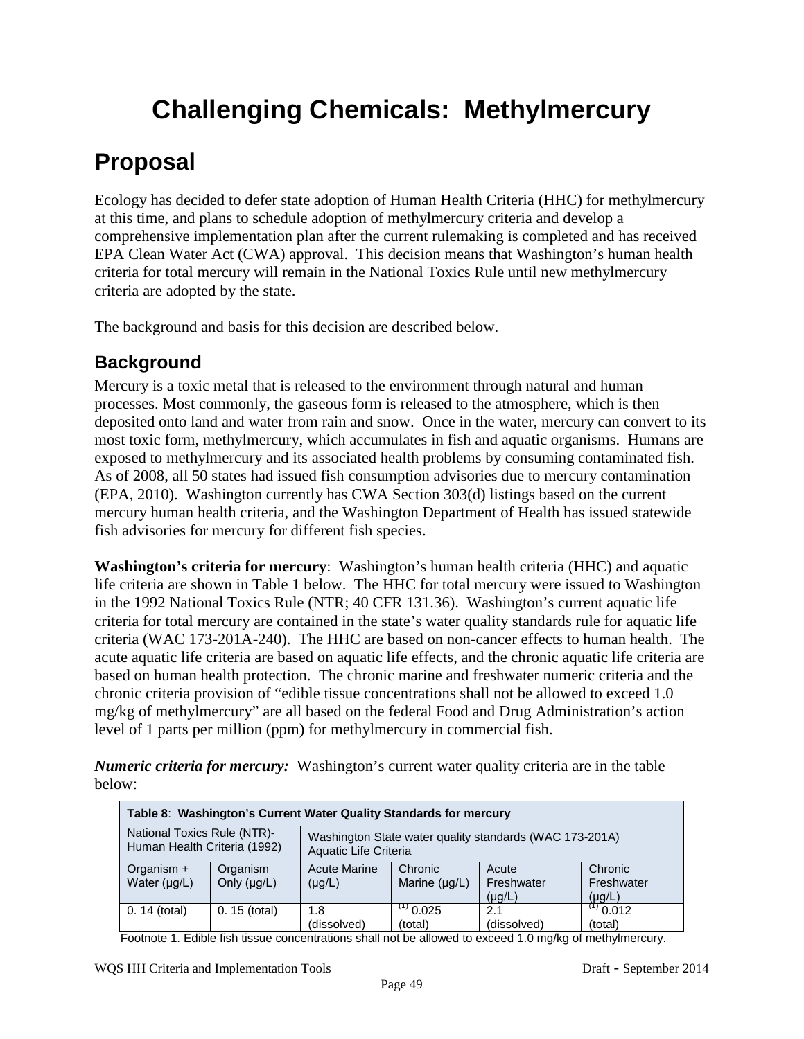# Challenging Chemicals: Methylmercury

## Proposal

Ecology has decided to defer state adoption of Human Health Criteria (HHC) for methylmercury at this time, and plans to schedule adoption of methylmercury criteria and develop a comprehensive implementation plan after the current rulemaking is completed and has received EPA Clean Water Act (CWA) approval. This decision means that Washington's human health criteria for total mercury will remain in the National Toxics Rule until new methylmercury criteria are adopted by the state.

The background and basis for this decision are described below.

### Background

Mercury is a toxic metal that is released to the environment through natural and human processes. Most commonly, the gaseous form is released to the atmosphere, which is then deposited onto land and water from rain and snow. Once in the water, mercury can convert to its most toxic form, methylmercury, which accumulates in fish and aquatic organisms. Humans are exposed to methylmercury and its associated health problems by consuming contaminated fish. As of 2008, all 50 states had issued fish consumption advisories due to mercury contamination (EPA, 2010). Washington currently has CWA Section 303(d) listings based on the current mercury human health criteria, and the Washington Department of Health has issued statewide fish advisories for mercury for different fish species.

**Washington's criteria for mercury**: Washington's human health criteria (HHC) and aquatic life criteria are shown in Table 1 below. The HHC for total mercury were issued to Washington in the 1992 National Toxics Rule (NTR; 40 CFR 131.36). Washington's current aquatic life criteria for total mercury are contained in the state's water quality standards rule for aquatic life criteria (WAC 173-201A-240). The HHC are based on non-cancer effects to human health. The acute aquatic life criteria are based on aquatic life effects, and the chronic aquatic life criteria are based on human health protection. The chronic marine and freshwater numeric criteria and the chronic criteria provision of "edible tissue concentrations shall not be allowed to exceed 1.0 mg/kg of methylmercury" are all based on the federal Food and Drug Administration's action level of 1 parts per million (ppm) for methylmercury in commercial fish.

***Numeric criteria for mercury:*** Washington's current water quality criteria are in the table below:

**Table 8**: **Washington's Current Water Quality Standards for mercury**

| National Toxics Rule (NTR)-Human Health Criteria (1992) | | Washington State water quality standards (WAC 173-201A) Aquatic Life Criteria | | | |
|---|---|---|---|---|---|
| Organism + Water (µg/L) | Organism Only (µg/L) | Acute Marine (µg/L) | Chronic Marine (µg/L) | Acute Freshwater (µg/L) | Chronic Freshwater (µg/L) |
| 0. 14 (total) | 0. 15 (total) | 1.8 (dissolved) | [1] 0.025 (total) | 2.1 (dissolved) | [1] 0.012 (total) |

Footnote 1. Edible fish tissue concentrations shall not be allowed to exceed 1.0 mg/kg of methylmercury.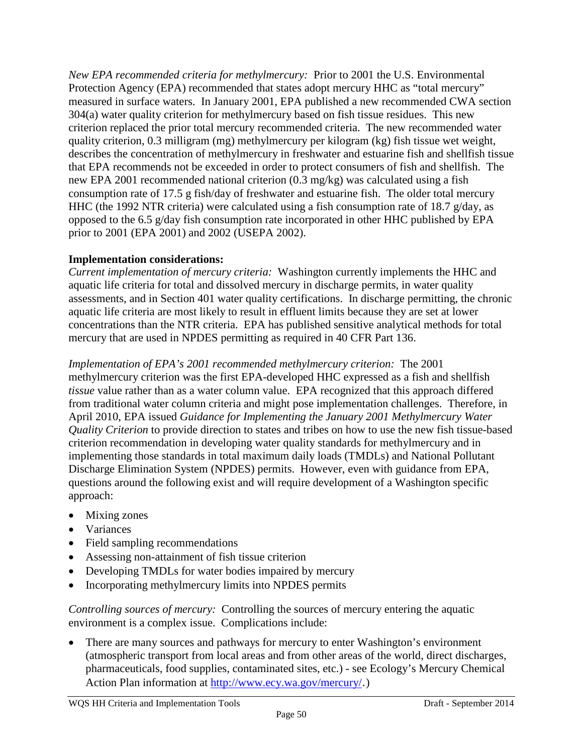*New EPA recommended criteria for methylmercury:* Prior to 2001 the U.S. Environmental Protection Agency (EPA) recommended that states adopt mercury HHC as "total mercury" measured in surface waters. In January 2001, EPA published a new recommended CWA section 304(a) water quality criterion for methylmercury based on fish tissue residues. This new criterion replaced the prior total mercury recommended criteria. The new recommended water quality criterion, 0.3 milligram (mg) methylmercury per kilogram (kg) fish tissue wet weight, describes the concentration of methylmercury in freshwater and estuarine fish and shellfish tissue that EPA recommends not be exceeded in order to protect consumers of fish and shellfish. The new EPA 2001 recommended national criterion (0.3 mg/kg) was calculated using a fish consumption rate of 17.5 g fish/day of freshwater and estuarine fish. The older total mercury HHC (the 1992 NTR criteria) were calculated using a fish consumption rate of 18.7 g/day, as opposed to the 6.5 g/day fish consumption rate incorporated in other HHC published by EPA prior to 2001 (EPA 2001) and 2002 (USEPA 2002).

**Implementation considerations:**

*Current implementation of mercury criteria:* Washington currently implements the HHC and aquatic life criteria for total and dissolved mercury in discharge permits, in water quality assessments, and in Section 401 water quality certifications. In discharge permitting, the chronic aquatic life criteria are most likely to result in effluent limits because they are set at lower concentrations than the NTR criteria. EPA has published sensitive analytical methods for total mercury that are used in NPDES permitting as required in 40 CFR Part 136.

*Implementation of EPA's 2001 recommended methylmercury criterion:* The 2001 methylmercury criterion was the first EPA-developed HHC expressed as a fish and shellfish *tissue* value rather than as a water column value. EPA recognized that this approach differed from traditional water column criteria and might pose implementation challenges. Therefore, in April 2010, EPA issued *Guidance for Implementing the January 2001 Methylmercury Water Quality Criterion* to provide direction to states and tribes on how to use the new fish tissue-based criterion recommendation in developing water quality standards for methylmercury and in implementing those standards in total maximum daily loads (TMDLs) and National Pollutant Discharge Elimination System (NPDES) permits. However, even with guidance from EPA, questions around the following exist and will require development of a Washington specific approach:

- Mixing zones
- Variances
- Field sampling recommendations
- Assessing non-attainment of fish tissue criterion
- Developing TMDLs for water bodies impaired by mercury
- Incorporating methylmercury limits into NPDES permits

*Controlling sources of mercury:* Controlling the sources of mercury entering the aquatic environment is a complex issue. Complications include:

- There are many sources and pathways for mercury to enter Washington's environment (atmospheric transport from local areas and from other areas of the world, direct discharges, pharmaceuticals, food supplies, contaminated sites, etc.) - see Ecology's Mercury Chemical Action Plan information at http://www.ecy.wa.gov/mercury/.)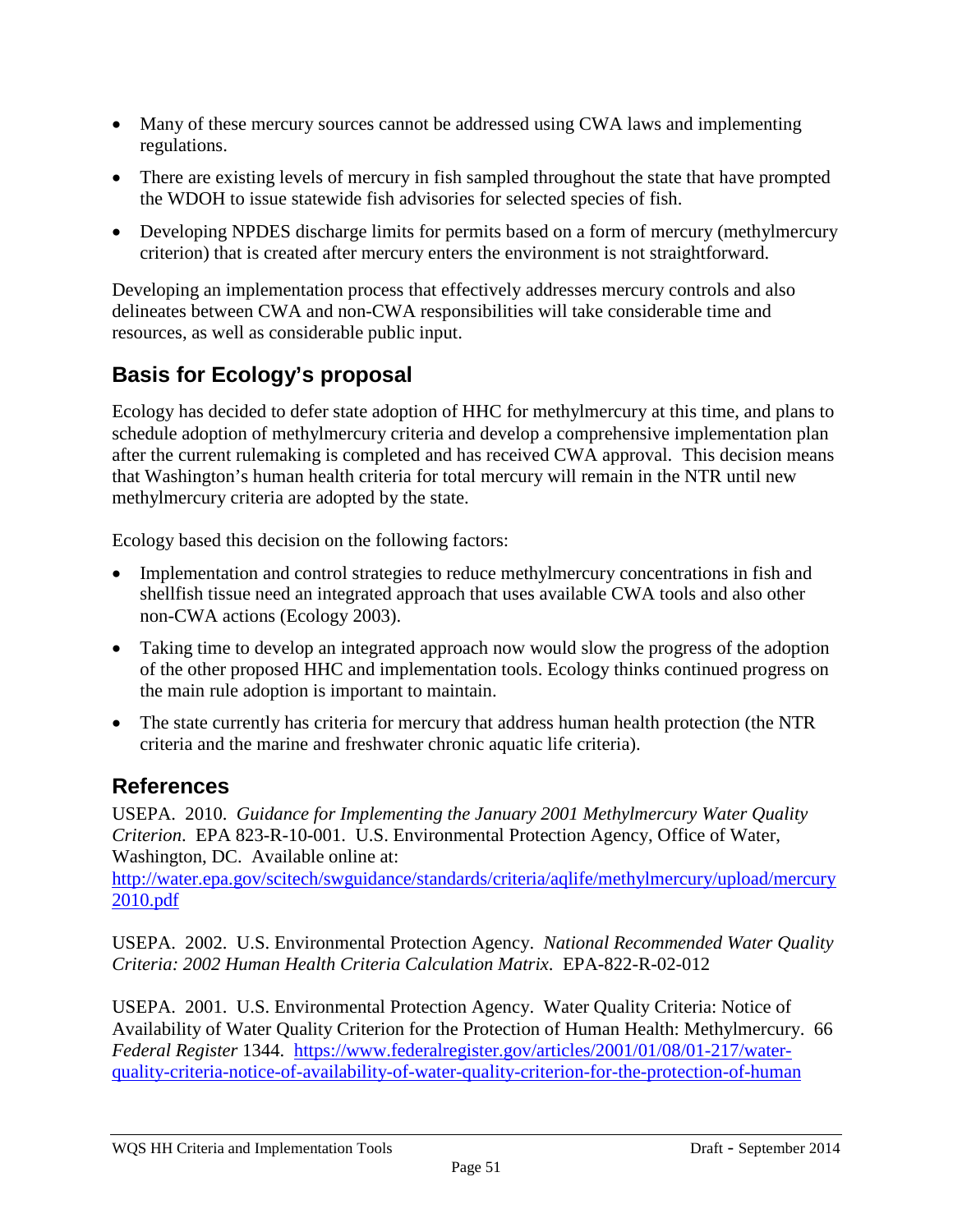- Many of these mercury sources cannot be addressed using CWA laws and implementing regulations.
- There are existing levels of mercury in fish sampled throughout the state that have prompted the WDOH to issue statewide fish advisories for selected species of fish.
- Developing NPDES discharge limits for permits based on a form of mercury (methylmercury criterion) that is created after mercury enters the environment is not straightforward.

Developing an implementation process that effectively addresses mercury controls and also delineates between CWA and non-CWA responsibilities will take considerable time and resources, as well as considerable public input.

## Basis for Ecology's proposal

Ecology has decided to defer state adoption of HHC for methylmercury at this time, and plans to schedule adoption of methylmercury criteria and develop a comprehensive implementation plan after the current rulemaking is completed and has received CWA approval. This decision means that Washington's human health criteria for total mercury will remain in the NTR until new methylmercury criteria are adopted by the state.

Ecology based this decision on the following factors:

- Implementation and control strategies to reduce methylmercury concentrations in fish and shellfish tissue need an integrated approach that uses available CWA tools and also other non-CWA actions (Ecology 2003).
- Taking time to develop an integrated approach now would slow the progress of the adoption of the other proposed HHC and implementation tools. Ecology thinks continued progress on the main rule adoption is important to maintain.
- The state currently has criteria for mercury that address human health protection (the NTR criteria and the marine and freshwater chronic aquatic life criteria).

## References

USEPA. 2010. *Guidance for Implementing the January 2001 Methylmercury Water Quality Criterion*. EPA 823-R-10-001. U.S. Environmental Protection Agency, Office of Water, Washington, DC. Available online at: [http://water.epa.gov/scitech/swguidance/standards/criteria/aqlife/methylmercury/upload/mercury2010.pdf](http://water.epa.gov/scitech/swguidance/standards/criteria/aqlife/methylmercury/upload/mercury2010.pdf)

USEPA. 2002. U.S. Environmental Protection Agency. *National Recommended Water Quality Criteria: 2002 Human Health Criteria Calculation Matrix*. EPA-822-R-02-012

USEPA. 2001. U.S. Environmental Protection Agency. Water Quality Criteria: Notice of Availability of Water Quality Criterion for the Protection of Human Health: Methylmercury. 66 *Federal Register* 1344. [https://www.federalregister.gov/articles/2001/01/08/01-217/water-quality-criteria-notice-of-availability-of-water-quality-criterion-for-the-protection-of-human](https://www.federalregister.gov/articles/2001/01/08/01-217/water-quality-criteria-notice-of-availability-of-water-quality-criterion-for-the-protection-of-human)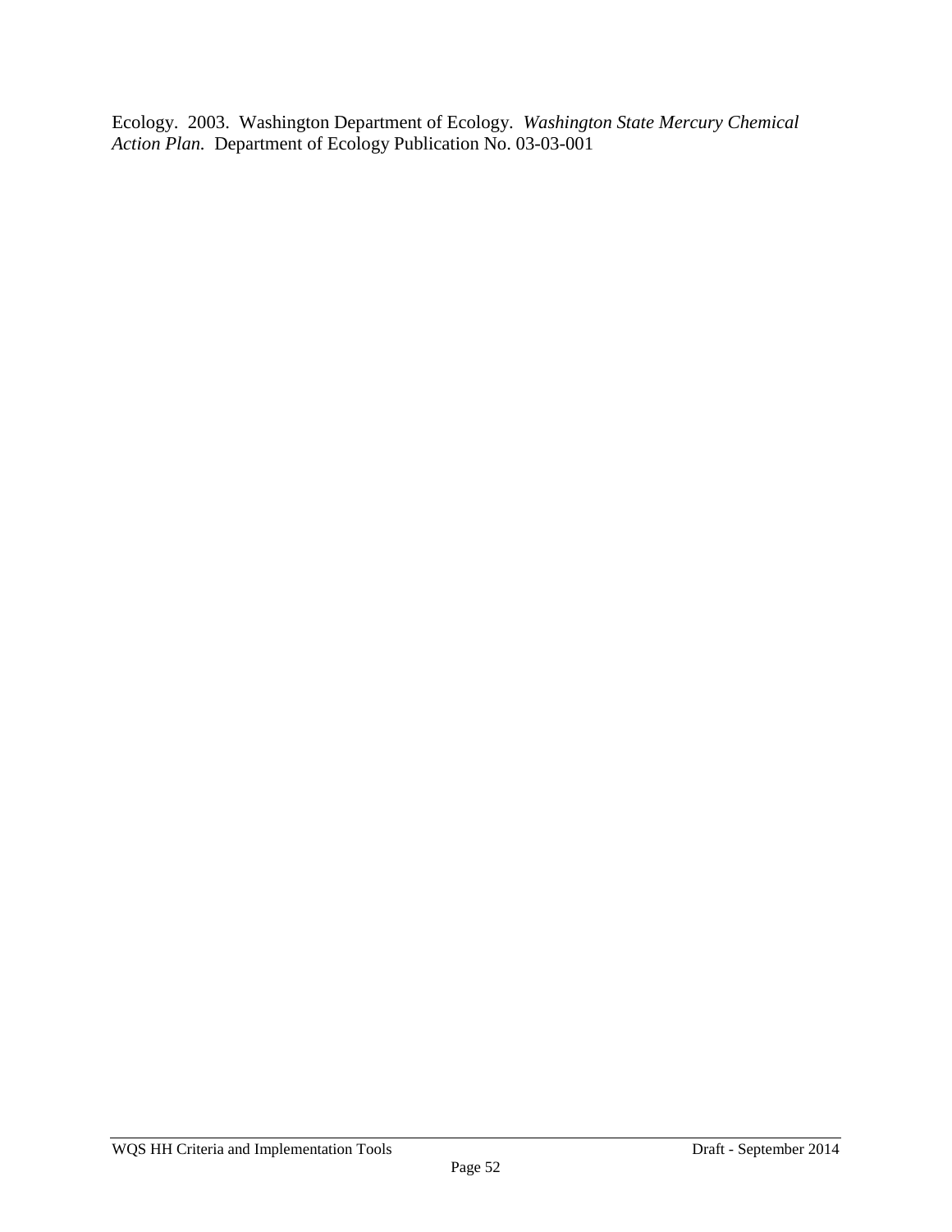Ecology. 2003. Washington Department of Ecology. *Washington State Mercury Chemical Action Plan.* Department of Ecology Publication No. 03-03-001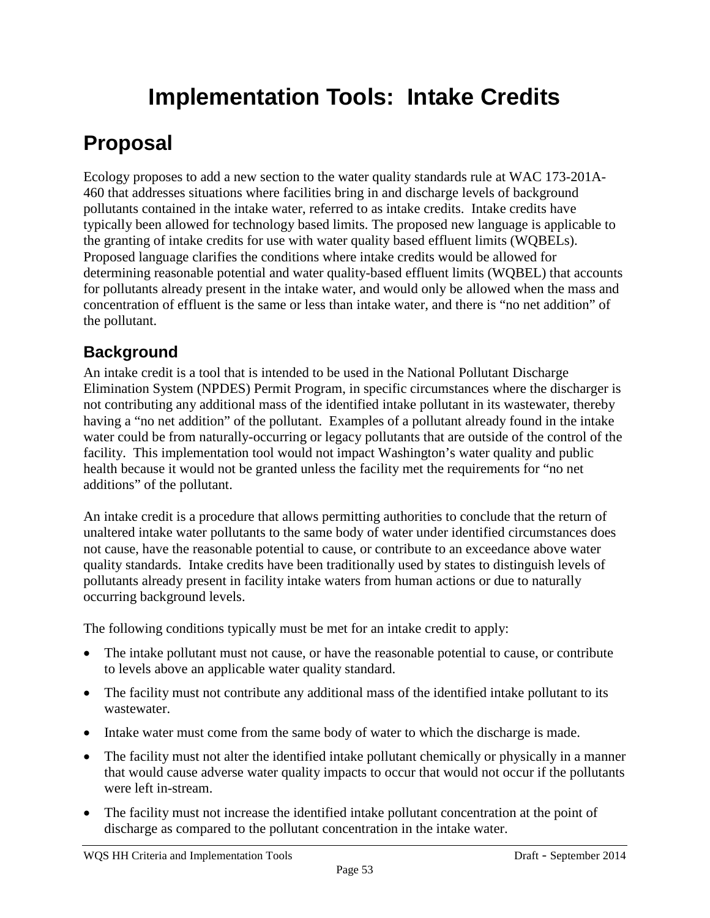# Implementation Tools: Intake Credits

## Proposal

Ecology proposes to add a new section to the water quality standards rule at WAC 173-201A-460 that addresses situations where facilities bring in and discharge levels of background pollutants contained in the intake water, referred to as intake credits. Intake credits have typically been allowed for technology based limits. The proposed new language is applicable to the granting of intake credits for use with water quality based effluent limits (WQBELs). Proposed language clarifies the conditions where intake credits would be allowed for determining reasonable potential and water quality-based effluent limits (WQBEL) that accounts for pollutants already present in the intake water, and would only be allowed when the mass and concentration of effluent is the same or less than intake water, and there is "no net addition" of the pollutant.

### Background

An intake credit is a tool that is intended to be used in the National Pollutant Discharge Elimination System (NPDES) Permit Program, in specific circumstances where the discharger is not contributing any additional mass of the identified intake pollutant in its wastewater, thereby having a "no net addition" of the pollutant. Examples of a pollutant already found in the intake water could be from naturally-occurring or legacy pollutants that are outside of the control of the facility. This implementation tool would not impact Washington's water quality and public health because it would not be granted unless the facility met the requirements for "no net additions" of the pollutant.

An intake credit is a procedure that allows permitting authorities to conclude that the return of unaltered intake water pollutants to the same body of water under identified circumstances does not cause, have the reasonable potential to cause, or contribute to an exceedance above water quality standards. Intake credits have been traditionally used by states to distinguish levels of pollutants already present in facility intake waters from human actions or due to naturally occurring background levels.

The following conditions typically must be met for an intake credit to apply:

- The intake pollutant must not cause, or have the reasonable potential to cause, or contribute to levels above an applicable water quality standard.
- The facility must not contribute any additional mass of the identified intake pollutant to its wastewater.
- Intake water must come from the same body of water to which the discharge is made.
- The facility must not alter the identified intake pollutant chemically or physically in a manner that would cause adverse water quality impacts to occur that would not occur if the pollutants were left in-stream.
- The facility must not increase the identified intake pollutant concentration at the point of discharge as compared to the pollutant concentration in the intake water.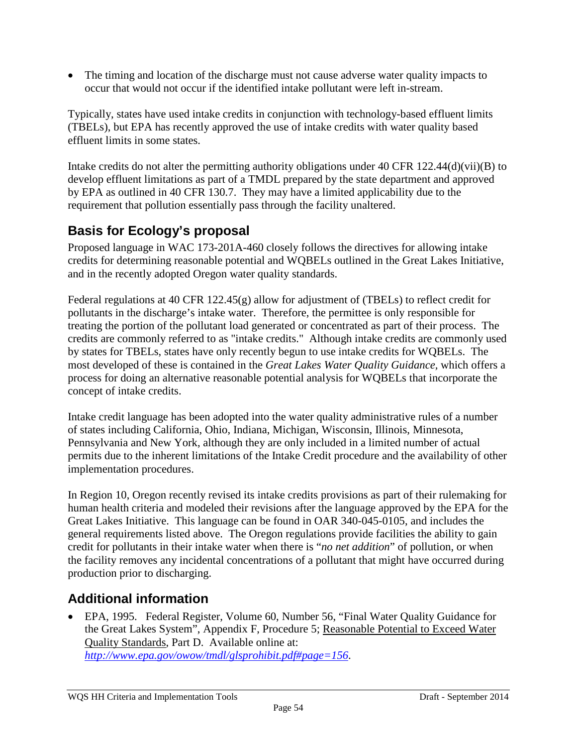- The timing and location of the discharge must not cause adverse water quality impacts to occur that would not occur if the identified intake pollutant were left in-stream.

Typically, states have used intake credits in conjunction with technology-based effluent limits (TBELs), but EPA has recently approved the use of intake credits with water quality based effluent limits in some states.

Intake credits do not alter the permitting authority obligations under 40 CFR 122.44(d)(vii)(B) to develop effluent limitations as part of a TMDL prepared by the state department and approved by EPA as outlined in 40 CFR 130.7. They may have a limited applicability due to the requirement that pollution essentially pass through the facility unaltered.

## Basis for Ecology's proposal

Proposed language in WAC 173-201A-460 closely follows the directives for allowing intake credits for determining reasonable potential and WQBELs outlined in the Great Lakes Initiative, and in the recently adopted Oregon water quality standards.

Federal regulations at 40 CFR 122.45(g) allow for adjustment of (TBELs) to reflect credit for pollutants in the discharge's intake water. Therefore, the permittee is only responsible for treating the portion of the pollutant load generated or concentrated as part of their process. The credits are commonly referred to as "intake credits." Although intake credits are commonly used by states for TBELs, states have only recently begun to use intake credits for WQBELs. The most developed of these is contained in the *Great Lakes Water Quality Guidance*, which offers a process for doing an alternative reasonable potential analysis for WQBELs that incorporate the concept of intake credits.

Intake credit language has been adopted into the water quality administrative rules of a number of states including California, Ohio, Indiana, Michigan, Wisconsin, Illinois, Minnesota, Pennsylvania and New York, although they are only included in a limited number of actual permits due to the inherent limitations of the Intake Credit procedure and the availability of other implementation procedures.

In Region 10, Oregon recently revised its intake credits provisions as part of their rulemaking for human health criteria and modeled their revisions after the language approved by the EPA for the Great Lakes Initiative. This language can be found in OAR 340-045-0105, and includes the general requirements listed above. The Oregon regulations provide facilities the ability to gain credit for pollutants in their intake water when there is "*no net addition*" of pollution, or when the facility removes any incidental concentrations of a pollutant that might have occurred during production prior to discharging.

## Additional information

- EPA, 1995. Federal Register, Volume 60, Number 56, "Final Water Quality Guidance for the Great Lakes System", Appendix F, Procedure 5; Reasonable Potential to Exceed Water Quality Standards, Part D. Available online at: *http://www.epa.gov/owow/tmdl/glsprohibit.pdf#page=156*.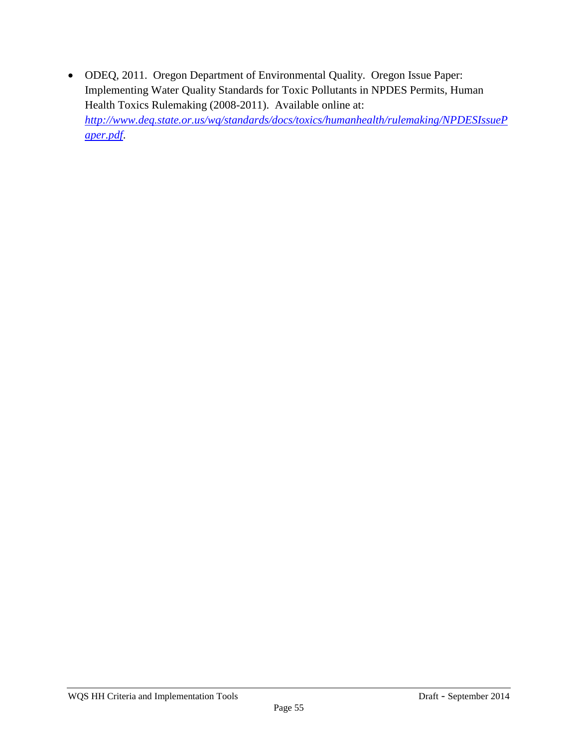- ODEQ, 2011. Oregon Department of Environmental Quality. Oregon Issue Paper: Implementing Water Quality Standards for Toxic Pollutants in NPDES Permits, Human Health Toxics Rulemaking (2008-2011). Available online at: *http://www.deq.state.or.us/wq/standards/docs/toxics/humanhealth/rulemaking/NPDESIssuePaper.pdf*.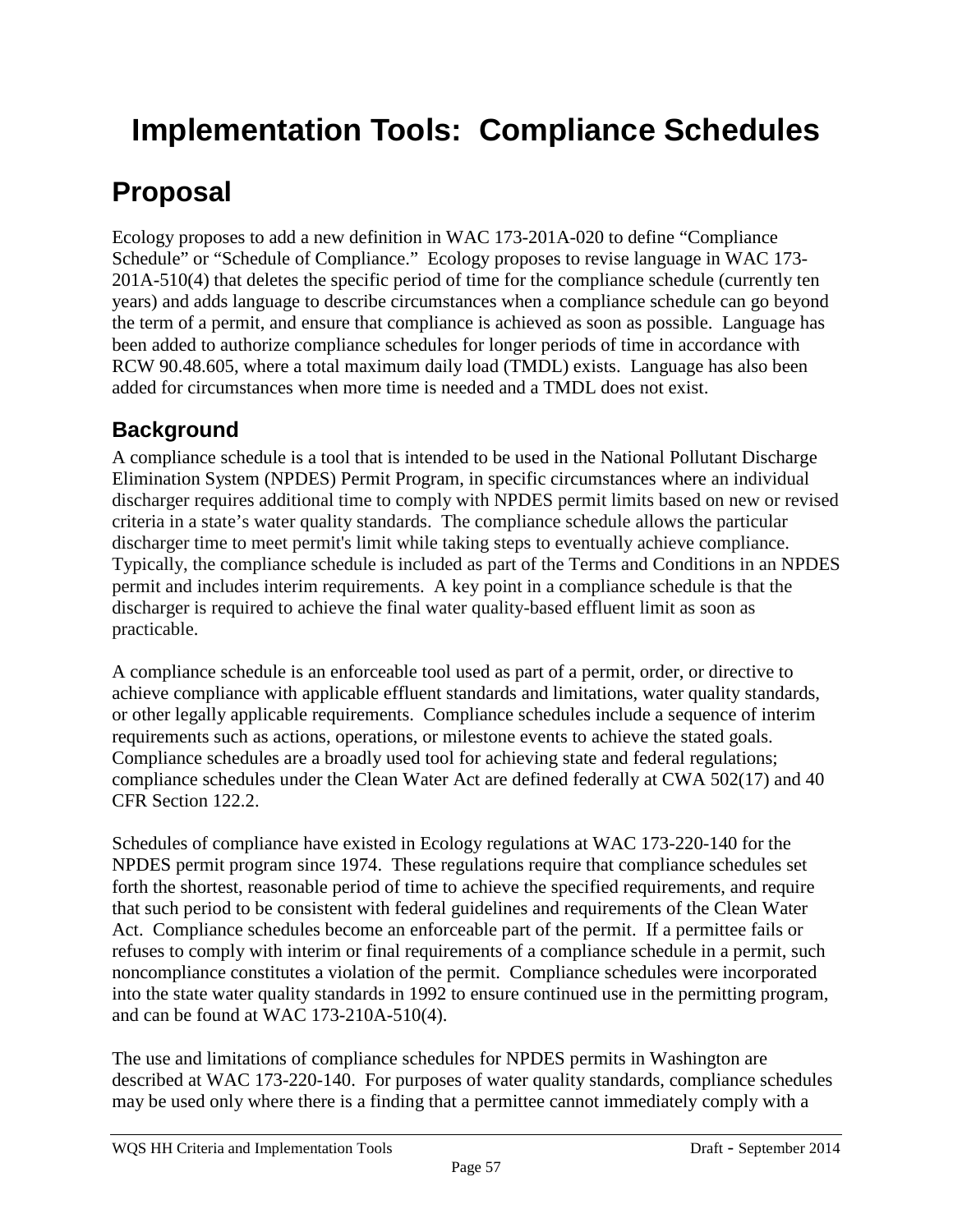# Implementation Tools: Compliance Schedules

## Proposal

Ecology proposes to add a new definition in WAC 173-201A-020 to define "Compliance Schedule" or "Schedule of Compliance." Ecology proposes to revise language in WAC 173-201A-510(4) that deletes the specific period of time for the compliance schedule (currently ten years) and adds language to describe circumstances when a compliance schedule can go beyond the term of a permit, and ensure that compliance is achieved as soon as possible. Language has been added to authorize compliance schedules for longer periods of time in accordance with RCW 90.48.605, where a total maximum daily load (TMDL) exists. Language has also been added for circumstances when more time is needed and a TMDL does not exist.

### Background

A compliance schedule is a tool that is intended to be used in the National Pollutant Discharge Elimination System (NPDES) Permit Program, in specific circumstances where an individual discharger requires additional time to comply with NPDES permit limits based on new or revised criteria in a state's water quality standards. The compliance schedule allows the particular discharger time to meet permit's limit while taking steps to eventually achieve compliance. Typically, the compliance schedule is included as part of the Terms and Conditions in an NPDES permit and includes interim requirements. A key point in a compliance schedule is that the discharger is required to achieve the final water quality-based effluent limit as soon as practicable.

A compliance schedule is an enforceable tool used as part of a permit, order, or directive to achieve compliance with applicable effluent standards and limitations, water quality standards, or other legally applicable requirements. Compliance schedules include a sequence of interim requirements such as actions, operations, or milestone events to achieve the stated goals. Compliance schedules are a broadly used tool for achieving state and federal regulations; compliance schedules under the Clean Water Act are defined federally at CWA 502(17) and 40 CFR Section 122.2.

Schedules of compliance have existed in Ecology regulations at WAC 173-220-140 for the NPDES permit program since 1974. These regulations require that compliance schedules set forth the shortest, reasonable period of time to achieve the specified requirements, and require that such period to be consistent with federal guidelines and requirements of the Clean Water Act. Compliance schedules become an enforceable part of the permit. If a permittee fails or refuses to comply with interim or final requirements of a compliance schedule in a permit, such noncompliance constitutes a violation of the permit. Compliance schedules were incorporated into the state water quality standards in 1992 to ensure continued use in the permitting program, and can be found at WAC 173-210A-510(4).

The use and limitations of compliance schedules for NPDES permits in Washington are described at WAC 173-220-140. For purposes of water quality standards, compliance schedules may be used only where there is a finding that a permittee cannot immediately comply with a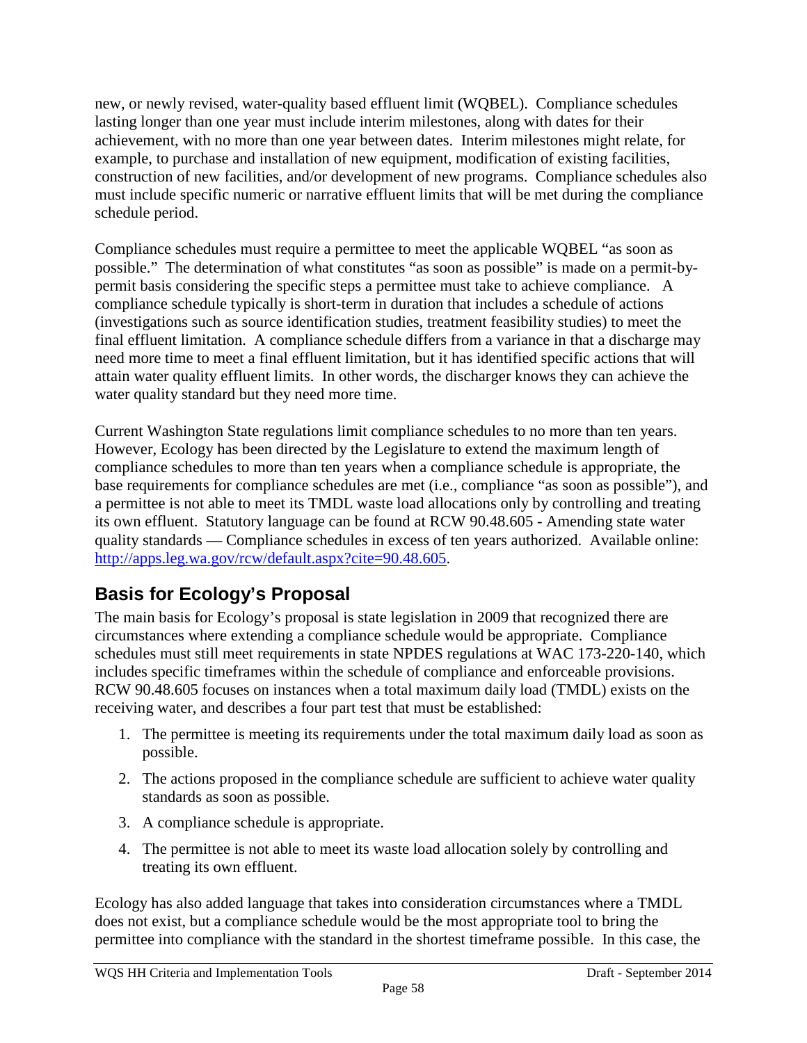new, or newly revised, water-quality based effluent limit (WQBEL). Compliance schedules lasting longer than one year must include interim milestones, along with dates for their achievement, with no more than one year between dates. Interim milestones might relate, for example, to purchase and installation of new equipment, modification of existing facilities, construction of new facilities, and/or development of new programs. Compliance schedules also must include specific numeric or narrative effluent limits that will be met during the compliance schedule period.

Compliance schedules must require a permittee to meet the applicable WQBEL "as soon as possible." The determination of what constitutes "as soon as possible" is made on a permit-by-permit basis considering the specific steps a permittee must take to achieve compliance. A compliance schedule typically is short-term in duration that includes a schedule of actions (investigations such as source identification studies, treatment feasibility studies) to meet the final effluent limitation. A compliance schedule differs from a variance in that a discharge may need more time to meet a final effluent limitation, but it has identified specific actions that will attain water quality effluent limits. In other words, the discharger knows they can achieve the water quality standard but they need more time.

Current Washington State regulations limit compliance schedules to no more than ten years. However, Ecology has been directed by the Legislature to extend the maximum length of compliance schedules to more than ten years when a compliance schedule is appropriate, the base requirements for compliance schedules are met (i.e., compliance "as soon as possible"), and a permittee is not able to meet its TMDL waste load allocations only by controlling and treating its own effluent. Statutory language can be found at RCW 90.48.605 - Amending state water quality standards — Compliance schedules in excess of ten years authorized. Available online: http://apps.leg.wa.gov/rcw/default.aspx?cite=90.48.605.

## Basis for Ecology's Proposal

The main basis for Ecology's proposal is state legislation in 2009 that recognized there are circumstances where extending a compliance schedule would be appropriate. Compliance schedules must still meet requirements in state NPDES regulations at WAC 173-220-140, which includes specific timeframes within the schedule of compliance and enforceable provisions. RCW 90.48.605 focuses on instances when a total maximum daily load (TMDL) exists on the receiving water, and describes a four part test that must be established:

1. The permittee is meeting its requirements under the total maximum daily load as soon as possible.
2. The actions proposed in the compliance schedule are sufficient to achieve water quality standards as soon as possible.
3. A compliance schedule is appropriate.
4. The permittee is not able to meet its waste load allocation solely by controlling and treating its own effluent.

Ecology has also added language that takes into consideration circumstances where a TMDL does not exist, but a compliance schedule would be the most appropriate tool to bring the permittee into compliance with the standard in the shortest timeframe possible. In this case, the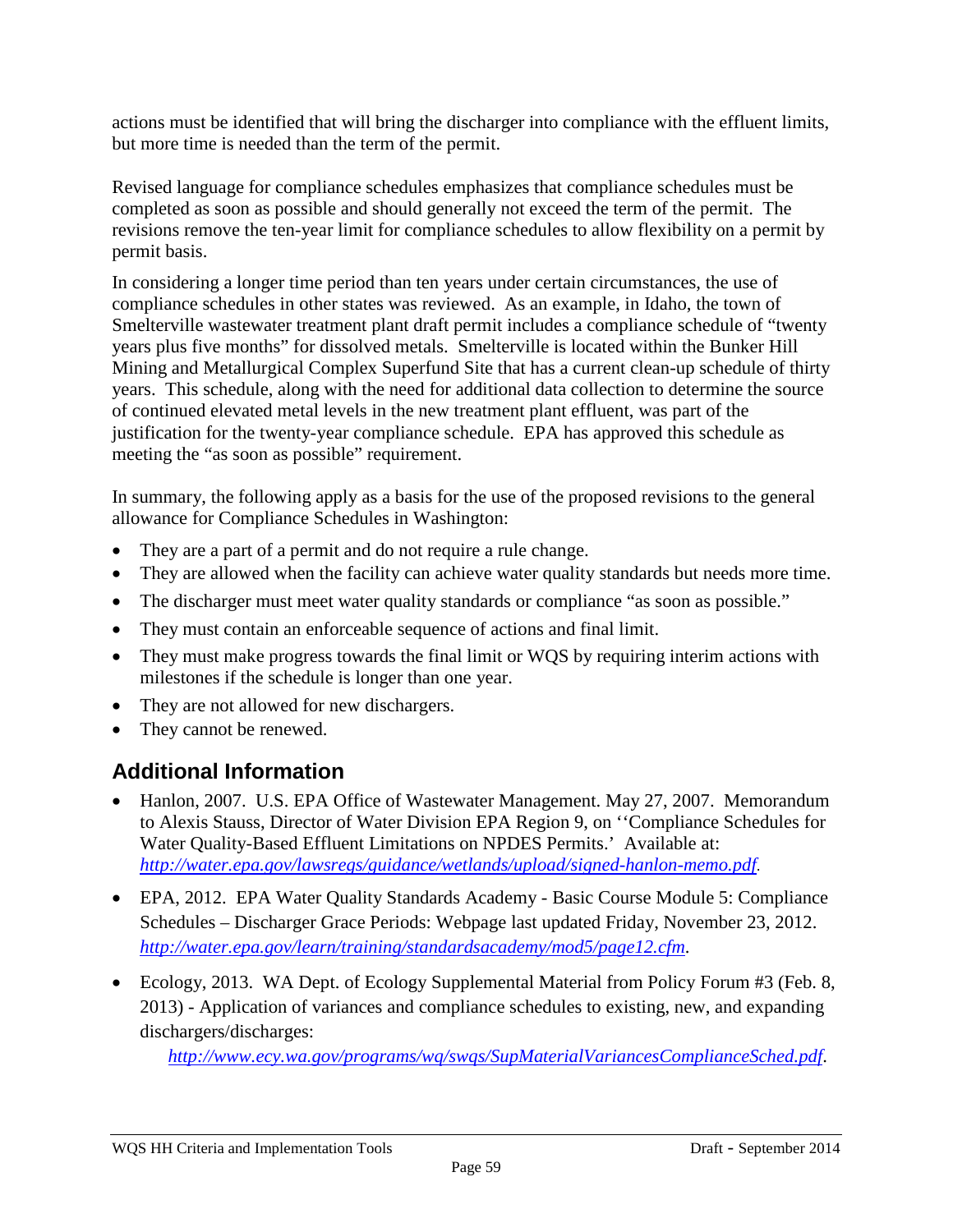actions must be identified that will bring the discharger into compliance with the effluent limits, but more time is needed than the term of the permit.

Revised language for compliance schedules emphasizes that compliance schedules must be completed as soon as possible and should generally not exceed the term of the permit. The revisions remove the ten-year limit for compliance schedules to allow flexibility on a permit by permit basis.

In considering a longer time period than ten years under certain circumstances, the use of compliance schedules in other states was reviewed. As an example, in Idaho, the town of Smelterville wastewater treatment plant draft permit includes a compliance schedule of "twenty years plus five months" for dissolved metals. Smelterville is located within the Bunker Hill Mining and Metallurgical Complex Superfund Site that has a current clean-up schedule of thirty years. This schedule, along with the need for additional data collection to determine the source of continued elevated metal levels in the new treatment plant effluent, was part of the justification for the twenty-year compliance schedule. EPA has approved this schedule as meeting the "as soon as possible" requirement.

In summary, the following apply as a basis for the use of the proposed revisions to the general allowance for Compliance Schedules in Washington:

- They are a part of a permit and do not require a rule change.
- They are allowed when the facility can achieve water quality standards but needs more time.
- The discharger must meet water quality standards or compliance "as soon as possible."
- They must contain an enforceable sequence of actions and final limit.
- They must make progress towards the final limit or WQS by requiring interim actions with milestones if the schedule is longer than one year.
- They are not allowed for new dischargers.
- They cannot be renewed.

## Additional Information

- Hanlon, 2007. U.S. EPA Office of Wastewater Management. May 27, 2007. Memorandum to Alexis Stauss, Director of Water Division EPA Region 9, on ''Compliance Schedules for Water Quality-Based Effluent Limitations on NPDES Permits.' Available at: *http://water.epa.gov/lawsregs/guidance/wetlands/upload/signed-hanlon-memo.pdf*.
- EPA, 2012. EPA Water Quality Standards Academy - Basic Course Module 5: Compliance Schedules – Discharger Grace Periods: Webpage last updated Friday, November 23, 2012. *http://water.epa.gov/learn/training/standardsacademy/mod5/page12.cfm*.
- Ecology, 2013. WA Dept. of Ecology Supplemental Material from Policy Forum #3 (Feb. 8, 2013) - Application of variances and compliance schedules to existing, new, and expanding dischargers/discharges: *http://www.ecy.wa.gov/programs/wq/swqs/SupMaterialVariancesComplianceSched.pdf*.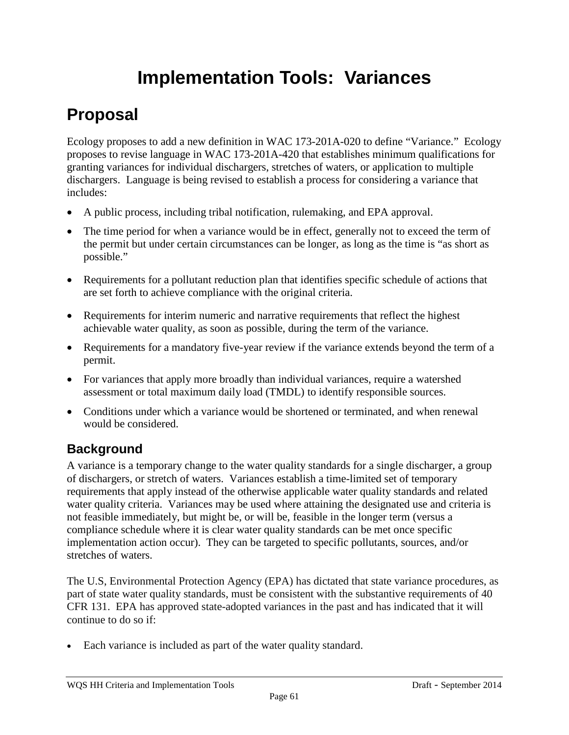# Implementation Tools: Variances

## Proposal

Ecology proposes to add a new definition in WAC 173-201A-020 to define "Variance." Ecology proposes to revise language in WAC 173-201A-420 that establishes minimum qualifications for granting variances for individual dischargers, stretches of waters, or application to multiple dischargers. Language is being revised to establish a process for considering a variance that includes:

- A public process, including tribal notification, rulemaking, and EPA approval.
- The time period for when a variance would be in effect, generally not to exceed the term of the permit but under certain circumstances can be longer, as long as the time is "as short as possible."
- Requirements for a pollutant reduction plan that identifies specific schedule of actions that are set forth to achieve compliance with the original criteria.
- Requirements for interim numeric and narrative requirements that reflect the highest achievable water quality, as soon as possible, during the term of the variance.
- Requirements for a mandatory five-year review if the variance extends beyond the term of a permit.
- For variances that apply more broadly than individual variances, require a watershed assessment or total maximum daily load (TMDL) to identify responsible sources.
- Conditions under which a variance would be shortened or terminated, and when renewal would be considered.

### Background

A variance is a temporary change to the water quality standards for a single discharger, a group of dischargers, or stretch of waters. Variances establish a time-limited set of temporary requirements that apply instead of the otherwise applicable water quality standards and related water quality criteria. Variances may be used where attaining the designated use and criteria is not feasible immediately, but might be, or will be, feasible in the longer term (versus a compliance schedule where it is clear water quality standards can be met once specific implementation action occur). They can be targeted to specific pollutants, sources, and/or stretches of waters.

The U.S, Environmental Protection Agency (EPA) has dictated that state variance procedures, as part of state water quality standards, must be consistent with the substantive requirements of 40 CFR 131. EPA has approved state-adopted variances in the past and has indicated that it will continue to do so if:

- Each variance is included as part of the water quality standard.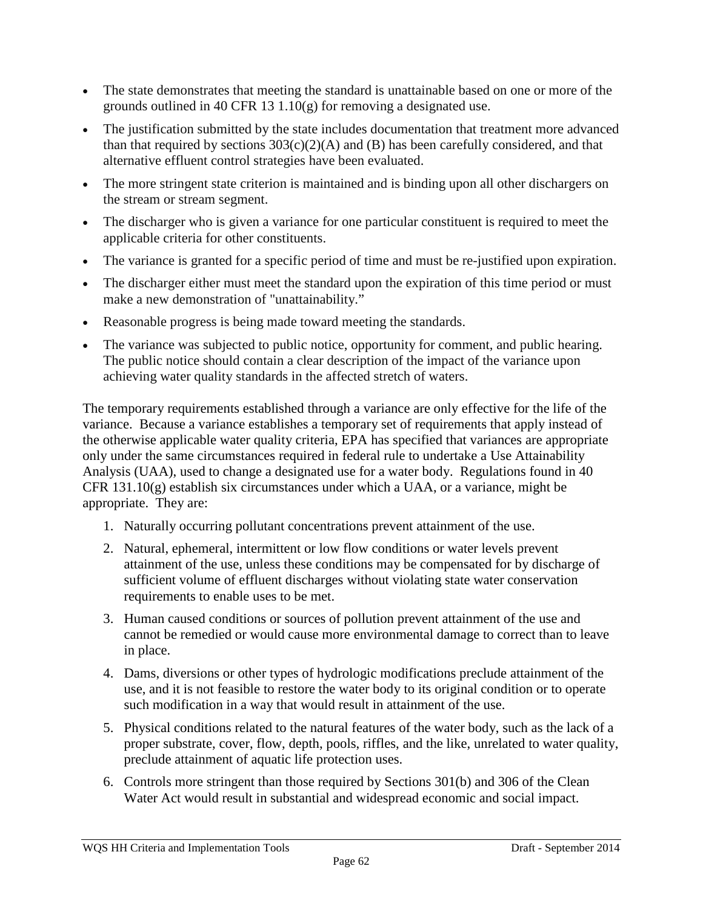- The state demonstrates that meeting the standard is unattainable based on one or more of the grounds outlined in 40 CFR 13 1.10(g) for removing a designated use.
- The justification submitted by the state includes documentation that treatment more advanced than that required by sections 303(c)(2)(A) and (B) has been carefully considered, and that alternative effluent control strategies have been evaluated.
- The more stringent state criterion is maintained and is binding upon all other dischargers on the stream or stream segment.
- The discharger who is given a variance for one particular constituent is required to meet the applicable criteria for other constituents.
- The variance is granted for a specific period of time and must be re-justified upon expiration.
- The discharger either must meet the standard upon the expiration of this time period or must make a new demonstration of "unattainability."
- Reasonable progress is being made toward meeting the standards.
- The variance was subjected to public notice, opportunity for comment, and public hearing. The public notice should contain a clear description of the impact of the variance upon achieving water quality standards in the affected stretch of waters.

The temporary requirements established through a variance are only effective for the life of the variance. Because a variance establishes a temporary set of requirements that apply instead of the otherwise applicable water quality criteria, EPA has specified that variances are appropriate only under the same circumstances required in federal rule to undertake a Use Attainability Analysis (UAA), used to change a designated use for a water body. Regulations found in 40 CFR 131.10(g) establish six circumstances under which a UAA, or a variance, might be appropriate. They are:

1. Naturally occurring pollutant concentrations prevent attainment of the use.
2. Natural, ephemeral, intermittent or low flow conditions or water levels prevent attainment of the use, unless these conditions may be compensated for by discharge of sufficient volume of effluent discharges without violating state water conservation requirements to enable uses to be met.
3. Human caused conditions or sources of pollution prevent attainment of the use and cannot be remedied or would cause more environmental damage to correct than to leave in place.
4. Dams, diversions or other types of hydrologic modifications preclude attainment of the use, and it is not feasible to restore the water body to its original condition or to operate such modification in a way that would result in attainment of the use.
5. Physical conditions related to the natural features of the water body, such as the lack of a proper substrate, cover, flow, depth, pools, riffles, and the like, unrelated to water quality, preclude attainment of aquatic life protection uses.
6. Controls more stringent than those required by Sections 301(b) and 306 of the Clean Water Act would result in substantial and widespread economic and social impact.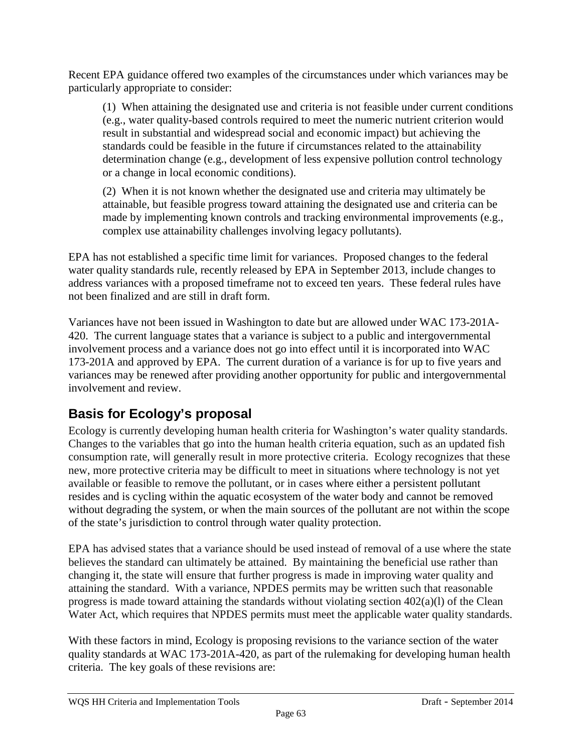Recent EPA guidance offered two examples of the circumstances under which variances may be particularly appropriate to consider:

> (1) When attaining the designated use and criteria is not feasible under current conditions (e.g., water quality-based controls required to meet the numeric nutrient criterion would result in substantial and widespread social and economic impact) but achieving the standards could be feasible in the future if circumstances related to the attainability determination change (e.g., development of less expensive pollution control technology or a change in local economic conditions).
>
> (2) When it is not known whether the designated use and criteria may ultimately be attainable, but feasible progress toward attaining the designated use and criteria can be made by implementing known controls and tracking environmental improvements (e.g., complex use attainability challenges involving legacy pollutants).

EPA has not established a specific time limit for variances. Proposed changes to the federal water quality standards rule, recently released by EPA in September 2013, include changes to address variances with a proposed timeframe not to exceed ten years. These federal rules have not been finalized and are still in draft form.

Variances have not been issued in Washington to date but are allowed under WAC 173-201A-420. The current language states that a variance is subject to a public and intergovernmental involvement process and a variance does not go into effect until it is incorporated into WAC 173-201A and approved by EPA. The current duration of a variance is for up to five years and variances may be renewed after providing another opportunity for public and intergovernmental involvement and review.

## Basis for Ecology's proposal

Ecology is currently developing human health criteria for Washington's water quality standards. Changes to the variables that go into the human health criteria equation, such as an updated fish consumption rate, will generally result in more protective criteria. Ecology recognizes that these new, more protective criteria may be difficult to meet in situations where technology is not yet available or feasible to remove the pollutant, or in cases where either a persistent pollutant resides and is cycling within the aquatic ecosystem of the water body and cannot be removed without degrading the system, or when the main sources of the pollutant are not within the scope of the state's jurisdiction to control through water quality protection.

EPA has advised states that a variance should be used instead of removal of a use where the state believes the standard can ultimately be attained. By maintaining the beneficial use rather than changing it, the state will ensure that further progress is made in improving water quality and attaining the standard. With a variance, NPDES permits may be written such that reasonable progress is made toward attaining the standards without violating section 402(a)(l) of the Clean Water Act, which requires that NPDES permits must meet the applicable water quality standards.

With these factors in mind, Ecology is proposing revisions to the variance section of the water quality standards at WAC 173-201A-420, as part of the rulemaking for developing human health criteria. The key goals of these revisions are: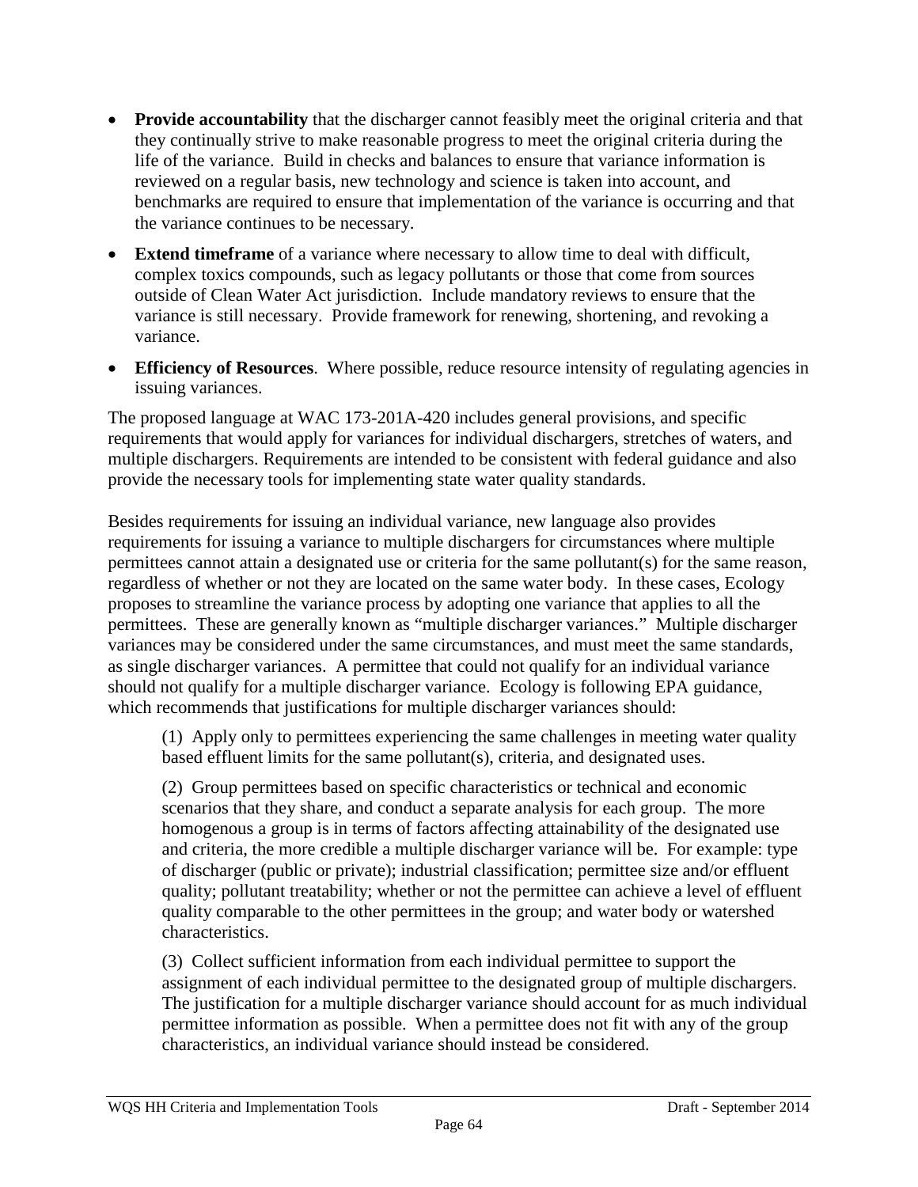- **Provide accountability** that the discharger cannot feasibly meet the original criteria and that they continually strive to make reasonable progress to meet the original criteria during the life of the variance. Build in checks and balances to ensure that variance information is reviewed on a regular basis, new technology and science is taken into account, and benchmarks are required to ensure that implementation of the variance is occurring and that the variance continues to be necessary.
- **Extend timeframe** of a variance where necessary to allow time to deal with difficult, complex toxics compounds, such as legacy pollutants or those that come from sources outside of Clean Water Act jurisdiction. Include mandatory reviews to ensure that the variance is still necessary. Provide framework for renewing, shortening, and revoking a variance.
- **Efficiency of Resources**. Where possible, reduce resource intensity of regulating agencies in issuing variances.

The proposed language at WAC 173-201A-420 includes general provisions, and specific requirements that would apply for variances for individual dischargers, stretches of waters, and multiple dischargers. Requirements are intended to be consistent with federal guidance and also provide the necessary tools for implementing state water quality standards.

Besides requirements for issuing an individual variance, new language also provides requirements for issuing a variance to multiple dischargers for circumstances where multiple permittees cannot attain a designated use or criteria for the same pollutant(s) for the same reason, regardless of whether or not they are located on the same water body. In these cases, Ecology proposes to streamline the variance process by adopting one variance that applies to all the permittees. These are generally known as "multiple discharger variances." Multiple discharger variances may be considered under the same circumstances, and must meet the same standards, as single discharger variances. A permittee that could not qualify for an individual variance should not qualify for a multiple discharger variance. Ecology is following EPA guidance, which recommends that justifications for multiple discharger variances should:

> (1) Apply only to permittees experiencing the same challenges in meeting water quality based effluent limits for the same pollutant(s), criteria, and designated uses.
>
> (2) Group permittees based on specific characteristics or technical and economic scenarios that they share, and conduct a separate analysis for each group. The more homogenous a group is in terms of factors affecting attainability of the designated use and criteria, the more credible a multiple discharger variance will be. For example: type of discharger (public or private); industrial classification; permittee size and/or effluent quality; pollutant treatability; whether or not the permittee can achieve a level of effluent quality comparable to the other permittees in the group; and water body or watershed characteristics.
>
> (3) Collect sufficient information from each individual permittee to support the assignment of each individual permittee to the designated group of multiple dischargers. The justification for a multiple discharger variance should account for as much individual permittee information as possible. When a permittee does not fit with any of the group characteristics, an individual variance should instead be considered.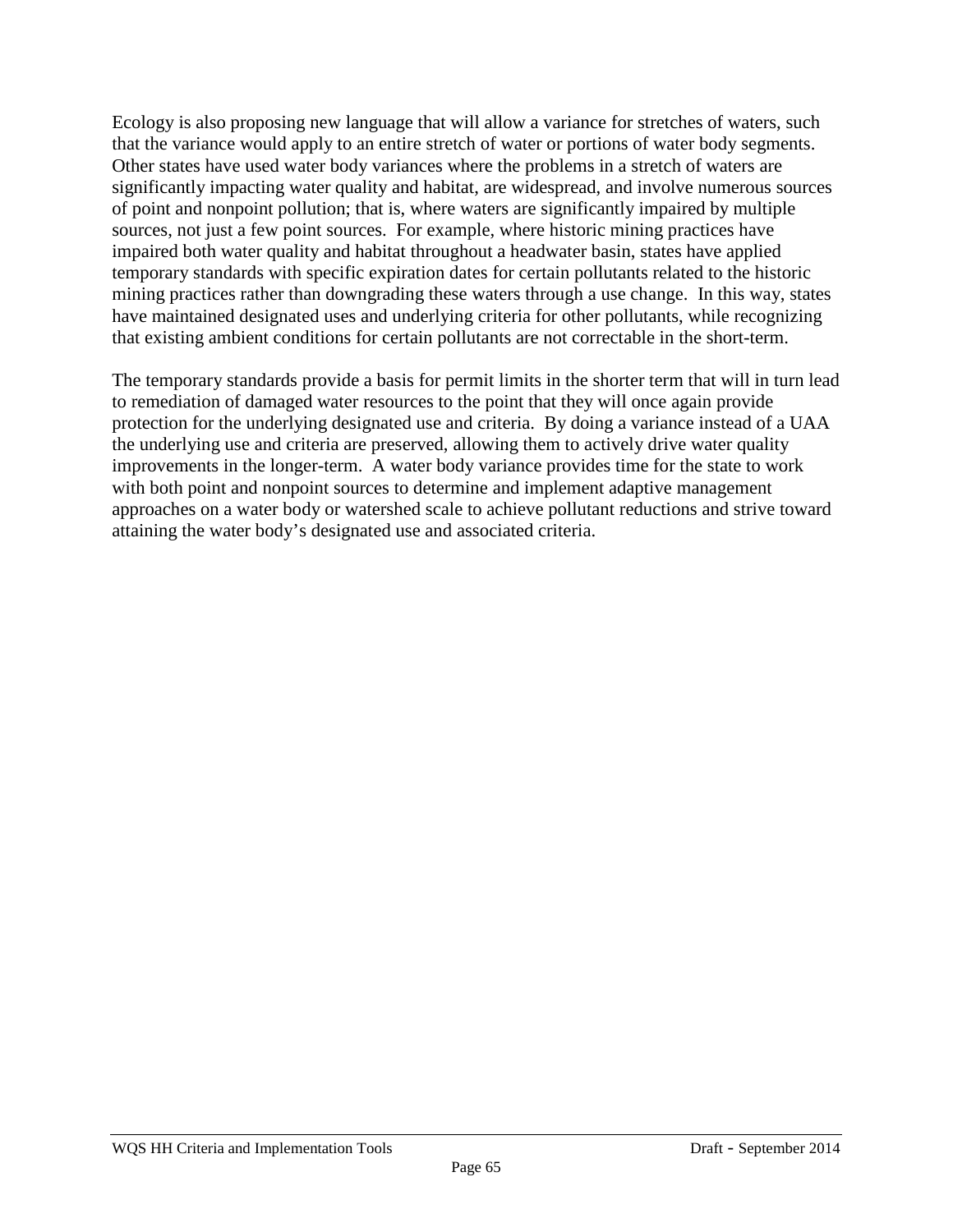Ecology is also proposing new language that will allow a variance for stretches of waters, such that the variance would apply to an entire stretch of water or portions of water body segments. Other states have used water body variances where the problems in a stretch of waters are significantly impacting water quality and habitat, are widespread, and involve numerous sources of point and nonpoint pollution; that is, where waters are significantly impaired by multiple sources, not just a few point sources. For example, where historic mining practices have impaired both water quality and habitat throughout a headwater basin, states have applied temporary standards with specific expiration dates for certain pollutants related to the historic mining practices rather than downgrading these waters through a use change. In this way, states have maintained designated uses and underlying criteria for other pollutants, while recognizing that existing ambient conditions for certain pollutants are not correctable in the short-term.

The temporary standards provide a basis for permit limits in the shorter term that will in turn lead to remediation of damaged water resources to the point that they will once again provide protection for the underlying designated use and criteria. By doing a variance instead of a UAA the underlying use and criteria are preserved, allowing them to actively drive water quality improvements in the longer-term. A water body variance provides time for the state to work with both point and nonpoint sources to determine and implement adaptive management approaches on a water body or watershed scale to achieve pollutant reductions and strive toward attaining the water body's designated use and associated criteria.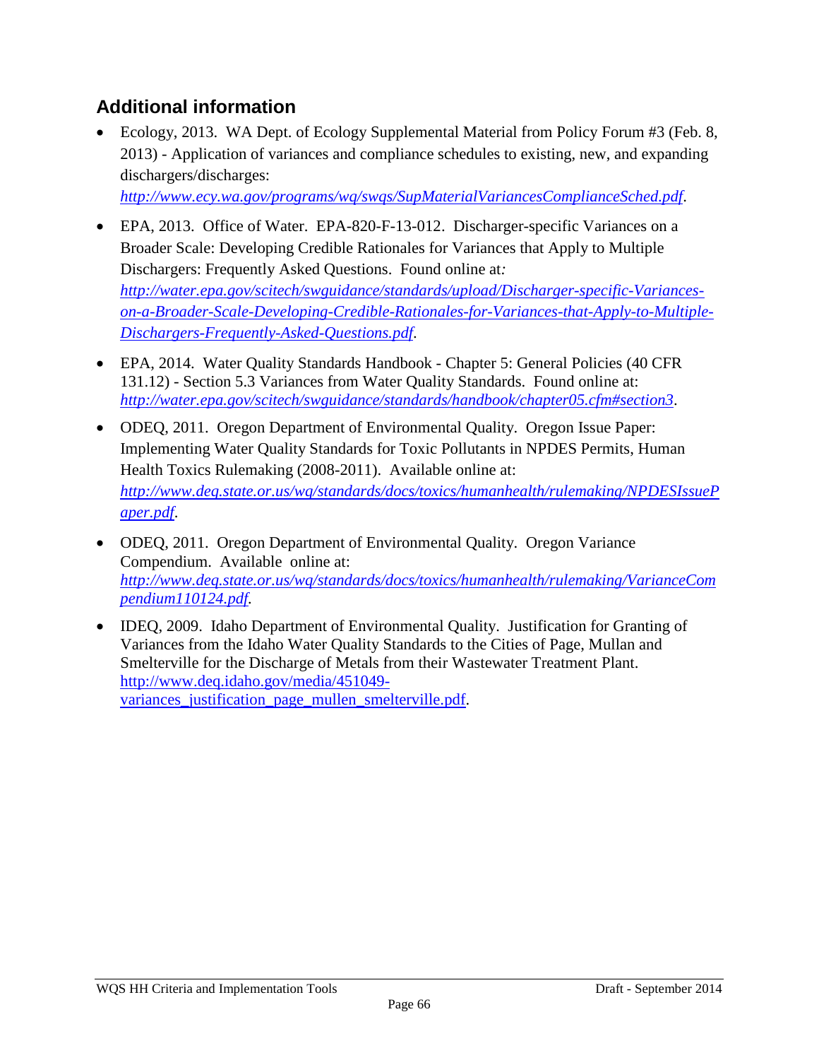## Additional information

- Ecology, 2013. WA Dept. of Ecology Supplemental Material from Policy Forum #3 (Feb. 8, 2013) - Application of variances and compliance schedules to existing, new, and expanding dischargers/discharges: *http://www.ecy.wa.gov/programs/wq/swqs/SupMaterialVariancesComplianceSched.pdf*.
- EPA, 2013. Office of Water. EPA-820-F-13-012. Discharger-specific Variances on a Broader Scale: Developing Credible Rationales for Variances that Apply to Multiple Dischargers: Frequently Asked Questions. Found online at: *http://water.epa.gov/scitech/swguidance/standards/upload/Discharger-specific-Variances-on-a-Broader-Scale-Developing-Credible-Rationales-for-Variances-that-Apply-to-Multiple-Dischargers-Frequently-Asked-Questions.pdf*.
- EPA, 2014. Water Quality Standards Handbook - Chapter 5: General Policies (40 CFR 131.12) - Section 5.3 Variances from Water Quality Standards. Found online at: *http://water.epa.gov/scitech/swguidance/standards/handbook/chapter05.cfm#section3*.
- ODEQ, 2011. Oregon Department of Environmental Quality. Oregon Issue Paper: Implementing Water Quality Standards for Toxic Pollutants in NPDES Permits, Human Health Toxics Rulemaking (2008-2011). Available online at: *http://www.deq.state.or.us/wq/standards/docs/toxics/humanhealth/rulemaking/NPDESIssuePaper.pdf*.
- ODEQ, 2011. Oregon Department of Environmental Quality. Oregon Variance Compendium. Available online at: *http://www.deq.state.or.us/wq/standards/docs/toxics/humanhealth/rulemaking/VarianceCompendium110124.pdf*.
- IDEQ, 2009. Idaho Department of Environmental Quality. Justification for Granting of Variances from the Idaho Water Quality Standards to the Cities of Page, Mullan and Smelterville for the Discharge of Metals from their Wastewater Treatment Plant. http://www.deq.idaho.gov/media/451049-variances_justification_page_mullen_smelterville.pdf.